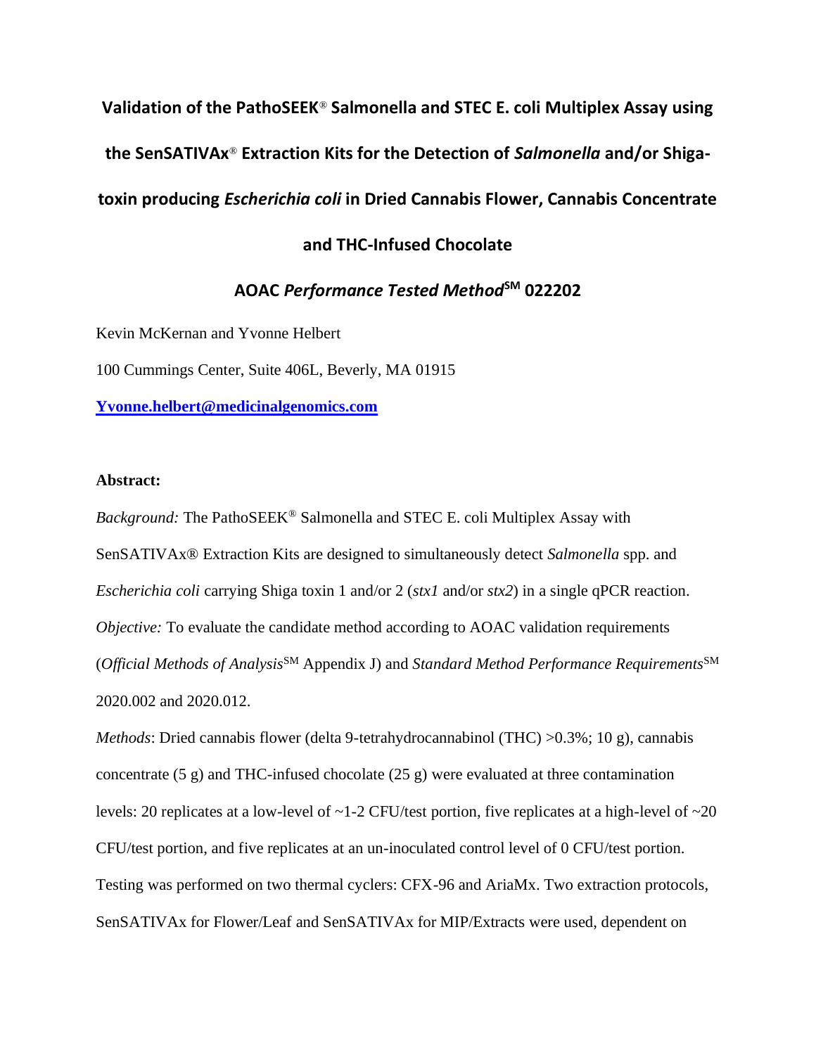# Validation of the PathoSEEK® Salmonella and STEC E. coli Multiplex Assay using the SenSATIVAx® Extraction Kits for the Detection of *Salmonella* and/or Shiga-toxin producing *Escherichia coli* in Dried Cannabis Flower, Cannabis Concentrate and THC-Infused Chocolate

## AOAC *Performance Tested Method*SM 022202

Kevin McKernan and Yvonne Helbert

100 Cummings Center, Suite 406L, Beverly, MA 01915

**Yvonne.helbert@medicinalgenomics.com**

**Abstract:**

*Background:* The PathoSEEK® Salmonella and STEC E. coli Multiplex Assay with SenSATIVAx® Extraction Kits are designed to simultaneously detect *Salmonella* spp. and *Escherichia coli* carrying Shiga toxin 1 and/or 2 (*stx1* and/or *stx2*) in a single qPCR reaction.

*Objective:* To evaluate the candidate method according to AOAC validation requirements (*Official Methods of Analysis*SM Appendix J) and *Standard Method Performance Requirements*SM 2020.002 and 2020.012.

*Methods*: Dried cannabis flower (delta 9-tetrahydrocannabinol (THC) >0.3%; 10 g), cannabis concentrate (5 g) and THC-infused chocolate (25 g) were evaluated at three contamination levels: 20 replicates at a low-level of ~1-2 CFU/test portion, five replicates at a high-level of ~20 CFU/test portion, and five replicates at an un-inoculated control level of 0 CFU/test portion. Testing was performed on two thermal cyclers: CFX-96 and AriaMx. Two extraction protocols, SenSATIVAx for Flower/Leaf and SenSATIVAx for MIP/Extracts were used, dependent on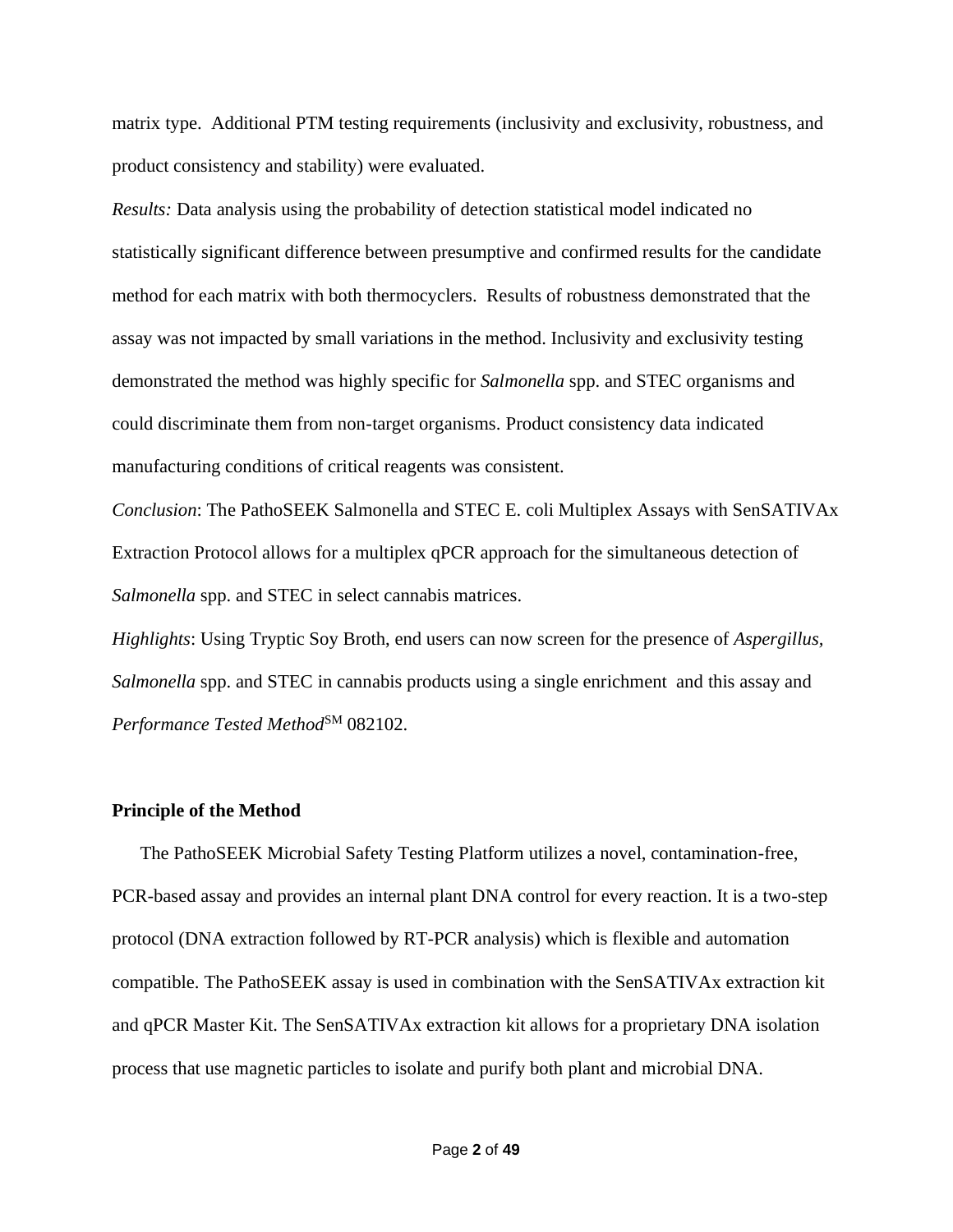matrix type. Additional PTM testing requirements (inclusivity and exclusivity, robustness, and product consistency and stability) were evaluated.

*Results:* Data analysis using the probability of detection statistical model indicated no statistically significant difference between presumptive and confirmed results for the candidate method for each matrix with both thermocyclers. Results of robustness demonstrated that the assay was not impacted by small variations in the method. Inclusivity and exclusivity testing demonstrated the method was highly specific for *Salmonella* spp. and STEC organisms and could discriminate them from non-target organisms. Product consistency data indicated manufacturing conditions of critical reagents was consistent.

*Conclusion*: The PathoSEEK Salmonella and STEC E. coli Multiplex Assays with SenSATIVAx Extraction Protocol allows for a multiplex qPCR approach for the simultaneous detection of *Salmonella* spp. and STEC in select cannabis matrices.

*Highlights*: Using Tryptic Soy Broth, end users can now screen for the presence of *Aspergillus, Salmonella* spp. and STEC in cannabis products using a single enrichment and this assay and *Performance Tested Method*SM 082102.

**Principle of the Method**

The PathoSEEK Microbial Safety Testing Platform utilizes a novel, contamination-free, PCR-based assay and provides an internal plant DNA control for every reaction. It is a two-step protocol (DNA extraction followed by RT-PCR analysis) which is flexible and automation compatible. The PathoSEEK assay is used in combination with the SenSATIVAx extraction kit and qPCR Master Kit. The SenSATIVAx extraction kit allows for a proprietary DNA isolation process that use magnetic particles to isolate and purify both plant and microbial DNA.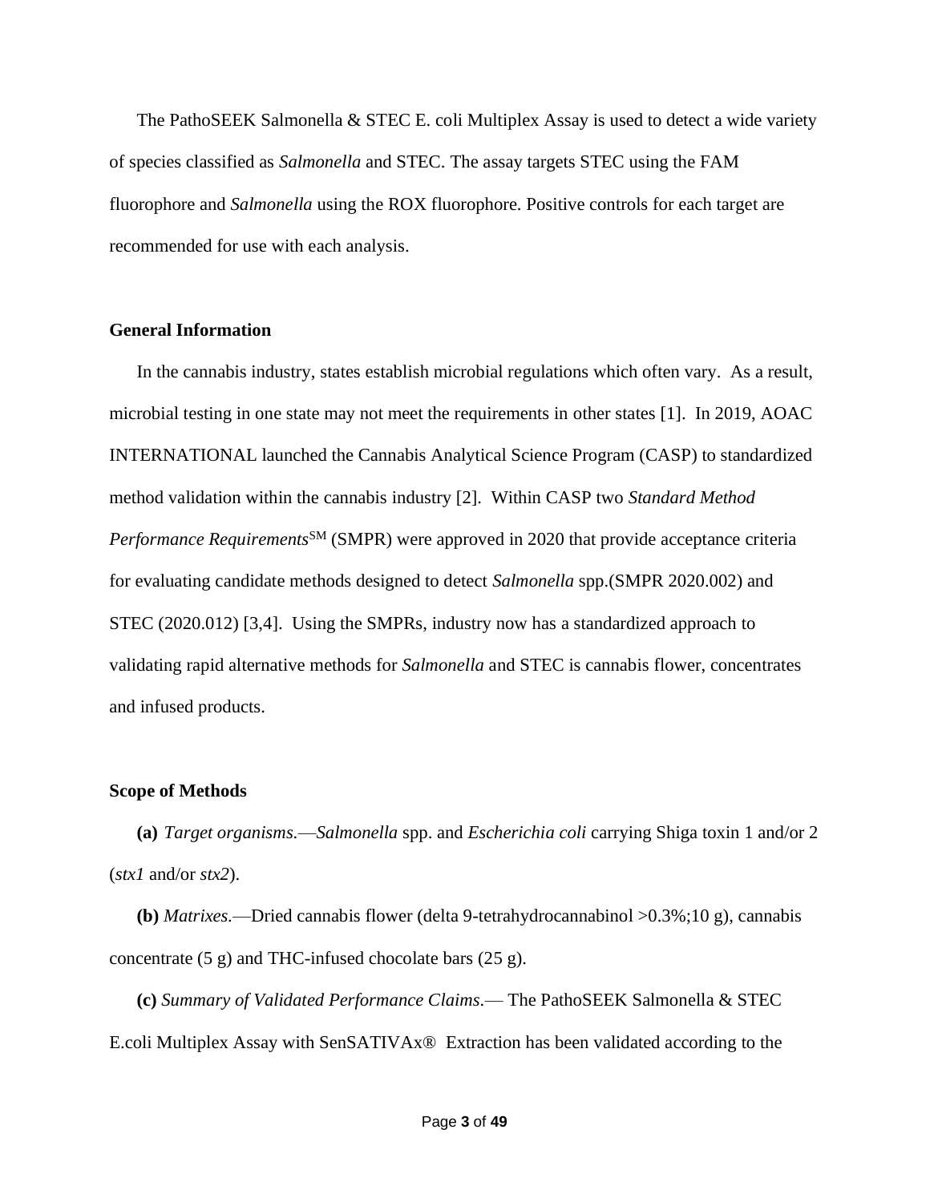The PathoSEEK Salmonella & STEC E. coli Multiplex Assay is used to detect a wide variety of species classified as *Salmonella* and STEC. The assay targets STEC using the FAM fluorophore and *Salmonella* using the ROX fluorophore. Positive controls for each target are recommended for use with each analysis.

## General Information

In the cannabis industry, states establish microbial regulations which often vary. As a result, microbial testing in one state may not meet the requirements in other states [1]. In 2019, AOAC INTERNATIONAL launched the Cannabis Analytical Science Program (CASP) to standardized method validation within the cannabis industry [2]. Within CASP two *Standard Method Performance Requirements*[SM] (SMPR) were approved in 2020 that provide acceptance criteria for evaluating candidate methods designed to detect *Salmonella* spp.(SMPR 2020.002) and STEC (2020.012) [3,4]. Using the SMPRs, industry now has a standardized approach to validating rapid alternative methods for *Salmonella* and STEC is cannabis flower, concentrates and infused products.

## Scope of Methods

**(a)** *Target organisms.*—*Salmonella* spp. and *Escherichia coli* carrying Shiga toxin 1 and/or 2 (*stx1* and/or *stx2*).

**(b)** *Matrixes.*—Dried cannabis flower (delta 9-tetrahydrocannabinol >0.3%;10 g), cannabis concentrate (5 g) and THC-infused chocolate bars (25 g).

**(c)** *Summary of Validated Performance Claims.*— The PathoSEEK Salmonella & STEC E.coli Multiplex Assay with SenSATIVAx® Extraction has been validated according to the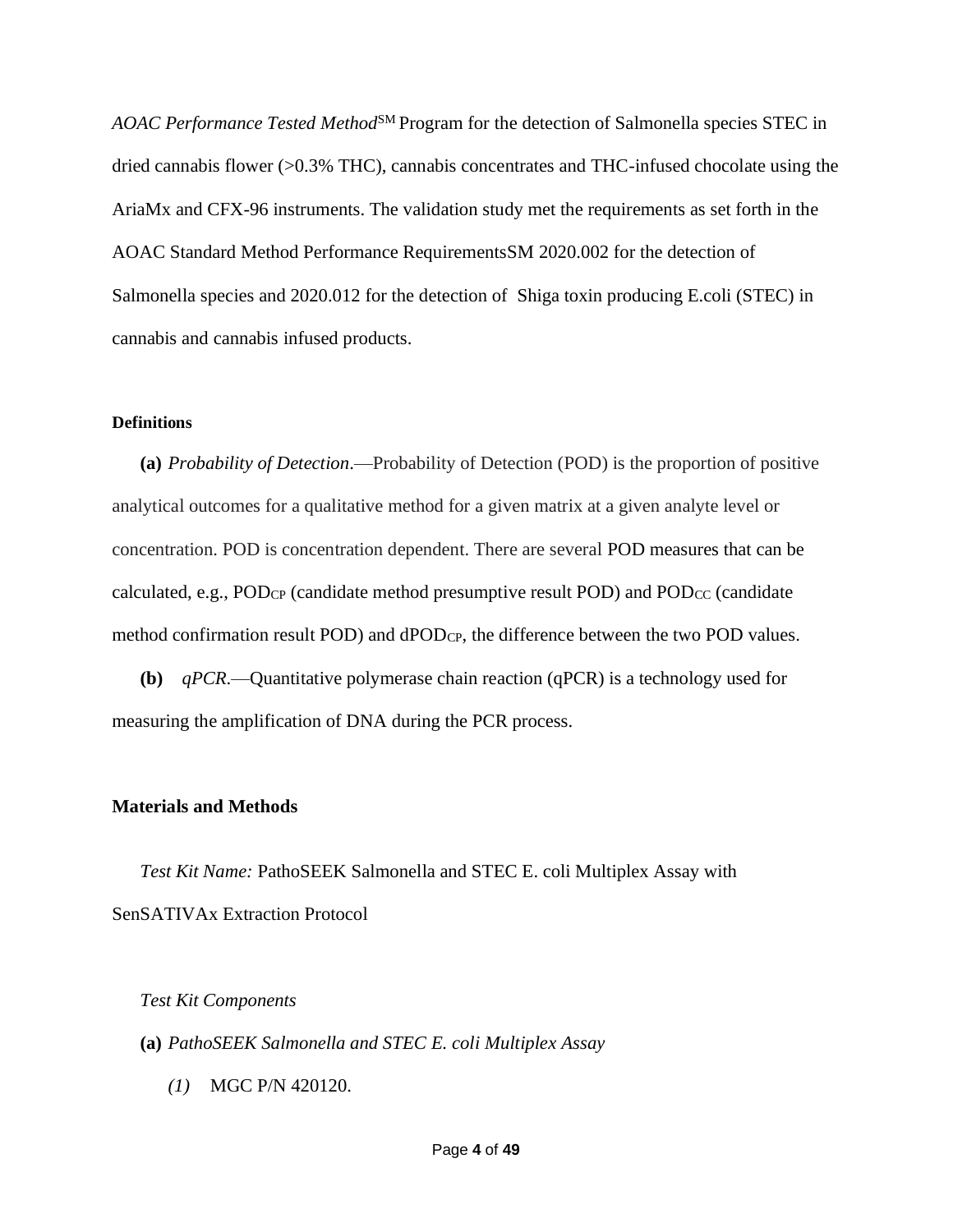*AOAC Performance Tested Method*SM Program for the detection of Salmonella species STEC in dried cannabis flower (>0.3% THC), cannabis concentrates and THC-infused chocolate using the AriaMx and CFX-96 instruments. The validation study met the requirements as set forth in the AOAC Standard Method Performance RequirementsSM 2020.002 for the detection of Salmonella species and 2020.012 for the detection of Shiga toxin producing E.coli (STEC) in cannabis and cannabis infused products.

**Definitions**

**(a)** *Probability of Detection*.—Probability of Detection (POD) is the proportion of positive analytical outcomes for a qualitative method for a given matrix at a given analyte level or concentration. POD is concentration dependent. There are several POD measures that can be calculated, e.g., $POD_{CP}$ (candidate method presumptive result POD) and $POD_{CC}$ (candidate method confirmation result POD) and $dPOD_{CP}$, the difference between the two POD values.

**(b)** *qPCR*.—Quantitative polymerase chain reaction (qPCR) is a technology used for measuring the amplification of DNA during the PCR process.

**Materials and Methods**

*Test Kit Name:* PathoSEEK Salmonella and STEC E. coli Multiplex Assay with SenSATIVAx Extraction Protocol

*Test Kit Components*

**(a)** *PathoSEEK Salmonella and STEC E. coli Multiplex Assay*

*(1)* MGC P/N 420120.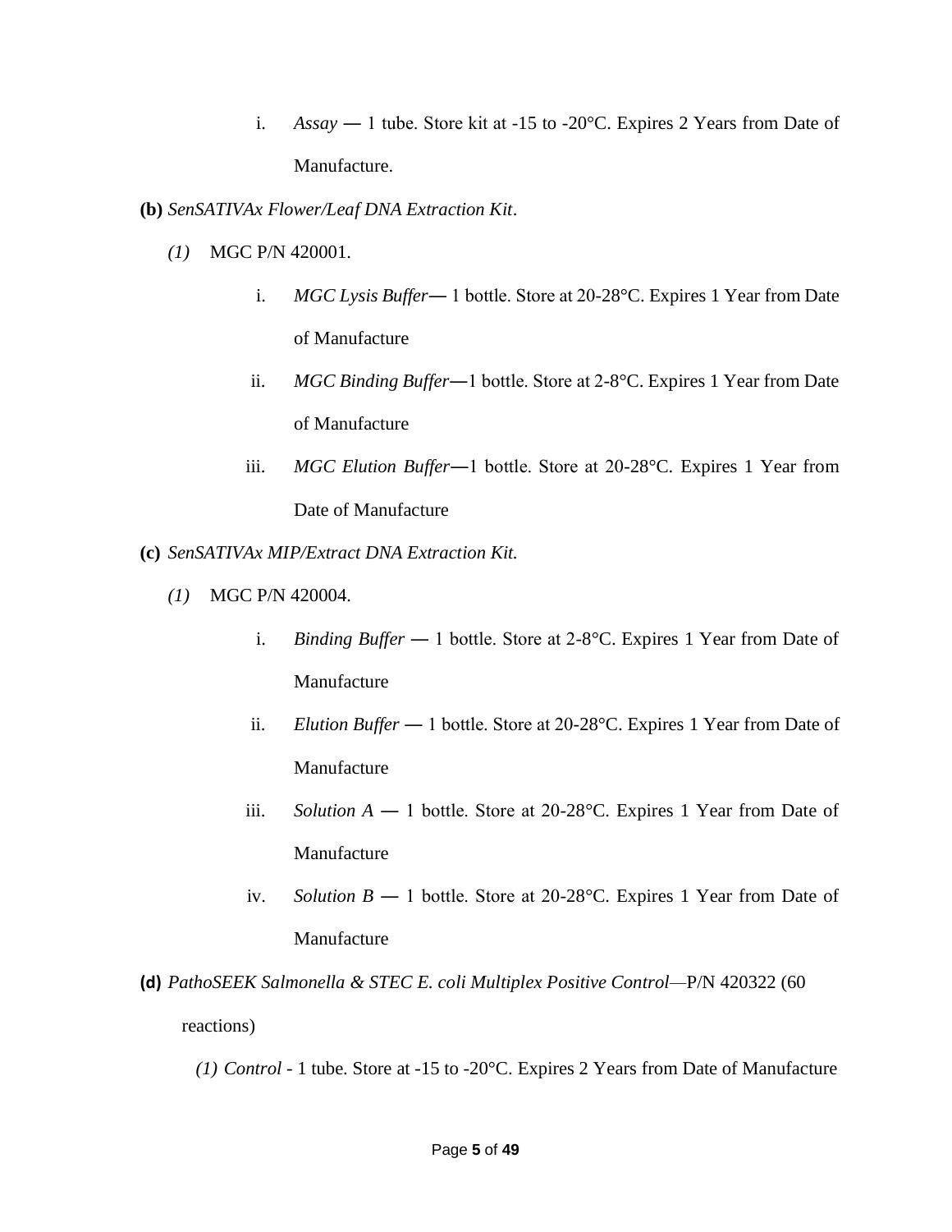i. *Assay* — 1 tube. Store kit at -15 to -20°C. Expires 2 Years from Date of Manufacture.

**(b)** *SenSATIVAx Flower/Leaf DNA Extraction Kit*.

*(1)* MGC P/N 420001.

i. *MGC Lysis Buffer*— 1 bottle. Store at 20-28°C. Expires 1 Year from Date of Manufacture

ii. *MGC Binding Buffer*—1 bottle. Store at 2-8°C. Expires 1 Year from Date of Manufacture

iii. *MGC Elution Buffer*—1 bottle. Store at 20-28°C. Expires 1 Year from Date of Manufacture

**(c)** *SenSATIVAx MIP/Extract DNA Extraction Kit.*

*(1)* MGC P/N 420004.

i. *Binding Buffer* — 1 bottle. Store at 2-8°C. Expires 1 Year from Date of Manufacture

ii. *Elution Buffer* — 1 bottle. Store at 20-28°C. Expires 1 Year from Date of Manufacture

iii. *Solution A* — 1 bottle. Store at 20-28°C. Expires 1 Year from Date of Manufacture

iv. *Solution B* — 1 bottle. Store at 20-28°C. Expires 1 Year from Date of Manufacture

**(d)** *PathoSEEK Salmonella & STEC E. coli Multiplex Positive Control*—P/N 420322 (60 reactions)

*(1) Control* - 1 tube. Store at -15 to -20°C. Expires 2 Years from Date of Manufacture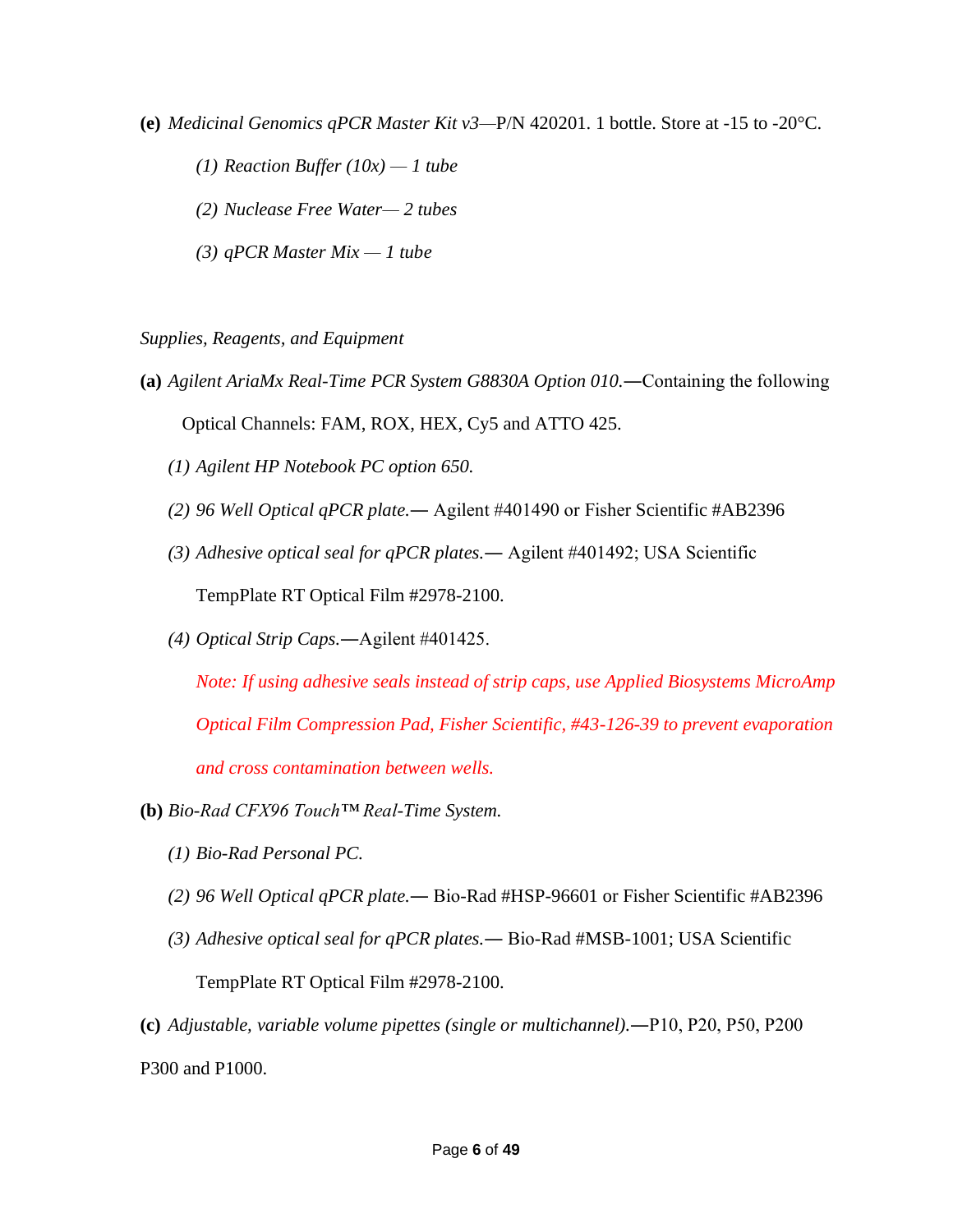**(e)** *Medicinal Genomics qPCR Master Kit v3*—P/N 420201. 1 bottle. Store at -15 to -20°C.

*(1) Reaction Buffer (10x) — 1 tube*

*(2) Nuclease Free Water— 2 tubes*

*(3) qPCR Master Mix — 1 tube*

*Supplies, Reagents, and Equipment*

**(a)** *Agilent AriaMx Real-Time PCR System G8830A Option 010.*—Containing the following Optical Channels: FAM, ROX, HEX, Cy5 and ATTO 425.

*(1) Agilent HP Notebook PC option 650.*

*(2) 96 Well Optical qPCR plate.*— Agilent #401490 or Fisher Scientific #AB2396

*(3) Adhesive optical seal for qPCR plates.*— Agilent #401492; USA Scientific TempPlate RT Optical Film #2978-2100.

*(4) Optical Strip Caps.*—Agilent #401425.

*Note: If using adhesive seals instead of strip caps, use Applied Biosystems MicroAmp Optical Film Compression Pad, Fisher Scientific, #43-126-39 to prevent evaporation and cross contamination between wells.*

**(b)** *Bio-Rad CFX96 Touch™ Real-Time System.*

*(1) Bio-Rad Personal PC.*

*(2) 96 Well Optical qPCR plate.*— Bio-Rad #HSP-96601 or Fisher Scientific #AB2396

*(3) Adhesive optical seal for qPCR plates.*— Bio-Rad #MSB-1001; USA Scientific TempPlate RT Optical Film #2978-2100.

**(c)** *Adjustable, variable volume pipettes (single or multichannel).*—P10, P20, P50, P200 P300 and P1000.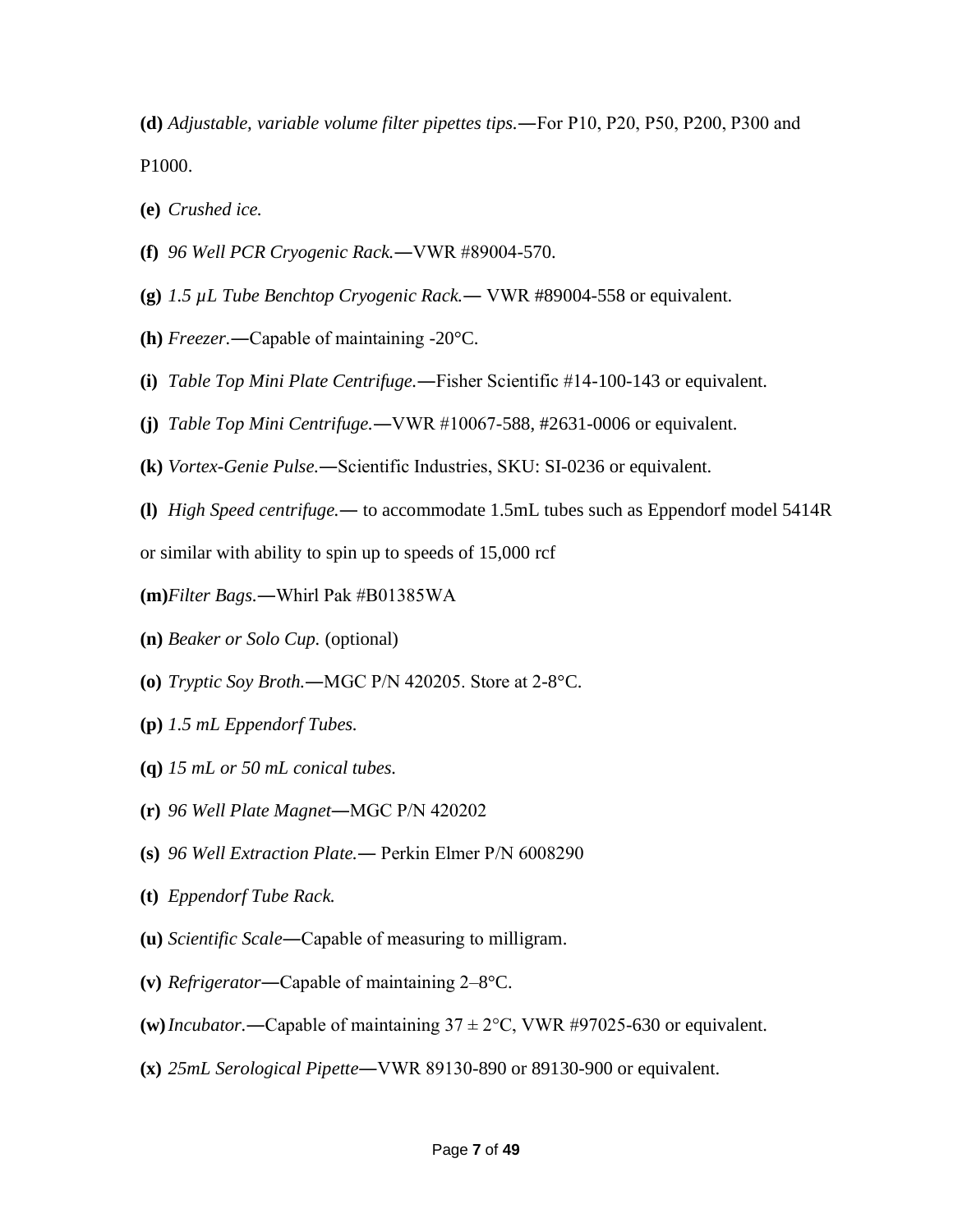**(d)** *Adjustable, variable volume filter pipettes tips.*—For P10, P20, P50, P200, P300 and P1000.

**(e)** *Crushed ice.*

**(f)** *96 Well PCR Cryogenic Rack.*—VWR #89004-570.

**(g)** *1.5 µL Tube Benchtop Cryogenic Rack.*— VWR #89004-558 or equivalent.

**(h)** *Freezer.*—Capable of maintaining -20°C.

**(i)** *Table Top Mini Plate Centrifuge.*—Fisher Scientific #14-100-143 or equivalent.

**(j)** *Table Top Mini Centrifuge.*—VWR #10067-588, #2631-0006 or equivalent.

**(k)** *Vortex-Genie Pulse.*—Scientific Industries, SKU: SI-0236 or equivalent.

**(l)** *High Speed centrifuge.*— to accommodate 1.5mL tubes such as Eppendorf model 5414R or similar with ability to spin up to speeds of 15,000 rcf

**(m)** *Filter Bags.*—Whirl Pak #B01385WA

**(n)** *Beaker or Solo Cup.* (optional)

**(o)** *Tryptic Soy Broth.*—MGC P/N 420205. Store at 2-8°C.

**(p)** *1.5 mL Eppendorf Tubes.*

**(q)** *15 mL or 50 mL conical tubes.*

**(r)** *96 Well Plate Magnet*—MGC P/N 420202

**(s)** *96 Well Extraction Plate.*— Perkin Elmer P/N 6008290

**(t)** *Eppendorf Tube Rack.*

**(u)** *Scientific Scale*—Capable of measuring to milligram.

**(v)** *Refrigerator*—Capable of maintaining 2–8°C.

**(w)** *Incubator.*—Capable of maintaining 37 ± 2°C, VWR #97025-630 or equivalent.

**(x)** *25mL Serological Pipette*—VWR 89130-890 or 89130-900 or equivalent.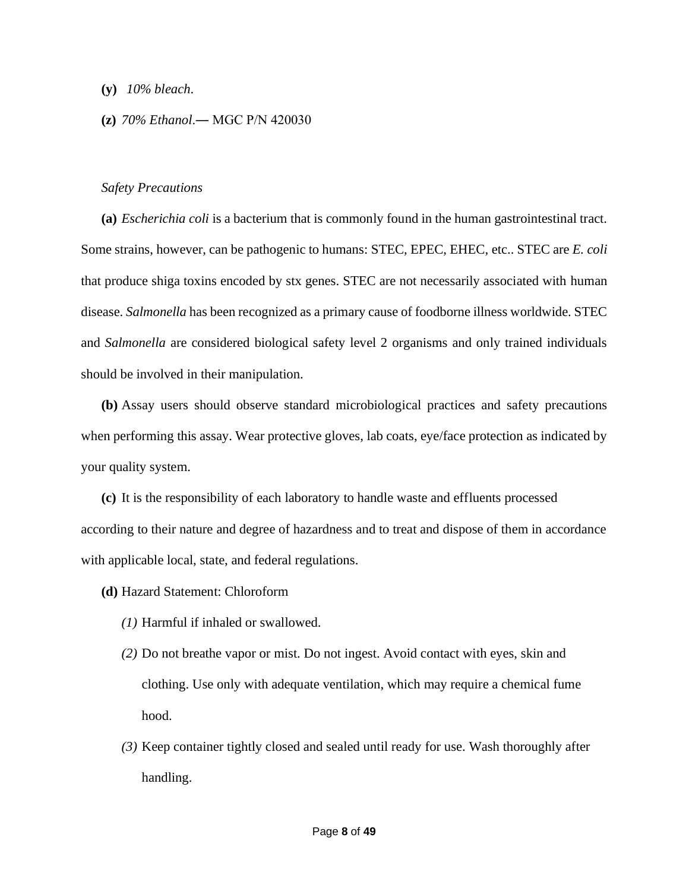**(y)** *10% bleach.*

**(z)** *70% Ethanol.*— MGC P/N 420030

*Safety Precautions*

**(a)** *Escherichia coli* is a bacterium that is commonly found in the human gastrointestinal tract. Some strains, however, can be pathogenic to humans: STEC, EPEC, EHEC, etc.. STEC are *E. coli* that produce shiga toxins encoded by stx genes. STEC are not necessarily associated with human disease. *Salmonella* has been recognized as a primary cause of foodborne illness worldwide. STEC and *Salmonella* are considered biological safety level 2 organisms and only trained individuals should be involved in their manipulation.

**(b)** Assay users should observe standard microbiological practices and safety precautions when performing this assay. Wear protective gloves, lab coats, eye/face protection as indicated by your quality system.

**(c)** It is the responsibility of each laboratory to handle waste and effluents processed according to their nature and degree of hazardness and to treat and dispose of them in accordance with applicable local, state, and federal regulations.

**(d)** Hazard Statement: Chloroform

*(1)* Harmful if inhaled or swallowed.

*(2)* Do not breathe vapor or mist. Do not ingest. Avoid contact with eyes, skin and clothing. Use only with adequate ventilation, which may require a chemical fume hood.

*(3)* Keep container tightly closed and sealed until ready for use. Wash thoroughly after handling.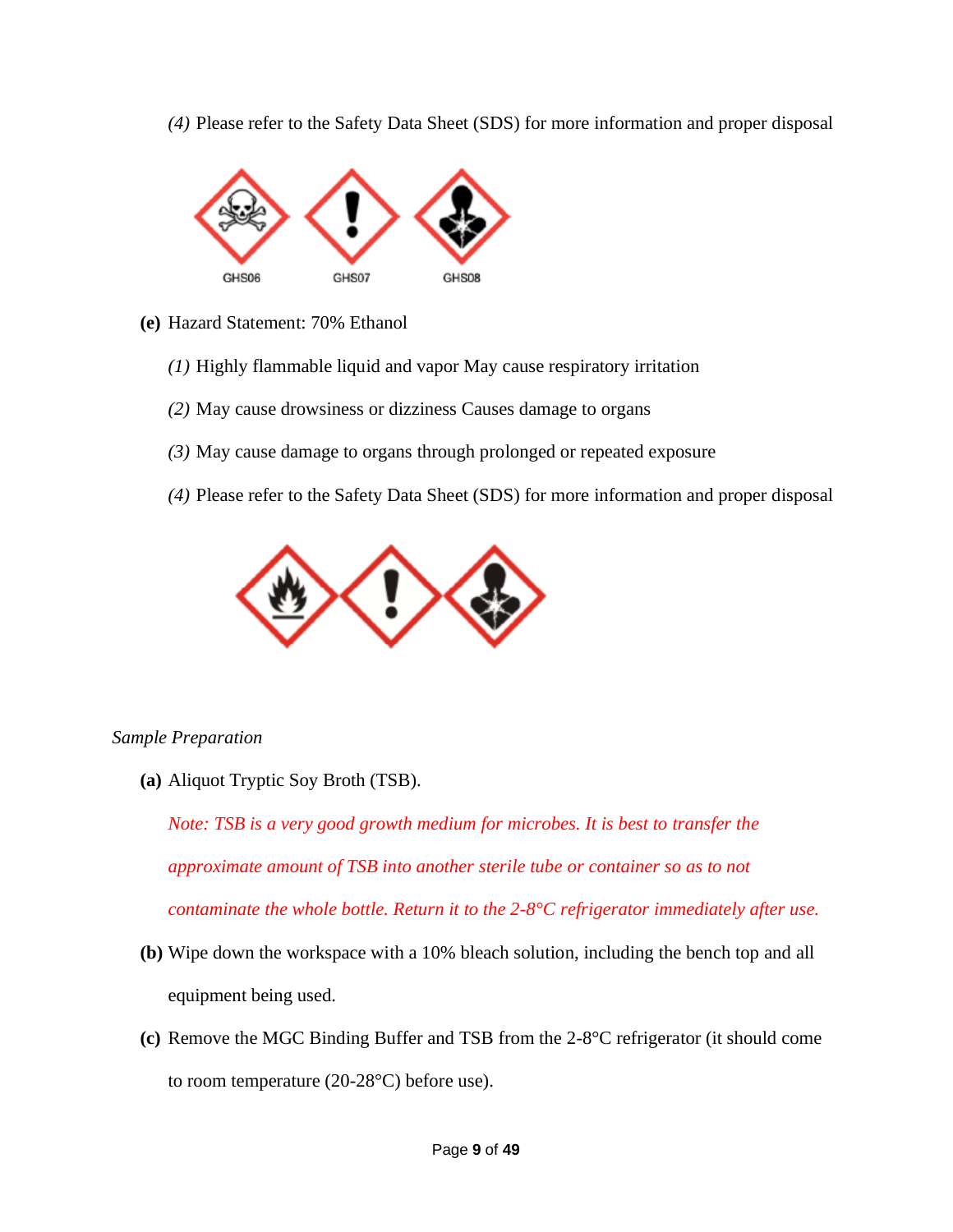*(4)* Please refer to the Safety Data Sheet (SDS) for more information and proper disposal

GHS06 GHS07 GHS08

**(e)** Hazard Statement: 70% Ethanol

*(1)* Highly flammable liquid and vapor May cause respiratory irritation

*(2)* May cause drowsiness or dizziness Causes damage to organs

*(3)* May cause damage to organs through prolonged or repeated exposure

*(4)* Please refer to the Safety Data Sheet (SDS) for more information and proper disposal

*Sample Preparation*

**(a)** Aliquot Tryptic Soy Broth (TSB).

*Note: TSB is a very good growth medium for microbes. It is best to transfer the approximate amount of TSB into another sterile tube or container so as to not contaminate the whole bottle. Return it to the 2-8°C refrigerator immediately after use.*

**(b)** Wipe down the workspace with a 10% bleach solution, including the bench top and all equipment being used.

**(c)** Remove the MGC Binding Buffer and TSB from the 2-8°C refrigerator (it should come to room temperature (20-28°C) before use).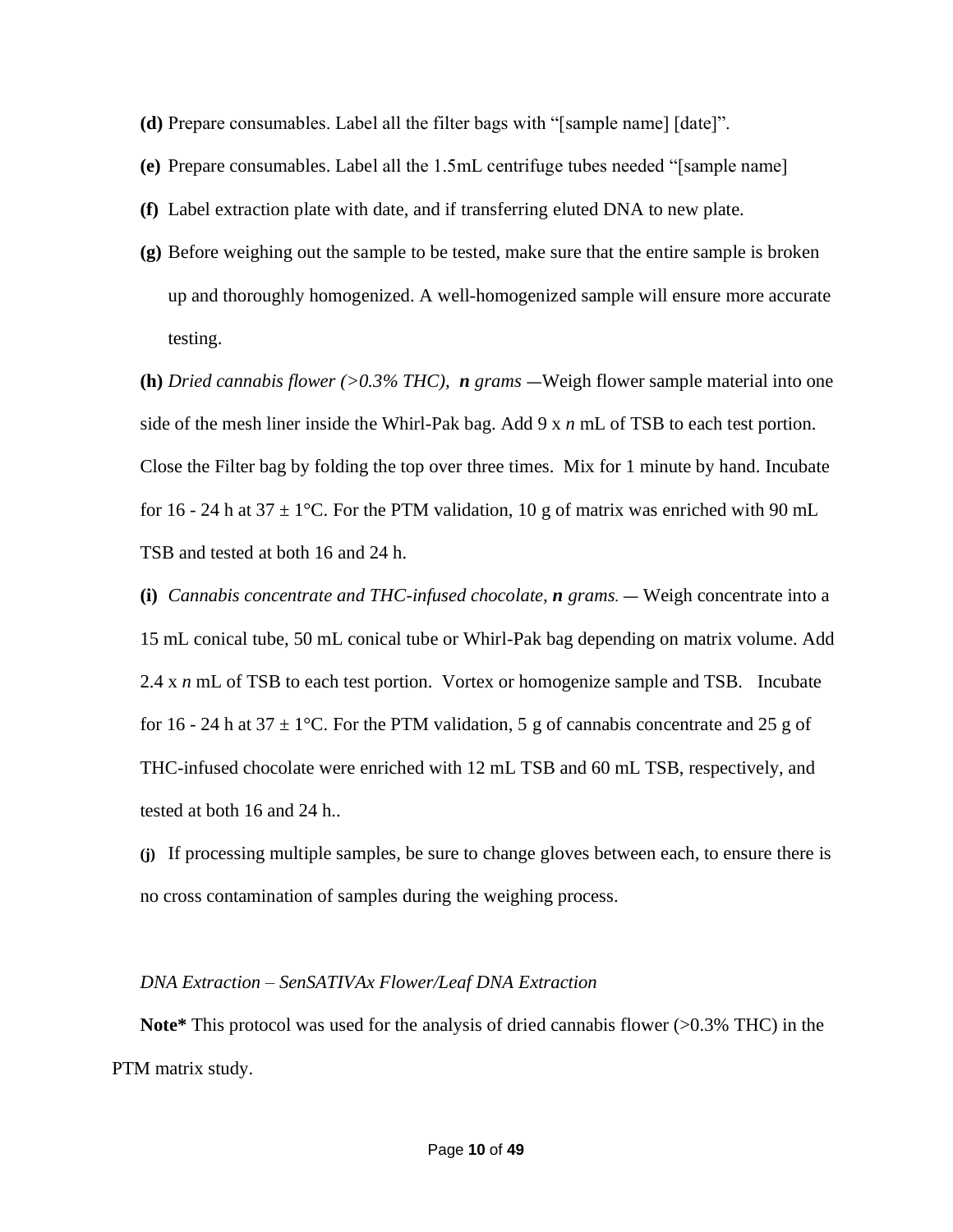**(d)** Prepare consumables. Label all the filter bags with "[sample name] [date]".

**(e)** Prepare consumables. Label all the 1.5mL centrifuge tubes needed "[sample name]

**(f)** Label extraction plate with date, and if transferring eluted DNA to new plate.

**(g)** Before weighing out the sample to be tested, make sure that the entire sample is broken up and thoroughly homogenized. A well-homogenized sample will ensure more accurate testing.

**(h)** *Dried cannabis flower (>0.3% THC),* ***n*** *grams* —Weigh flower sample material into one side of the mesh liner inside the Whirl-Pak bag. Add 9 x *n* mL of TSB to each test portion. Close the Filter bag by folding the top over three times. Mix for 1 minute by hand. Incubate for 16 - 24 h at 37 ± 1°C. For the PTM validation, 10 g of matrix was enriched with 90 mL TSB and tested at both 16 and 24 h.

**(i)** *Cannabis concentrate and THC-infused chocolate,* ***n*** *grams.* — Weigh concentrate into a 15 mL conical tube, 50 mL conical tube or Whirl-Pak bag depending on matrix volume. Add 2.4 x *n* mL of TSB to each test portion. Vortex or homogenize sample and TSB. Incubate for 16 - 24 h at 37 ± 1°C. For the PTM validation, 5 g of cannabis concentrate and 25 g of THC-infused chocolate were enriched with 12 mL TSB and 60 mL TSB, respectively, and tested at both 16 and 24 h..

**(j)** If processing multiple samples, be sure to change gloves between each, to ensure there is no cross contamination of samples during the weighing process.

*DNA Extraction – SenSATIVAx Flower/Leaf DNA Extraction*

**Note*** This protocol was used for the analysis of dried cannabis flower (>0.3% THC) in the PTM matrix study.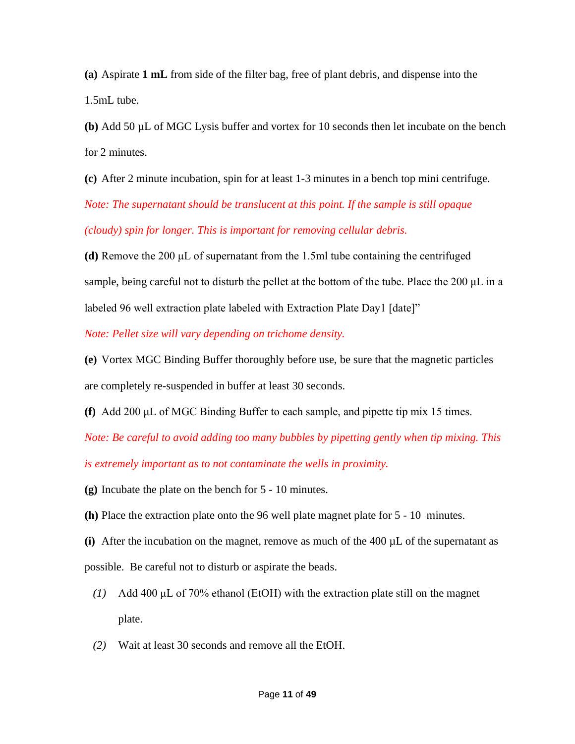**(a)** Aspirate **1 mL** from side of the filter bag, free of plant debris, and dispense into the 1.5mL tube.

**(b)** Add 50 µL of MGC Lysis buffer and vortex for 10 seconds then let incubate on the bench for 2 minutes.

**(c)** After 2 minute incubation, spin for at least 1-3 minutes in a bench top mini centrifuge.

*Note: The supernatant should be translucent at this point. If the sample is still opaque (cloudy) spin for longer. This is important for removing cellular debris.*

**(d)** Remove the 200 µL of supernatant from the 1.5ml tube containing the centrifuged sample, being careful not to disturb the pellet at the bottom of the tube. Place the 200 µL in a labeled 96 well extraction plate labeled with Extraction Plate Day1 [date]"

*Note: Pellet size will vary depending on trichome density.*

**(e)** Vortex MGC Binding Buffer thoroughly before use, be sure that the magnetic particles are completely re-suspended in buffer at least 30 seconds.

**(f)** Add 200 µL of MGC Binding Buffer to each sample, and pipette tip mix 15 times.

*Note: Be careful to avoid adding too many bubbles by pipetting gently when tip mixing. This is extremely important as to not contaminate the wells in proximity.*

**(g)** Incubate the plate on the bench for 5 - 10 minutes.

**(h)** Place the extraction plate onto the 96 well plate magnet plate for 5 - 10 minutes.

**(i)** After the incubation on the magnet, remove as much of the 400 µL of the supernatant as possible. Be careful not to disturb or aspirate the beads.

*(1)* Add 400 µL of 70% ethanol (EtOH) with the extraction plate still on the magnet plate.

*(2)* Wait at least 30 seconds and remove all the EtOH.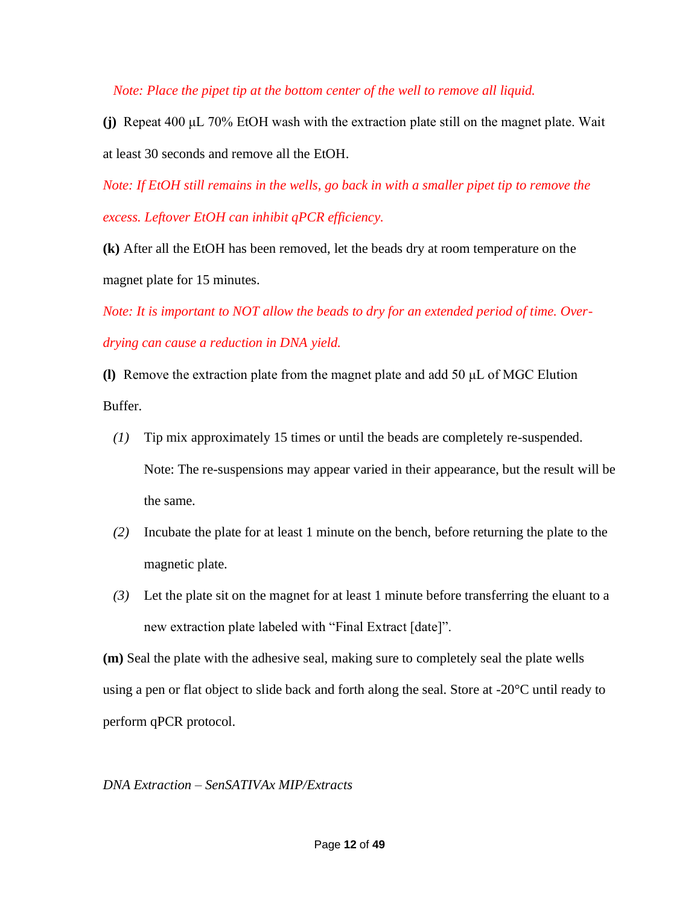*Note: Place the pipet tip at the bottom center of the well to remove all liquid.*

**(j)** Repeat 400 μL 70% EtOH wash with the extraction plate still on the magnet plate. Wait at least 30 seconds and remove all the EtOH.

*Note: If EtOH still remains in the wells, go back in with a smaller pipet tip to remove the excess. Leftover EtOH can inhibit qPCR efficiency.*

**(k)** After all the EtOH has been removed, let the beads dry at room temperature on the magnet plate for 15 minutes.

*Note: It is important to NOT allow the beads to dry for an extended period of time. Over-drying can cause a reduction in DNA yield.*

**(l)** Remove the extraction plate from the magnet plate and add 50 μL of MGC Elution Buffer.

*(1)* Tip mix approximately 15 times or until the beads are completely re-suspended. Note: The re-suspensions may appear varied in their appearance, but the result will be the same.

*(2)* Incubate the plate for at least 1 minute on the bench, before returning the plate to the magnetic plate.

*(3)* Let the plate sit on the magnet for at least 1 minute before transferring the eluant to a new extraction plate labeled with "Final Extract [date]".

**(m)** Seal the plate with the adhesive seal, making sure to completely seal the plate wells using a pen or flat object to slide back and forth along the seal. Store at -20°C until ready to perform qPCR protocol.

*DNA Extraction – SenSATIVAx MIP/Extracts*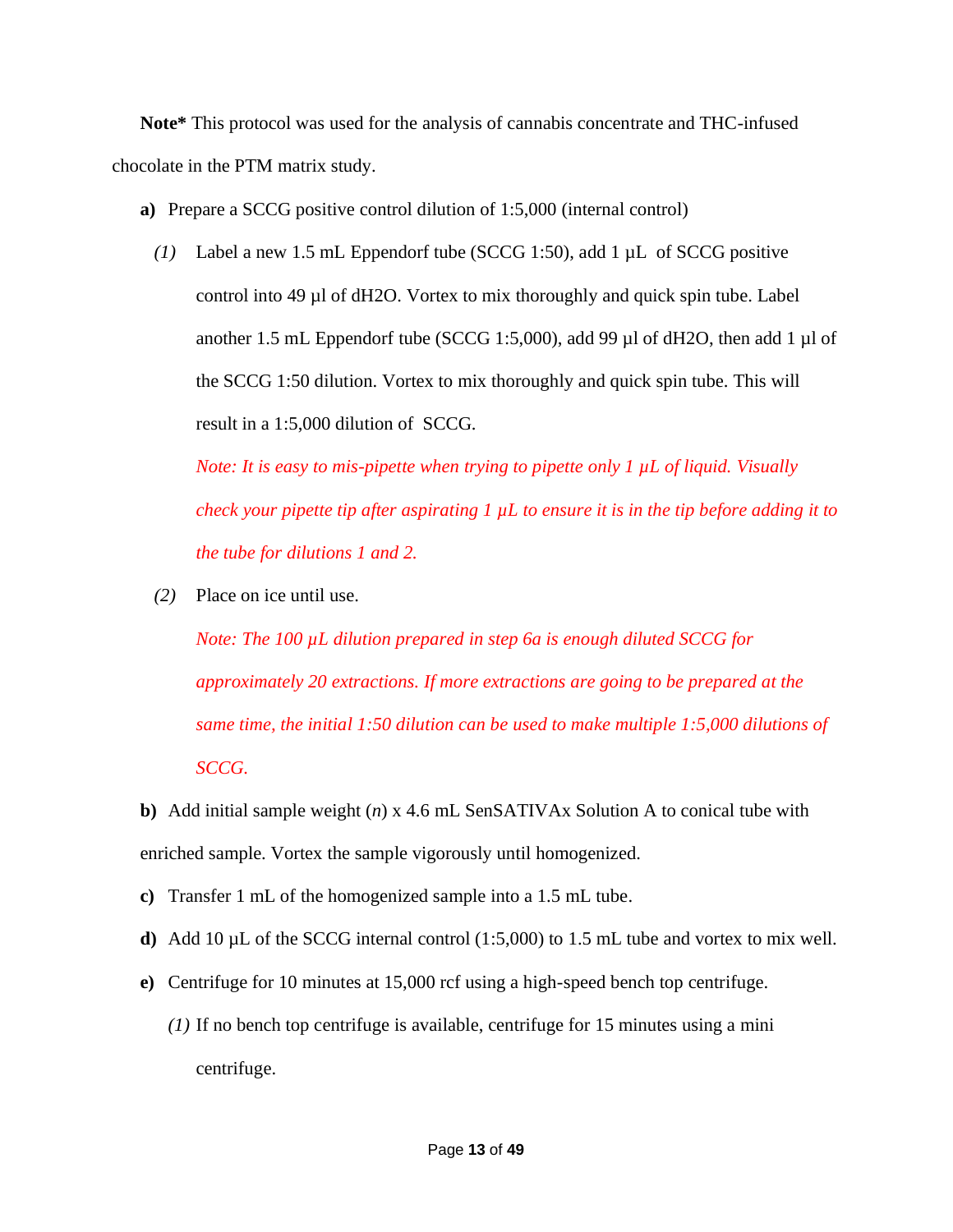**Note*** This protocol was used for the analysis of cannabis concentrate and THC-infused chocolate in the PTM matrix study.

**a)** Prepare a SCCG positive control dilution of 1:5,000 (internal control)

*(1)* Label a new 1.5 mL Eppendorf tube (SCCG 1:50), add 1 µL of SCCG positive control into 49 µl of dH2O. Vortex to mix thoroughly and quick spin tube. Label another 1.5 mL Eppendorf tube (SCCG 1:5,000), add 99 µl of dH2O, then add 1 µl of the SCCG 1:50 dilution. Vortex to mix thoroughly and quick spin tube. This will result in a 1:5,000 dilution of SCCG.

*Note: It is easy to mis-pipette when trying to pipette only 1 µL of liquid. Visually check your pipette tip after aspirating 1 µL to ensure it is in the tip before adding it to the tube for dilutions 1 and 2.*

*(2)* Place on ice until use.

*Note: The 100 µL dilution prepared in step 6a is enough diluted SCCG for approximately 20 extractions. If more extractions are going to be prepared at the same time, the initial 1:50 dilution can be used to make multiple 1:5,000 dilutions of SCCG.*

**b)** Add initial sample weight (*n*) x 4.6 mL SenSATIVAx Solution A to conical tube with enriched sample. Vortex the sample vigorously until homogenized.

**c)** Transfer 1 mL of the homogenized sample into a 1.5 mL tube.

**d)** Add 10 µL of the SCCG internal control (1:5,000) to 1.5 mL tube and vortex to mix well.

**e)** Centrifuge for 10 minutes at 15,000 rcf using a high-speed bench top centrifuge.

*(1)* If no bench top centrifuge is available, centrifuge for 15 minutes using a mini centrifuge.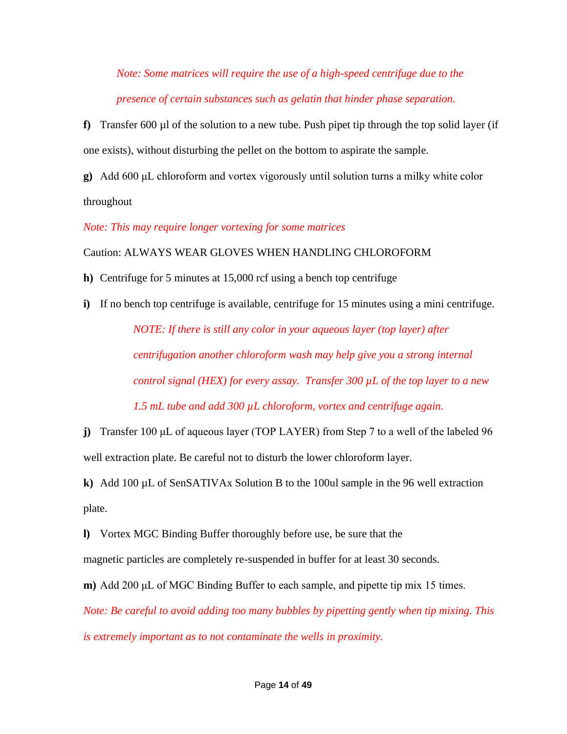*Note: Some matrices will require the use of a high-speed centrifuge due to the presence of certain substances such as gelatin that hinder phase separation.*

**f)** Transfer 600 µl of the solution to a new tube. Push pipet tip through the top solid layer (if one exists), without disturbing the pellet on the bottom to aspirate the sample.

**g)** Add 600 µL chloroform and vortex vigorously until solution turns a milky white color throughout

*Note: This may require longer vortexing for some matrices*

Caution: ALWAYS WEAR GLOVES WHEN HANDLING CHLOROFORM

**h)** Centrifuge for 5 minutes at 15,000 rcf using a bench top centrifuge

**i)** If no bench top centrifuge is available, centrifuge for 15 minutes using a mini centrifuge.

*NOTE: If there is still any color in your aqueous layer (top layer) after centrifugation another chloroform wash may help give you a strong internal control signal (HEX) for every assay. Transfer 300 µL of the top layer to a new 1.5 mL tube and add 300 µL chloroform, vortex and centrifuge again.*

**j)** Transfer 100 µL of aqueous layer (TOP LAYER) from Step 7 to a well of the labeled 96 well extraction plate. Be careful not to disturb the lower chloroform layer.

**k)** Add 100 µL of SenSATIVAx Solution B to the 100ul sample in the 96 well extraction plate.

**l)** Vortex MGC Binding Buffer thoroughly before use, be sure that the magnetic particles are completely re-suspended in buffer for at least 30 seconds.

**m)** Add 200 µL of MGC Binding Buffer to each sample, and pipette tip mix 15 times.

*Note: Be careful to avoid adding too many bubbles by pipetting gently when tip mixing. This is extremely important as to not contaminate the wells in proximity.*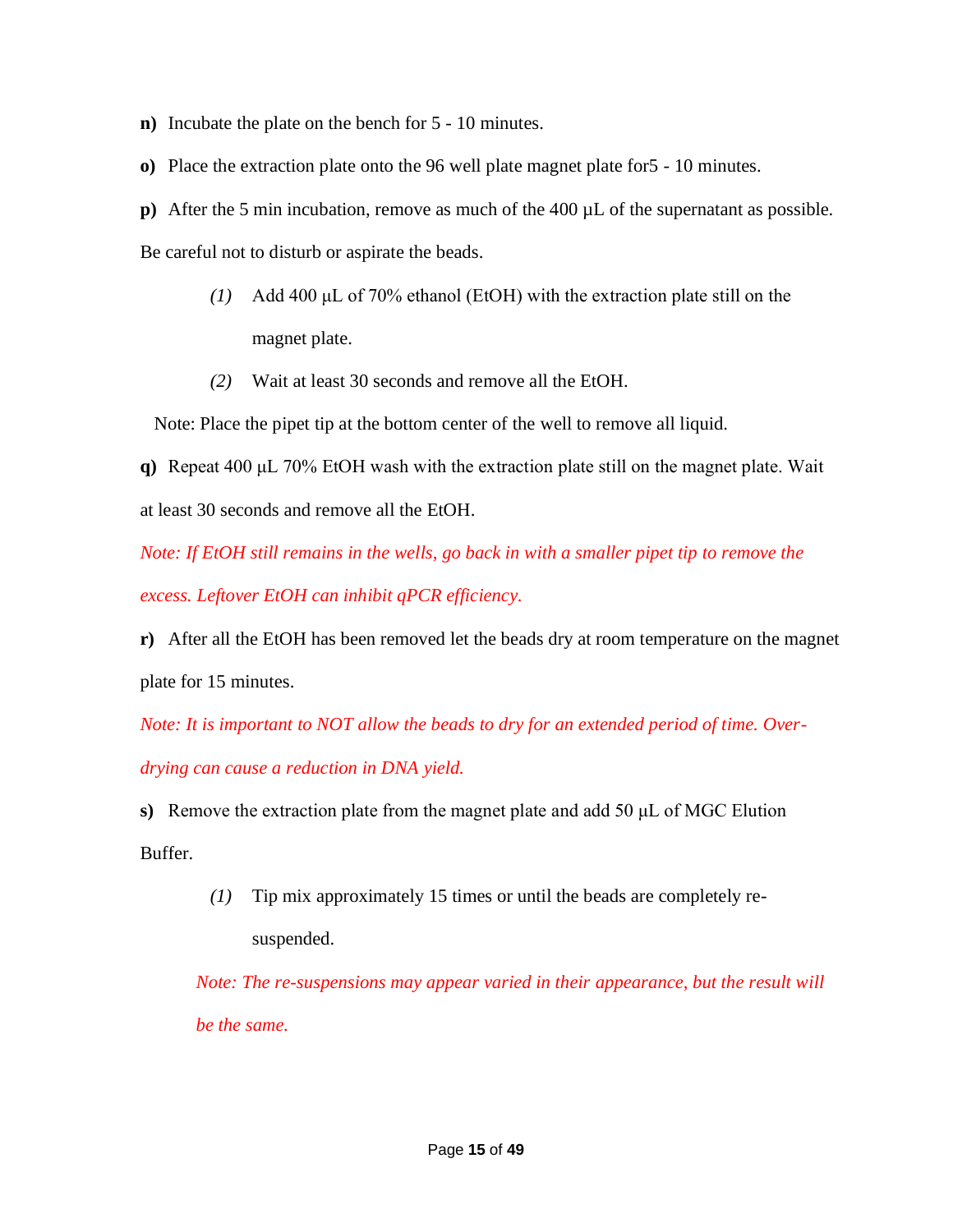**n)** Incubate the plate on the bench for 5 - 10 minutes.

**o)** Place the extraction plate onto the 96 well plate magnet plate for5 - 10 minutes.

**p)** After the 5 min incubation, remove as much of the 400 µL of the supernatant as possible. Be careful not to disturb or aspirate the beads.

> *(1)* Add 400 µL of 70% ethanol (EtOH) with the extraction plate still on the magnet plate.
>
> *(2)* Wait at least 30 seconds and remove all the EtOH.

Note: Place the pipet tip at the bottom center of the well to remove all liquid.

**q)** Repeat 400 µL 70% EtOH wash with the extraction plate still on the magnet plate. Wait at least 30 seconds and remove all the EtOH.

*Note: If EtOH still remains in the wells, go back in with a smaller pipet tip to remove the excess. Leftover EtOH can inhibit qPCR efficiency.*

**r)** After all the EtOH has been removed let the beads dry at room temperature on the magnet plate for 15 minutes.

*Note: It is important to NOT allow the beads to dry for an extended period of time. Over-drying can cause a reduction in DNA yield.*

**s)** Remove the extraction plate from the magnet plate and add 50 µL of MGC Elution Buffer.

> *(1)* Tip mix approximately 15 times or until the beads are completely re-suspended.

*Note: The re-suspensions may appear varied in their appearance, but the result will be the same.*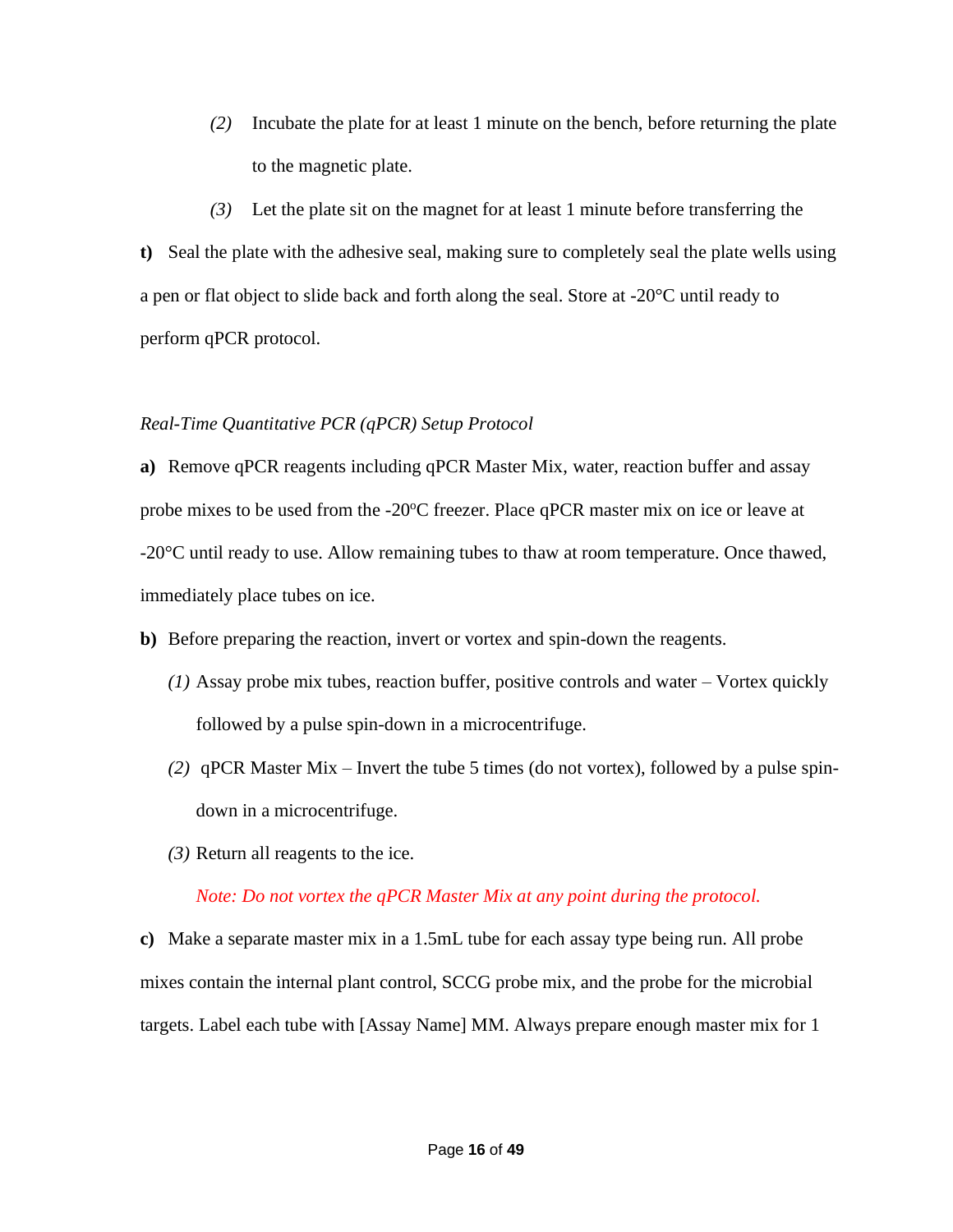(2) Incubate the plate for at least 1 minute on the bench, before returning the plate to the magnetic plate.

(3) Let the plate sit on the magnet for at least 1 minute before transferring the

**t)** Seal the plate with the adhesive seal, making sure to completely seal the plate wells using a pen or flat object to slide back and forth along the seal. Store at -20°C until ready to perform qPCR protocol.

*Real-Time Quantitative PCR (qPCR) Setup Protocol*

**a)** Remove qPCR reagents including qPCR Master Mix, water, reaction buffer and assay probe mixes to be used from the -20ºC freezer. Place qPCR master mix on ice or leave at -20°C until ready to use. Allow remaining tubes to thaw at room temperature. Once thawed, immediately place tubes on ice.

**b)** Before preparing the reaction, invert or vortex and spin-down the reagents.

*(1)* Assay probe mix tubes, reaction buffer, positive controls and water – Vortex quickly followed by a pulse spin-down in a microcentrifuge.

*(2)* qPCR Master Mix – Invert the tube 5 times (do not vortex), followed by a pulse spin-down in a microcentrifuge.

*(3)* Return all reagents to the ice.

*Note: Do not vortex the qPCR Master Mix at any point during the protocol.*

**c)** Make a separate master mix in a 1.5mL tube for each assay type being run. All probe mixes contain the internal plant control, SCCG probe mix, and the probe for the microbial targets. Label each tube with [Assay Name] MM. Always prepare enough master mix for 1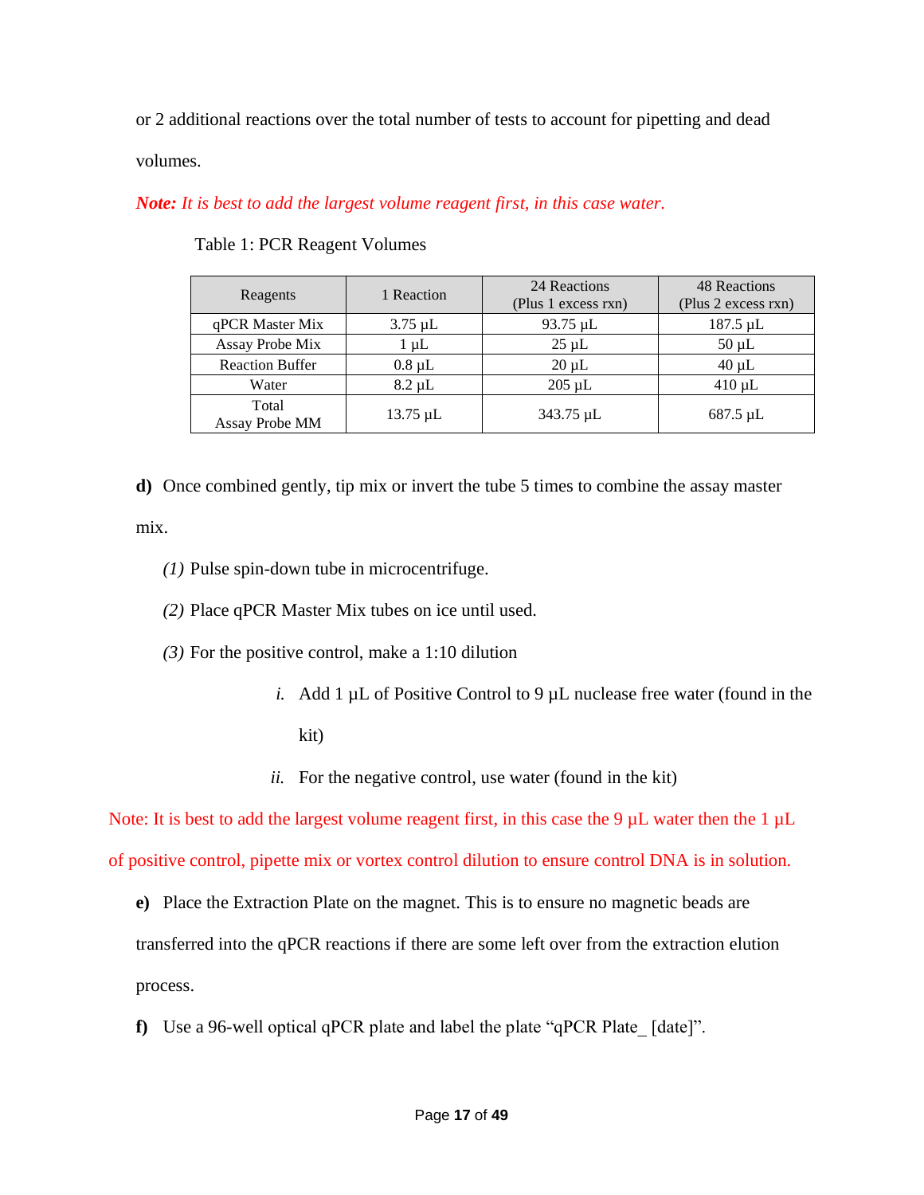or 2 additional reactions over the total number of tests to account for pipetting and dead volumes.

***Note:** It is best to add the largest volume reagent first, in this case water.*

Table 1: PCR Reagent Volumes

| Reagents | 1 Reaction | 24 Reactions (Plus 1 excess rxn) | 48 Reactions (Plus 2 excess rxn) |
|---|---|---|---|
| qPCR Master Mix | 3.75 µL | 93.75 µL | 187.5 µL |
| Assay Probe Mix | 1 µL | 25 µL | 50 µL |
| Reaction Buffer | 0.8 µL | 20 µL | 40 µL |
| Water | 8.2 µL | 205 µL | 410 µL |
| Total Assay Probe MM | 13.75 µL | 343.75 µL | 687.5 µL |

**d)** Once combined gently, tip mix or invert the tube 5 times to combine the assay master mix.

*(1)* Pulse spin-down tube in microcentrifuge.

*(2)* Place qPCR Master Mix tubes on ice until used.

*(3)* For the positive control, make a 1:10 dilution

*i.* Add 1 µL of Positive Control to 9 µL nuclease free water (found in the kit)

*ii.* For the negative control, use water (found in the kit)

Note: It is best to add the largest volume reagent first, in this case the 9 µL water then the 1 µL of positive control, pipette mix or vortex control dilution to ensure control DNA is in solution.

**e)** Place the Extraction Plate on the magnet. This is to ensure no magnetic beads are transferred into the qPCR reactions if there are some left over from the extraction elution process.

**f)** Use a 96-well optical qPCR plate and label the plate "qPCR Plate_ [date]".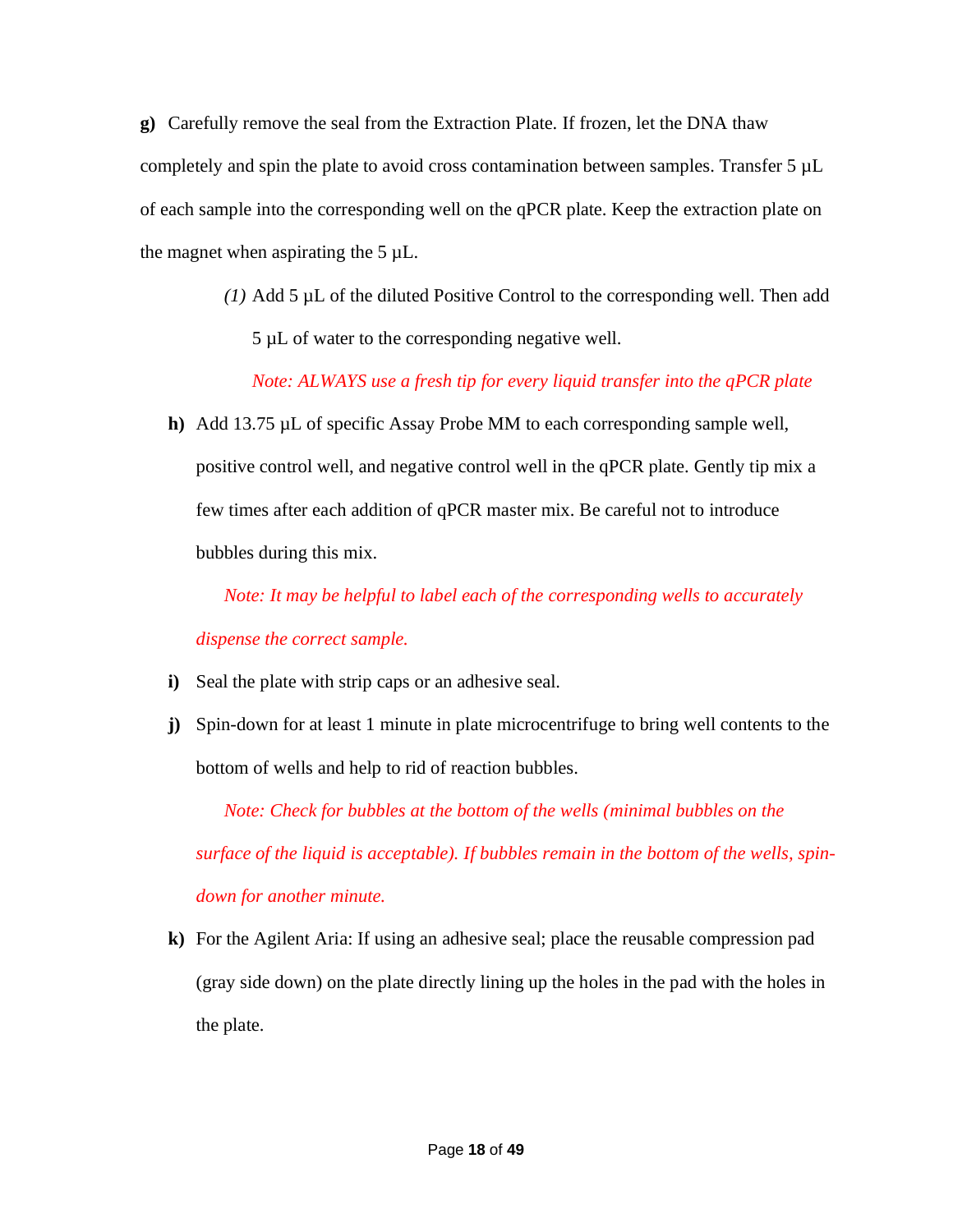**g)** Carefully remove the seal from the Extraction Plate. If frozen, let the DNA thaw completely and spin the plate to avoid cross contamination between samples. Transfer 5 µL of each sample into the corresponding well on the qPCR plate. Keep the extraction plate on the magnet when aspirating the 5 µL.

> *(1)* Add 5 µL of the diluted Positive Control to the corresponding well. Then add 5 µL of water to the corresponding negative well.
>
> *Note: ALWAYS use a fresh tip for every liquid transfer into the qPCR plate*

**h)** Add 13.75 µL of specific Assay Probe MM to each corresponding sample well, positive control well, and negative control well in the qPCR plate. Gently tip mix a few times after each addition of qPCR master mix. Be careful not to introduce bubbles during this mix.

*Note: It may be helpful to label each of the corresponding wells to accurately dispense the correct sample.*

**i)** Seal the plate with strip caps or an adhesive seal.

**j)** Spin-down for at least 1 minute in plate microcentrifuge to bring well contents to the bottom of wells and help to rid of reaction bubbles.

*Note: Check for bubbles at the bottom of the wells (minimal bubbles on the surface of the liquid is acceptable). If bubbles remain in the bottom of the wells, spin-down for another minute.*

**k)** For the Agilent Aria: If using an adhesive seal; place the reusable compression pad (gray side down) on the plate directly lining up the holes in the pad with the holes in the plate.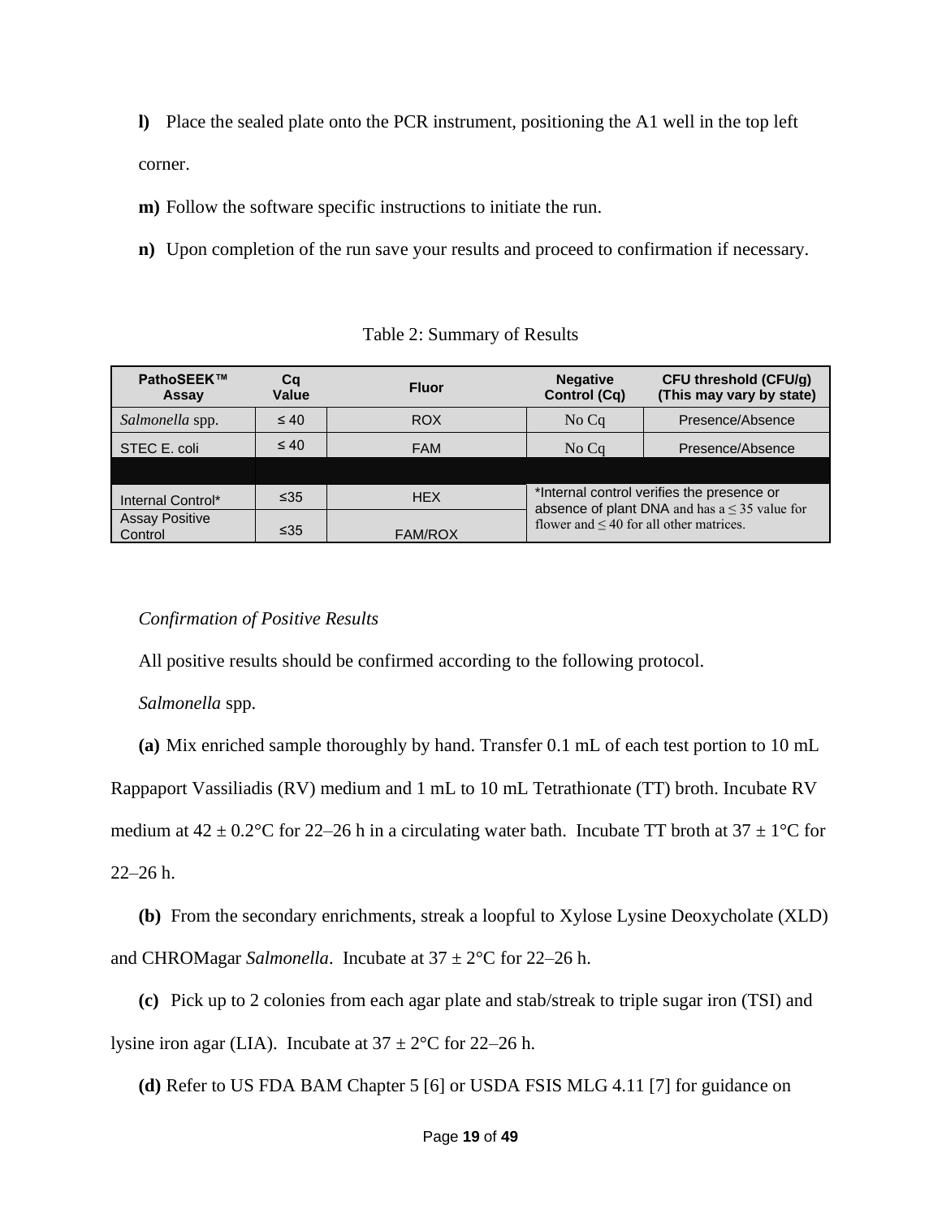**l)** Place the sealed plate onto the PCR instrument, positioning the A1 well in the top left corner.

**m)** Follow the software specific instructions to initiate the run.

**n)** Upon completion of the run save your results and proceed to confirmation if necessary.

Table 2: Summary of Results

| PathoSEEK™ Assay | Cq Value | Fluor | Negative Control (Cq) | CFU threshold (CFU/g) (This may vary by state) |
|---|---|---|---|---|
| *Salmonella* spp. | ≤ 40 | ROX | No Cq | Presence/Absence |
| STEC E. coli | ≤ 40 | FAM | No Cq | Presence/Absence |
| | | | | |
| Internal Control* | ≤35 | HEX | *Internal control verifies the presence or absence of plant DNA and has a ≤ 35 value for flower and ≤ 40 for all other matrices. | |
| Assay Positive Control | ≤35 | FAM/ROX | | |

*Confirmation of Positive Results*

All positive results should be confirmed according to the following protocol.

*Salmonella* spp.

**(a)** Mix enriched sample thoroughly by hand. Transfer 0.1 mL of each test portion to 10 mL Rappaport Vassiliadis (RV) medium and 1 mL to 10 mL Tetrathionate (TT) broth. Incubate RV medium at 42 ± 0.2°C for 22–26 h in a circulating water bath. Incubate TT broth at 37 ± 1°C for 22–26 h.

**(b)** From the secondary enrichments, streak a loopful to Xylose Lysine Deoxycholate (XLD) and CHROMagar *Salmonella*. Incubate at 37 ± 2°C for 22–26 h.

**(c)** Pick up to 2 colonies from each agar plate and stab/streak to triple sugar iron (TSI) and lysine iron agar (LIA). Incubate at 37 ± 2°C for 22–26 h.

**(d)** Refer to US FDA BAM Chapter 5 [6] or USDA FSIS MLG 4.11 [7] for guidance on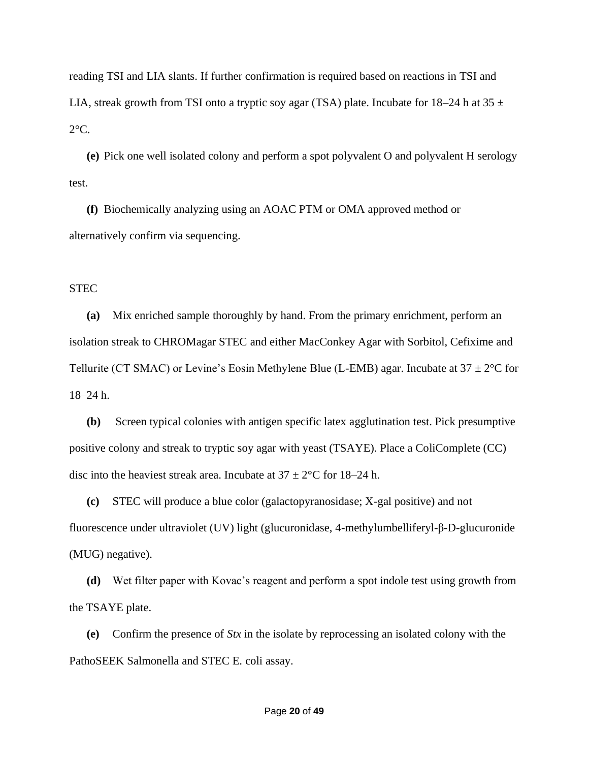reading TSI and LIA slants. If further confirmation is required based on reactions in TSI and LIA, streak growth from TSI onto a tryptic soy agar (TSA) plate. Incubate for 18–24 h at 35 ± 2°C.

**(e)** Pick one well isolated colony and perform a spot polyvalent O and polyvalent H serology test.

**(f)** Biochemically analyzing using an AOAC PTM or OMA approved method or alternatively confirm via sequencing.

STEC

**(a)** Mix enriched sample thoroughly by hand. From the primary enrichment, perform an isolation streak to CHROMagar STEC and either MacConkey Agar with Sorbitol, Cefixime and Tellurite (CT SMAC) or Levine's Eosin Methylene Blue (L-EMB) agar. Incubate at 37 ± 2°C for 18–24 h.

**(b)** Screen typical colonies with antigen specific latex agglutination test. Pick presumptive positive colony and streak to tryptic soy agar with yeast (TSAYE). Place a ColiComplete (CC) disc into the heaviest streak area. Incubate at 37 ± 2°C for 18–24 h.

**(c)** STEC will produce a blue color (galactopyranosidase; X-gal positive) and not fluorescence under ultraviolet (UV) light (glucuronidase, 4-methylumbelliferyl-β-D-glucuronide (MUG) negative).

**(d)** Wet filter paper with Kovac's reagent and perform a spot indole test using growth from the TSAYE plate.

**(e)** Confirm the presence of *Stx* in the isolate by reprocessing an isolated colony with the PathoSEEK Salmonella and STEC E. coli assay.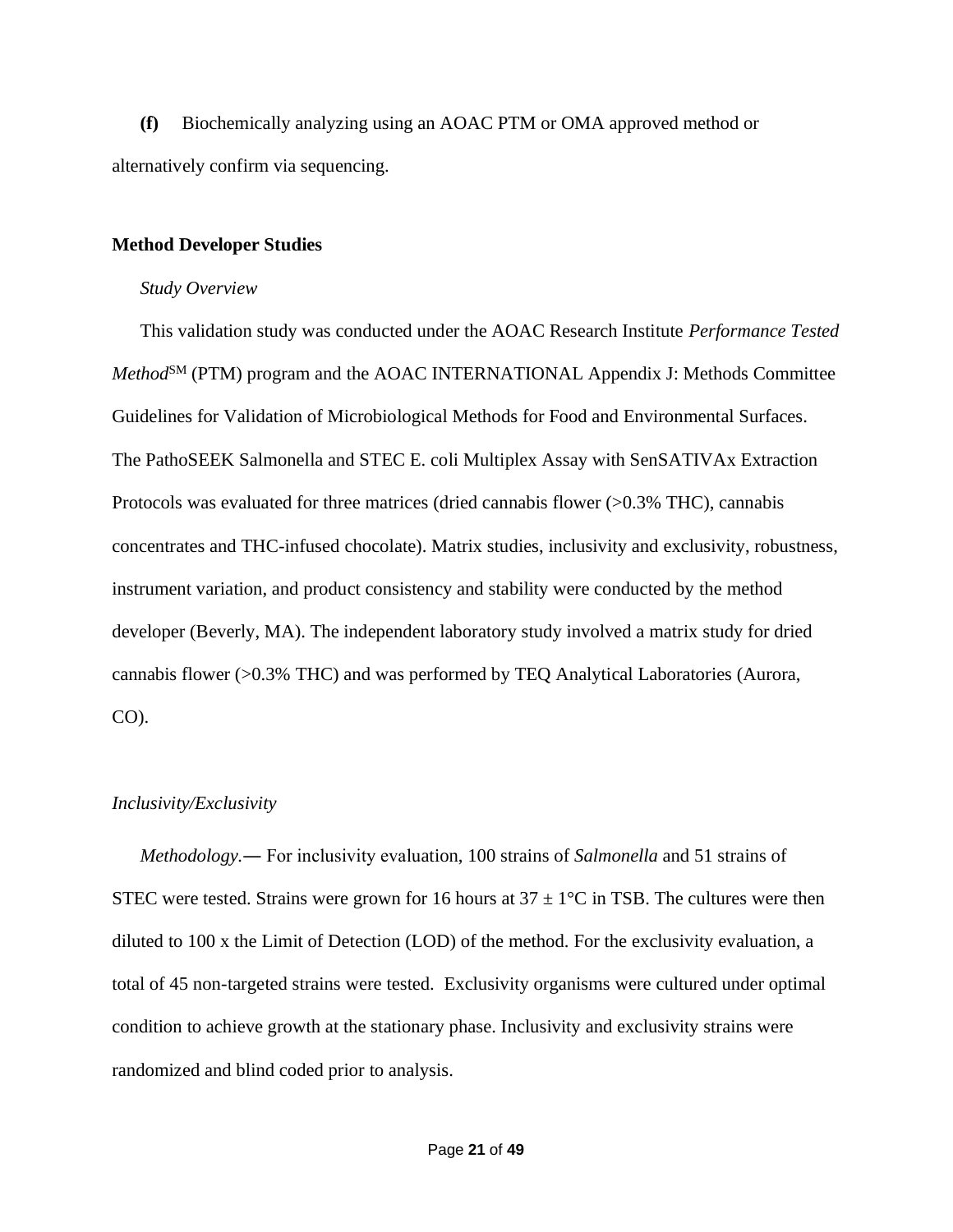**(f)** Biochemically analyzing using an AOAC PTM or OMA approved method or alternatively confirm via sequencing.

## Method Developer Studies

### *Study Overview*

This validation study was conducted under the AOAC Research Institute *Performance Tested Method*SM (PTM) program and the AOAC INTERNATIONAL Appendix J: Methods Committee Guidelines for Validation of Microbiological Methods for Food and Environmental Surfaces. The PathoSEEK Salmonella and STEC E. coli Multiplex Assay with SenSATIVAx Extraction Protocols was evaluated for three matrices (dried cannabis flower (>0.3% THC), cannabis concentrates and THC-infused chocolate). Matrix studies, inclusivity and exclusivity, robustness, instrument variation, and product consistency and stability were conducted by the method developer (Beverly, MA). The independent laboratory study involved a matrix study for dried cannabis flower (>0.3% THC) and was performed by TEQ Analytical Laboratories (Aurora, CO).

### *Inclusivity/Exclusivity*

*Methodology.—* For inclusivity evaluation, 100 strains of *Salmonella* and 51 strains of STEC were tested. Strains were grown for 16 hours at $37 \pm 1°C$ in TSB. The cultures were then diluted to 100 x the Limit of Detection (LOD) of the method. For the exclusivity evaluation, a total of 45 non-targeted strains were tested. Exclusivity organisms were cultured under optimal condition to achieve growth at the stationary phase. Inclusivity and exclusivity strains were randomized and blind coded prior to analysis.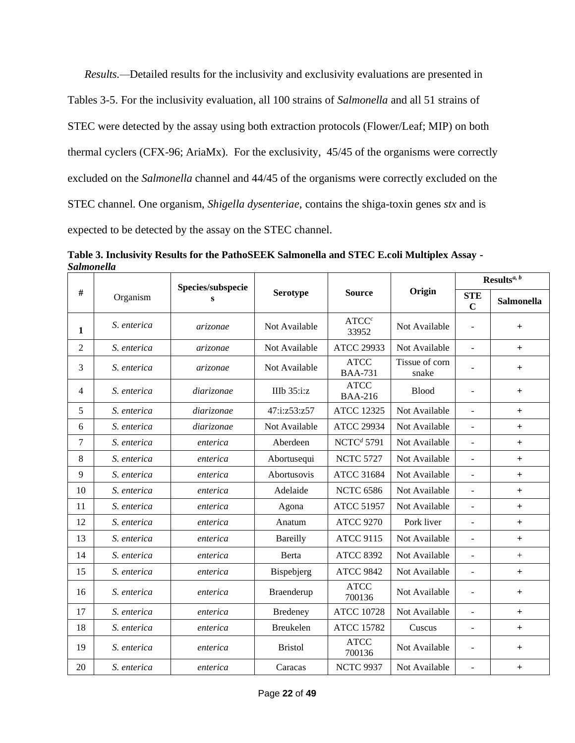*Results.*—Detailed results for the inclusivity and exclusivity evaluations are presented in Tables 3-5. For the inclusivity evaluation, all 100 strains of *Salmonella* and all 51 strains of STEC were detected by the assay using both extraction protocols (Flower/Leaf; MIP) on both thermal cyclers (CFX-96; AriaMx). For the exclusivity, 45/45 of the organisms were correctly excluded on the *Salmonella* channel and 44/45 of the organisms were correctly excluded on the STEC channel. One organism, *Shigella dysenteriae,* contains the shiga-toxin genes *stx* and is expected to be detected by the assay on the STEC channel.

**Table 3. Inclusivity Results for the PathoSEEK Salmonella and STEC E.coli Multiplex Assay - *Salmonella***

| # | Organism | Species/subspecies | Serotype | Source | Origin | Results[a, b] | |
|---|---|---|---|---|---|---|---|
| | | | | | | STEC | Salmonella |
| 1 | *S. enterica* | *arizonae* | Not Available | ATCC[c] 33952 | Not Available | - | + |
| 2 | *S. enterica* | *arizonae* | Not Available | ATCC 29933 | Not Available | - | + |
| 3 | *S. enterica* | *arizonae* | Not Available | ATCC BAA-731 | Tissue of corn snake | - | + |
| 4 | *S. enterica* | *diarizonae* | IIIb 35:i:z | ATCC BAA-216 | Blood | - | + |
| 5 | *S. enterica* | *diarizonae* | 47:i:z53:z57 | ATCC 12325 | Not Available | - | + |
| 6 | *S. enterica* | *diarizonae* | Not Available | ATCC 29934 | Not Available | - | + |
| 7 | *S. enterica* | *enterica* | Aberdeen | NCTC[d] 5791 | Not Available | - | + |
| 8 | *S. enterica* | *enterica* | Abortusequi | NCTC 5727 | Not Available | - | + |
| 9 | *S. enterica* | *enterica* | Abortusovis | ATCC 31684 | Not Available | - | + |
| 10 | *S. enterica* | *enterica* | Adelaide | NCTC 6586 | Not Available | - | + |
| 11 | *S. enterica* | *enterica* | Agona | ATCC 51957 | Not Available | - | + |
| 12 | *S. enterica* | *enterica* | Anatum | ATCC 9270 | Pork liver | - | + |
| 13 | *S. enterica* | *enterica* | Bareilly | ATCC 9115 | Not Available | - | + |
| 14 | *S. enterica* | *enterica* | Berta | ATCC 8392 | Not Available | - | + |
| 15 | *S. enterica* | *enterica* | Bispebjerg | ATCC 9842 | Not Available | - | + |
| 16 | *S. enterica* | *enterica* | Braenderup | ATCC 700136 | Not Available | - | + |
| 17 | *S. enterica* | *enterica* | Bredeney | ATCC 10728 | Not Available | - | + |
| 18 | *S. enterica* | *enterica* | Breukelen | ATCC 15782 | Cuscus | - | + |
| 19 | *S. enterica* | *enterica* | Bristol | ATCC 700136 | Not Available | - | + |
| 20 | *S. enterica* | *enterica* | Caracas | NCTC 9937 | Not Available | - | + |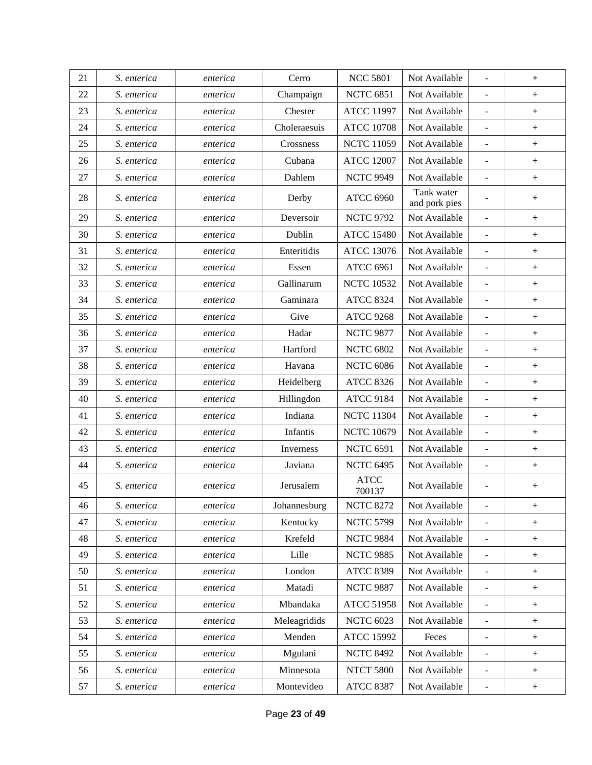| 21 | *S. enterica* | *enterica* | Cerro | NCC 5801 | Not Available | - | + |
|---|---|---|---|---|---|---|---|
| 22 | *S. enterica* | *enterica* | Champaign | NCTC 6851 | Not Available | - | + |
| 23 | *S. enterica* | *enterica* | Chester | ATCC 11997 | Not Available | - | + |
| 24 | *S. enterica* | *enterica* | Choleraesuis | ATCC 10708 | Not Available | - | + |
| 25 | *S. enterica* | *enterica* | Crossness | NCTC 11059 | Not Available | - | + |
| 26 | *S. enterica* | *enterica* | Cubana | ATCC 12007 | Not Available | - | + |
| 27 | *S. enterica* | *enterica* | Dahlem | NCTC 9949 | Not Available | - | + |
| 28 | *S. enterica* | *enterica* | Derby | ATCC 6960 | Tank water and pork pies | - | + |
| 29 | *S. enterica* | *enterica* | Deversoir | NCTC 9792 | Not Available | - | + |
| 30 | *S. enterica* | *enterica* | Dublin | ATCC 15480 | Not Available | - | + |
| 31 | *S. enterica* | *enterica* | Enteritidis | ATCC 13076 | Not Available | - | + |
| 32 | *S. enterica* | *enterica* | Essen | ATCC 6961 | Not Available | - | + |
| 33 | *S. enterica* | *enterica* | Gallinarum | NCTC 10532 | Not Available | - | + |
| 34 | *S. enterica* | *enterica* | Gaminara | ATCC 8324 | Not Available | - | + |
| 35 | *S. enterica* | *enterica* | Give | ATCC 9268 | Not Available | - | + |
| 36 | *S. enterica* | *enterica* | Hadar | NCTC 9877 | Not Available | - | + |
| 37 | *S. enterica* | *enterica* | Hartford | NCTC 6802 | Not Available | - | + |
| 38 | *S. enterica* | *enterica* | Havana | NCTC 6086 | Not Available | - | + |
| 39 | *S. enterica* | *enterica* | Heidelberg | ATCC 8326 | Not Available | - | + |
| 40 | *S. enterica* | *enterica* | Hillingdon | ATCC 9184 | Not Available | - | + |
| 41 | *S. enterica* | *enterica* | Indiana | NCTC 11304 | Not Available | - | + |
| 42 | *S. enterica* | *enterica* | Infantis | NCTC 10679 | Not Available | - | + |
| 43 | *S. enterica* | *enterica* | Inverness | NCTC 6591 | Not Available | - | + |
| 44 | *S. enterica* | *enterica* | Javiana | NCTC 6495 | Not Available | - | + |
| 45 | *S. enterica* | *enterica* | Jerusalem | ATCC 700137 | Not Available | - | + |
| 46 | *S. enterica* | *enterica* | Johannesburg | NCTC 8272 | Not Available | - | + |
| 47 | *S. enterica* | *enterica* | Kentucky | NCTC 5799 | Not Available | - | + |
| 48 | *S. enterica* | *enterica* | Krefeld | NCTC 9884 | Not Available | - | + |
| 49 | *S. enterica* | *enterica* | Lille | NCTC 9885 | Not Available | - | + |
| 50 | *S. enterica* | *enterica* | London | ATCC 8389 | Not Available | - | + |
| 51 | *S. enterica* | *enterica* | Matadi | NCTC 9887 | Not Available | - | + |
| 52 | *S. enterica* | *enterica* | Mbandaka | ATCC 51958 | Not Available | - | + |
| 53 | *S. enterica* | *enterica* | Meleagridids | NCTC 6023 | Not Available | - | + |
| 54 | *S. enterica* | *enterica* | Menden | ATCC 15992 | Feces | - | + |
| 55 | *S. enterica* | *enterica* | Mgulani | NCTC 8492 | Not Available | - | + |
| 56 | *S. enterica* | *enterica* | Minnesota | NTCT 5800 | Not Available | - | + |
| 57 | *S. enterica* | *enterica* | Montevideo | ATCC 8387 | Not Available | - | + |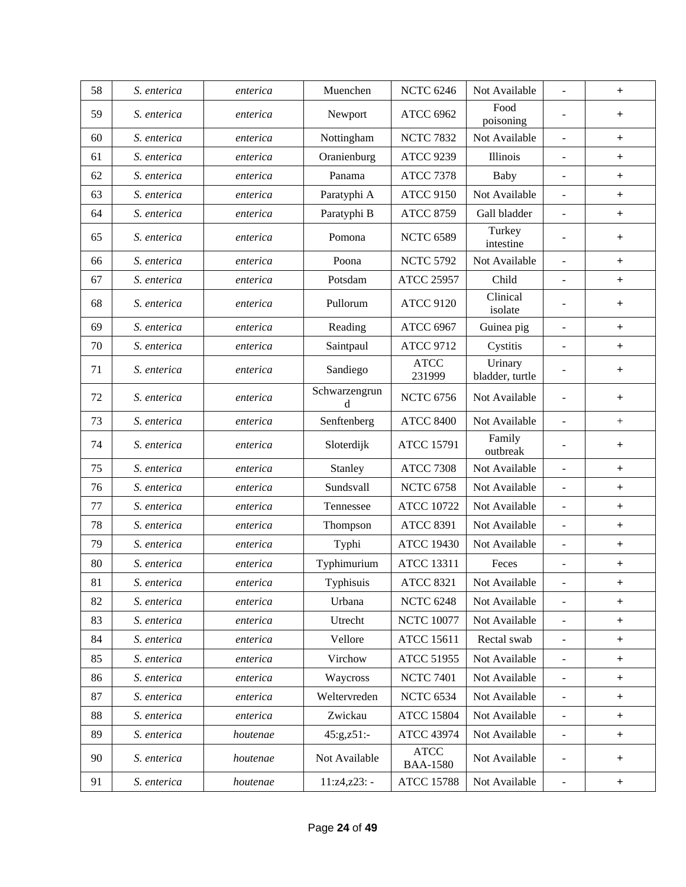| 58 | *S. enterica* | *enterica* | Muenchen | NCTC 6246 | Not Available | - | + |
|---|---|---|---|---|---|---|---|
| 59 | *S. enterica* | *enterica* | Newport | ATCC 6962 | Food poisoning | - | + |
| 60 | *S. enterica* | *enterica* | Nottingham | NCTC 7832 | Not Available | - | + |
| 61 | *S. enterica* | *enterica* | Oranienburg | ATCC 9239 | Illinois | - | + |
| 62 | *S. enterica* | *enterica* | Panama | ATCC 7378 | Baby | - | + |
| 63 | *S. enterica* | *enterica* | Paratyphi A | ATCC 9150 | Not Available | - | + |
| 64 | *S. enterica* | *enterica* | Paratyphi B | ATCC 8759 | Gall bladder | - | + |
| 65 | *S. enterica* | *enterica* | Pomona | NCTC 6589 | Turkey intestine | - | + |
| 66 | *S. enterica* | *enterica* | Poona | NCTC 5792 | Not Available | - | + |
| 67 | *S. enterica* | *enterica* | Potsdam | ATCC 25957 | Child | - | + |
| 68 | *S. enterica* | *enterica* | Pullorum | ATCC 9120 | Clinical isolate | - | + |
| 69 | *S. enterica* | *enterica* | Reading | ATCC 6967 | Guinea pig | - | + |
| 70 | *S. enterica* | *enterica* | Saintpaul | ATCC 9712 | Cystitis | - | + |
| 71 | *S. enterica* | *enterica* | Sandiego | ATCC 231999 | Urinary bladder, turtle | - | + |
| 72 | *S. enterica* | *enterica* | Schwarzengrund | NCTC 6756 | Not Available | - | + |
| 73 | *S. enterica* | *enterica* | Senftenberg | ATCC 8400 | Not Available | - | + |
| 74 | *S. enterica* | *enterica* | Sloterdijk | ATCC 15791 | Family outbreak | - | + |
| 75 | *S. enterica* | *enterica* | Stanley | ATCC 7308 | Not Available | - | + |
| 76 | *S. enterica* | *enterica* | Sundsvall | NCTC 6758 | Not Available | - | + |
| 77 | *S. enterica* | *enterica* | Tennessee | ATCC 10722 | Not Available | - | + |
| 78 | *S. enterica* | *enterica* | Thompson | ATCC 8391 | Not Available | - | + |
| 79 | *S. enterica* | *enterica* | Typhi | ATCC 19430 | Not Available | - | + |
| 80 | *S. enterica* | *enterica* | Typhimurium | ATCC 13311 | Feces | - | + |
| 81 | *S. enterica* | *enterica* | Typhisuis | ATCC 8321 | Not Available | - | + |
| 82 | *S. enterica* | *enterica* | Urbana | NCTC 6248 | Not Available | - | + |
| 83 | *S. enterica* | *enterica* | Utrecht | NCTC 10077 | Not Available | - | + |
| 84 | *S. enterica* | *enterica* | Vellore | ATCC 15611 | Rectal swab | - | + |
| 85 | *S. enterica* | *enterica* | Virchow | ATCC 51955 | Not Available | - | + |
| 86 | *S. enterica* | *enterica* | Waycross | NCTC 7401 | Not Available | - | + |
| 87 | *S. enterica* | *enterica* | Weltervreden | NCTC 6534 | Not Available | - | + |
| 88 | *S. enterica* | *enterica* | Zwickau | ATCC 15804 | Not Available | - | + |
| 89 | *S. enterica* | *houtenae* | 45:g,z51:- | ATCC 43974 | Not Available | - | + |
| 90 | *S. enterica* | *houtenae* | Not Available | ATCC BAA-1580 | Not Available | - | + |
| 91 | *S. enterica* | *houtenae* | 11:z4,z23: - | ATCC 15788 | Not Available | - | + |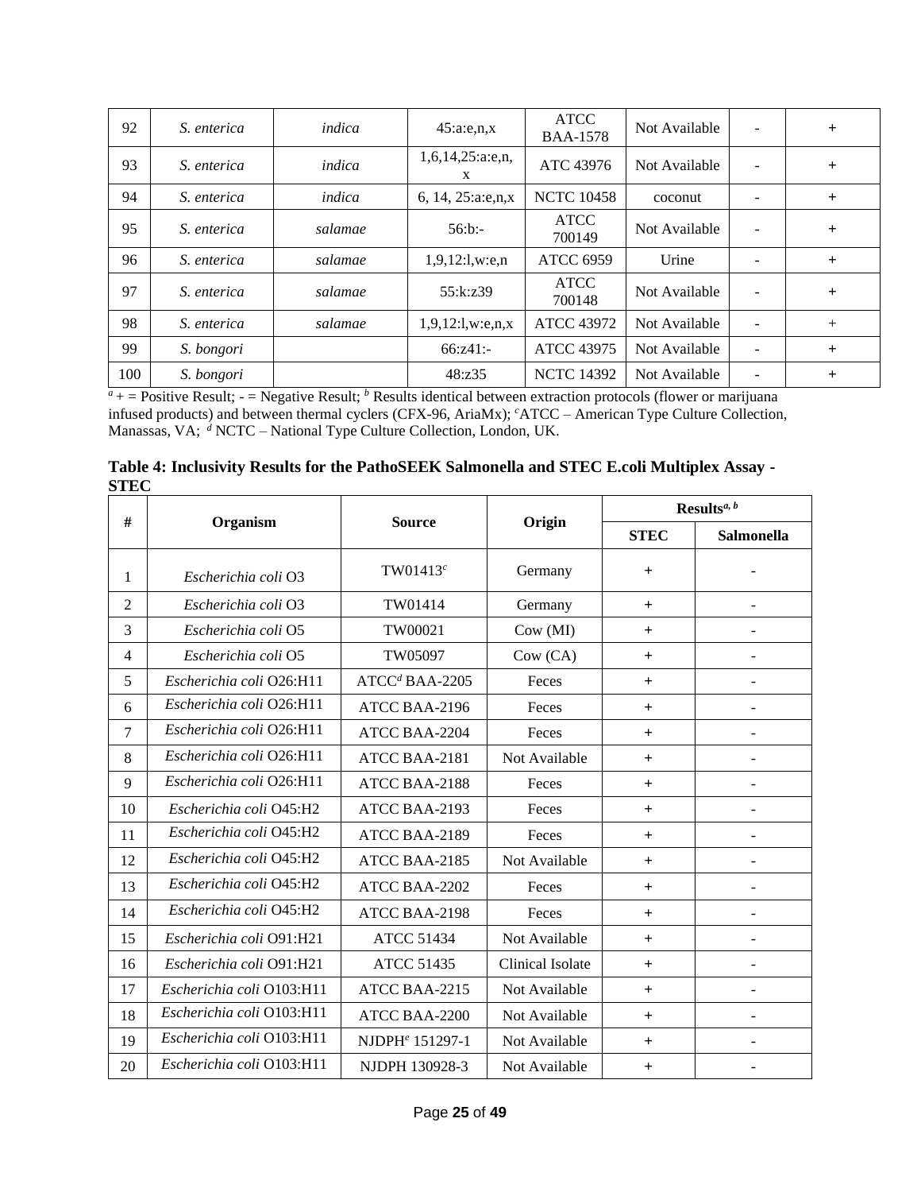| 92 | *S. enterica* | *indica* | 45:a:e,n,x | ATCC BAA-1578 | Not Available | - | + |
|---|---|---|---|---|---|---|---|
| 93 | *S. enterica* | *indica* | 1,6,14,25:a:e,n,x | ATC 43976 | Not Available | - | + |
| 94 | *S. enterica* | *indica* | 6, 14, 25:a:e,n,x | NCTC 10458 | coconut | - | + |
| 95 | *S. enterica* | *salamae* | 56:b:- | ATCC 700149 | Not Available | - | + |
| 96 | *S. enterica* | *salamae* | 1,9,12:l,w:e,n | ATCC 6959 | Urine | - | + |
| 97 | *S. enterica* | *salamae* | 55:k:z39 | ATCC 700148 | Not Available | - | + |
| 98 | *S. enterica* | *salamae* | 1,9,12:l,w:e,n,x | ATCC 43972 | Not Available | - | + |
| 99 | *S. bongori* | | 66:z41:- | ATCC 43975 | Not Available | - | + |
| 100 | *S. bongori* | | 48:z35 | NCTC 14392 | Not Available | - | + |

[a] + = Positive Result; - = Negative Result; [b] Results identical between extraction protocols (flower or marijuana infused products) and between thermal cyclers (CFX-96, AriaMx); [c]ATCC – American Type Culture Collection, Manassas, VA; [d] NCTC – National Type Culture Collection, London, UK.

**Table 4: Inclusivity Results for the PathoSEEK Salmonella and STEC E.coli Multiplex Assay - STEC**

| # | Organism | Source | Origin | Results[a, b] | |
|---|---|---|---|---|---|
| | | | | **STEC** | **Salmonella** |
| 1 | *Escherichia coli* O3 | TW01413[c] | Germany | + | - |
| 2 | *Escherichia coli* O3 | TW01414 | Germany | + | - |
| 3 | *Escherichia coli* O5 | TW00021 | Cow (MI) | + | - |
| 4 | *Escherichia coli* O5 | TW05097 | Cow (CA) | + | - |
| 5 | *Escherichia coli* O26:H11 | ATCC[d] BAA-2205 | Feces | + | - |
| 6 | *Escherichia coli* O26:H11 | ATCC BAA-2196 | Feces | + | - |
| 7 | *Escherichia coli* O26:H11 | ATCC BAA-2204 | Feces | + | - |
| 8 | *Escherichia coli* O26:H11 | ATCC BAA-2181 | Not Available | + | - |
| 9 | *Escherichia coli* O26:H11 | ATCC BAA-2188 | Feces | + | - |
| 10 | *Escherichia coli* O45:H2 | ATCC BAA-2193 | Feces | + | - |
| 11 | *Escherichia coli* O45:H2 | ATCC BAA-2189 | Feces | + | - |
| 12 | *Escherichia coli* O45:H2 | ATCC BAA-2185 | Not Available | + | - |
| 13 | *Escherichia coli* O45:H2 | ATCC BAA-2202 | Feces | + | - |
| 14 | *Escherichia coli* O45:H2 | ATCC BAA-2198 | Feces | + | - |
| 15 | *Escherichia coli* O91:H21 | ATCC 51434 | Not Available | + | - |
| 16 | *Escherichia coli* O91:H21 | ATCC 51435 | Clinical Isolate | + | - |
| 17 | *Escherichia coli* O103:H11 | ATCC BAA-2215 | Not Available | + | - |
| 18 | *Escherichia coli* O103:H11 | ATCC BAA-2200 | Not Available | + | - |
| 19 | *Escherichia coli* O103:H11 | NJDPH[e] 151297-1 | Not Available | + | - |
| 20 | *Escherichia coli* O103:H11 | NJDPH 130928-3 | Not Available | + | - |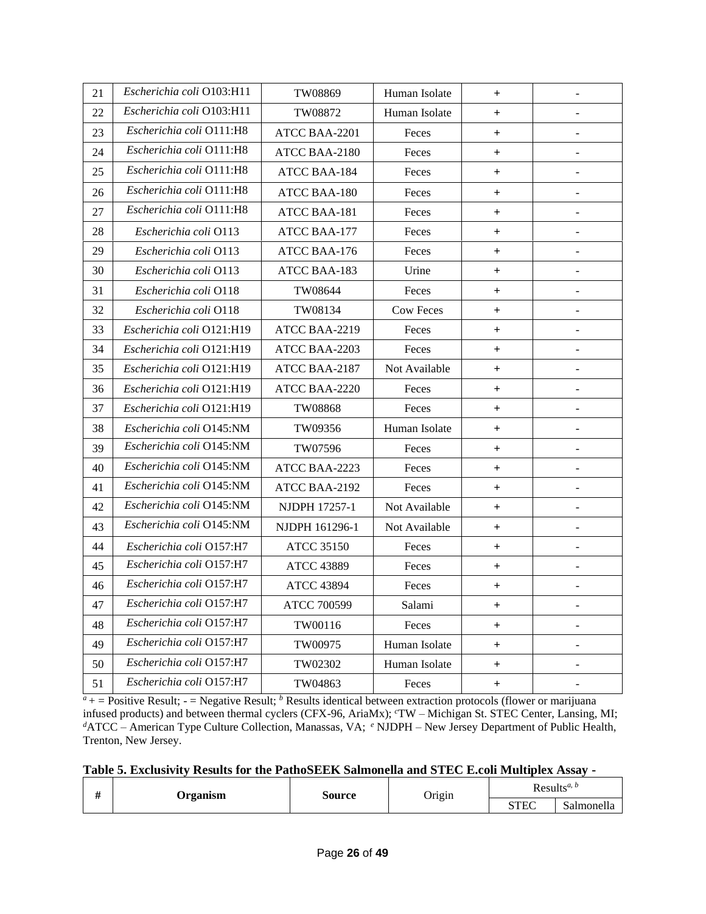| 21 | *Escherichia coli* O103:H11 | TW08869 | Human Isolate | + | - |
|---|---|---|---|---|---|
| 22 | *Escherichia coli* O103:H11 | TW08872 | Human Isolate | + | - |
| 23 | *Escherichia coli* O111:H8 | ATCC BAA-2201 | Feces | + | - |
| 24 | *Escherichia coli* O111:H8 | ATCC BAA-2180 | Feces | + | - |
| 25 | *Escherichia coli* O111:H8 | ATCC BAA-184 | Feces | + | - |
| 26 | *Escherichia coli* O111:H8 | ATCC BAA-180 | Feces | + | - |
| 27 | *Escherichia coli* O111:H8 | ATCC BAA-181 | Feces | + | - |
| 28 | *Escherichia coli* O113 | ATCC BAA-177 | Feces | + | - |
| 29 | *Escherichia coli* O113 | ATCC BAA-176 | Feces | + | - |
| 30 | *Escherichia coli* O113 | ATCC BAA-183 | Urine | + | - |
| 31 | *Escherichia coli* O118 | TW08644 | Feces | + | - |
| 32 | *Escherichia coli* O118 | TW08134 | Cow Feces | + | - |
| 33 | *Escherichia coli* O121:H19 | ATCC BAA-2219 | Feces | + | - |
| 34 | *Escherichia coli* O121:H19 | ATCC BAA-2203 | Feces | + | - |
| 35 | *Escherichia coli* O121:H19 | ATCC BAA-2187 | Not Available | + | - |
| 36 | *Escherichia coli* O121:H19 | ATCC BAA-2220 | Feces | + | - |
| 37 | *Escherichia coli* O121:H19 | TW08868 | Feces | + | - |
| 38 | *Escherichia coli* O145:NM | TW09356 | Human Isolate | + | - |
| 39 | *Escherichia coli* O145:NM | TW07596 | Feces | + | - |
| 40 | *Escherichia coli* O145:NM | ATCC BAA-2223 | Feces | + | - |
| 41 | *Escherichia coli* O145:NM | ATCC BAA-2192 | Feces | + | - |
| 42 | *Escherichia coli* O145:NM | NJDPH 17257-1 | Not Available | + | - |
| 43 | *Escherichia coli* O145:NM | NJDPH 161296-1 | Not Available | + | - |
| 44 | *Escherichia coli* O157:H7 | ATCC 35150 | Feces | + | - |
| 45 | *Escherichia coli* O157:H7 | ATCC 43889 | Feces | + | - |
| 46 | *Escherichia coli* O157:H7 | ATCC 43894 | Feces | + | - |
| 47 | *Escherichia coli* O157:H7 | ATCC 700599 | Salami | + | - |
| 48 | *Escherichia coli* O157:H7 | TW00116 | Feces | + | - |
| 49 | *Escherichia coli* O157:H7 | TW00975 | Human Isolate | + | - |
| 50 | *Escherichia coli* O157:H7 | TW02302 | Human Isolate | + | - |
| 51 | *Escherichia coli* O157:H7 | TW04863 | Feces | + | - |

[a] + = Positive Result; - = Negative Result; [b] Results identical between extraction protocols (flower or marijuana infused products) and between thermal cyclers (CFX-96, AriaMx); [c]TW – Michigan St. STEC Center, Lansing, MI; [d]ATCC – American Type Culture Collection, Manassas, VA; [e] NJDPH – New Jersey Department of Public Health, Trenton, New Jersey.

**Table 5. Exclusivity Results for the PathoSEEK Salmonella and STEC E.coli Multiplex Assay -**

| # | Organism | Source | Origin | Results[a, b] | |
|---|---|---|---|---|---|
| | | | | STEC | Salmonella |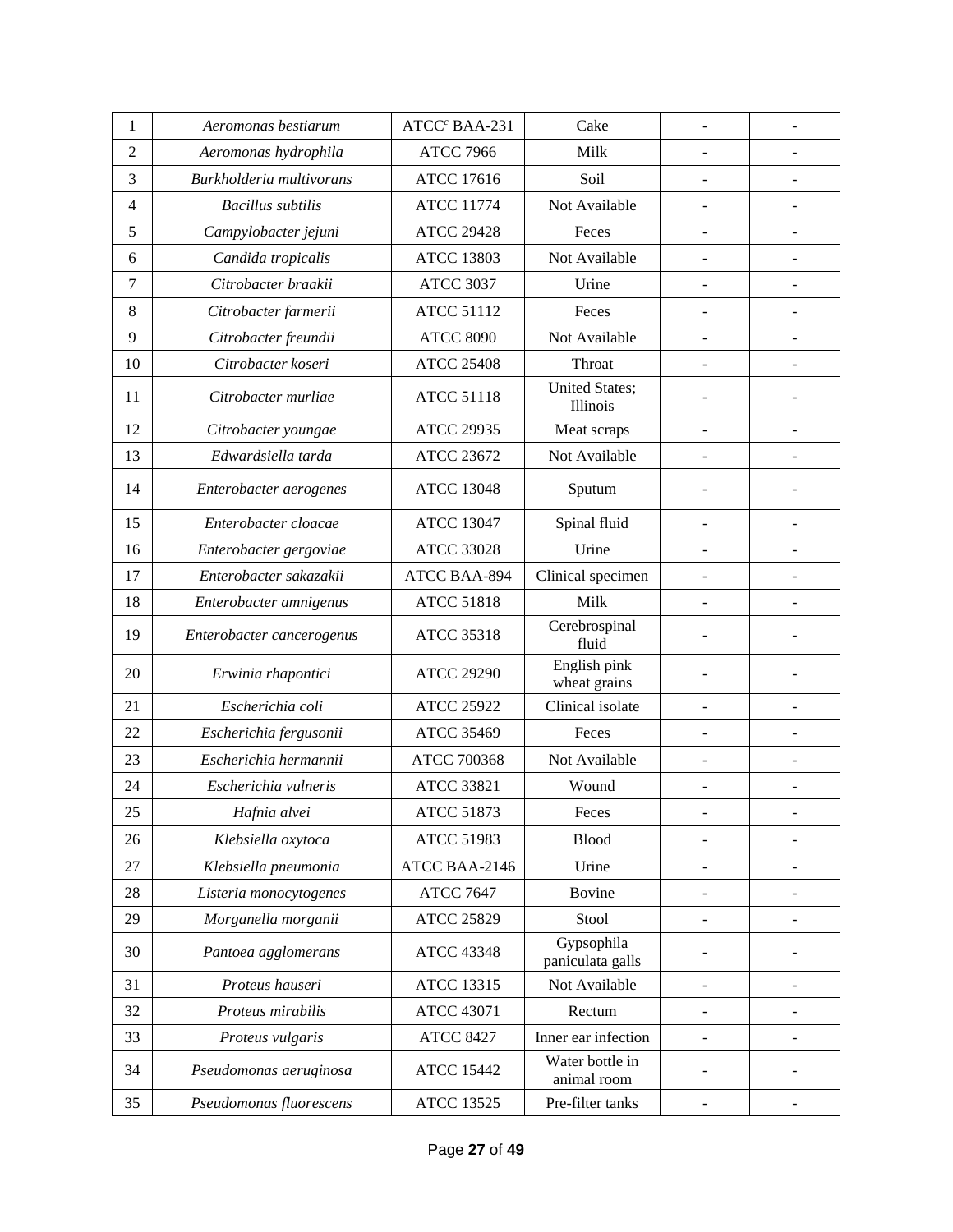| 1 | *Aeromonas bestiarum* | ATCC[c] BAA-231 | Cake | - | - |
|---|---|---|---|---|---|
| 2 | *Aeromonas hydrophila* | ATCC 7966 | Milk | - | - |
| 3 | *Burkholderia multivorans* | ATCC 17616 | Soil | - | - |
| 4 | *Bacillus subtilis* | ATCC 11774 | Not Available | - | - |
| 5 | *Campylobacter jejuni* | ATCC 29428 | Feces | - | - |
| 6 | *Candida tropicalis* | ATCC 13803 | Not Available | - | - |
| 7 | *Citrobacter braakii* | ATCC 3037 | Urine | - | - |
| 8 | *Citrobacter farmerii* | ATCC 51112 | Feces | - | - |
| 9 | *Citrobacter freundii* | ATCC 8090 | Not Available | - | - |
| 10 | *Citrobacter koseri* | ATCC 25408 | Throat | - | - |
| 11 | *Citrobacter murliae* | ATCC 51118 | United States; Illinois | - | - |
| 12 | *Citrobacter youngae* | ATCC 29935 | Meat scraps | - | - |
| 13 | *Edwardsiella tarda* | ATCC 23672 | Not Available | - | - |
| 14 | *Enterobacter aerogenes* | ATCC 13048 | Sputum | - | - |
| 15 | *Enterobacter cloacae* | ATCC 13047 | Spinal fluid | - | - |
| 16 | *Enterobacter gergoviae* | ATCC 33028 | Urine | - | - |
| 17 | *Enterobacter sakazakii* | ATCC BAA-894 | Clinical specimen | - | - |
| 18 | *Enterobacter amnigenus* | ATCC 51818 | Milk | - | - |
| 19 | *Enterobacter cancerogenus* | ATCC 35318 | Cerebrospinal fluid | - | - |
| 20 | *Erwinia rhapontici* | ATCC 29290 | English pink wheat grains | - | - |
| 21 | *Escherichia coli* | ATCC 25922 | Clinical isolate | - | - |
| 22 | *Escherichia fergusonii* | ATCC 35469 | Feces | - | - |
| 23 | *Escherichia hermannii* | ATCC 700368 | Not Available | - | - |
| 24 | *Escherichia vulneris* | ATCC 33821 | Wound | - | - |
| 25 | *Hafnia alvei* | ATCC 51873 | Feces | - | - |
| 26 | *Klebsiella oxytoca* | ATCC 51983 | Blood | - | - |
| 27 | *Klebsiella pneumonia* | ATCC BAA-2146 | Urine | - | - |
| 28 | *Listeria monocytogenes* | ATCC 7647 | Bovine | - | - |
| 29 | *Morganella morganii* | ATCC 25829 | Stool | - | - |
| 30 | *Pantoea agglomerans* | ATCC 43348 | Gypsophila paniculata galls | - | - |
| 31 | *Proteus hauseri* | ATCC 13315 | Not Available | - | - |
| 32 | *Proteus mirabilis* | ATCC 43071 | Rectum | - | - |
| 33 | *Proteus vulgaris* | ATCC 8427 | Inner ear infection | - | - |
| 34 | *Pseudomonas aeruginosa* | ATCC 15442 | Water bottle in animal room | - | - |
| 35 | *Pseudomonas fluorescens* | ATCC 13525 | Pre-filter tanks | - | - |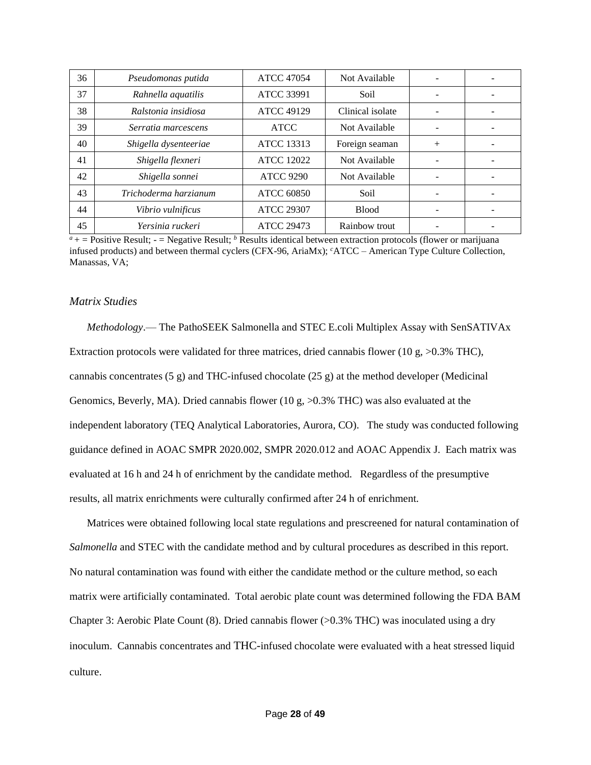| 36 | *Pseudomonas putida* | ATCC 47054 | Not Available | - | - |
|---|---|---|---|---|---|
| 37 | *Rahnella aquatilis* | ATCC 33991 | Soil | - | - |
| 38 | *Ralstonia insidiosa* | ATCC 49129 | Clinical isolate | - | - |
| 39 | *Serratia marcescens* | ATCC | Not Available | - | - |
| 40 | *Shigella dysenteeriae* | ATCC 13313 | Foreign seaman | + | - |
| 41 | *Shigella flexneri* | ATCC 12022 | Not Available | - | - |
| 42 | *Shigella sonnei* | ATCC 9290 | Not Available | - | - |
| 43 | *Trichoderma harzianum* | ATCC 60850 | Soil | - | - |
| 44 | *Vibrio vulnificus* | ATCC 29307 | Blood | - | - |
| 45 | *Yersinia ruckeri* | ATCC 29473 | Rainbow trout | - | - |

[a] + = Positive Result; - = Negative Result; [b] Results identical between extraction protocols (flower or marijuana infused products) and between thermal cyclers (CFX-96, AriaMx); [c]ATCC – American Type Culture Collection, Manassas, VA;

### *Matrix Studies*

*Methodology*.— The PathoSEEK Salmonella and STEC E.coli Multiplex Assay with SenSATIVAx Extraction protocols were validated for three matrices, dried cannabis flower (10 g, >0.3% THC), cannabis concentrates (5 g) and THC-infused chocolate (25 g) at the method developer (Medicinal Genomics, Beverly, MA). Dried cannabis flower (10 g, >0.3% THC) was also evaluated at the independent laboratory (TEQ Analytical Laboratories, Aurora, CO). The study was conducted following guidance defined in AOAC SMPR 2020.002, SMPR 2020.012 and AOAC Appendix J. Each matrix was evaluated at 16 h and 24 h of enrichment by the candidate method. Regardless of the presumptive results, all matrix enrichments were culturally confirmed after 24 h of enrichment.

Matrices were obtained following local state regulations and prescreened for natural contamination of *Salmonella* and STEC with the candidate method and by cultural procedures as described in this report. No natural contamination was found with either the candidate method or the culture method, so each matrix were artificially contaminated. Total aerobic plate count was determined following the FDA BAM Chapter 3: Aerobic Plate Count (8). Dried cannabis flower (>0.3% THC) was inoculated using a dry inoculum. Cannabis concentrates and THC-infused chocolate were evaluated with a heat stressed liquid culture.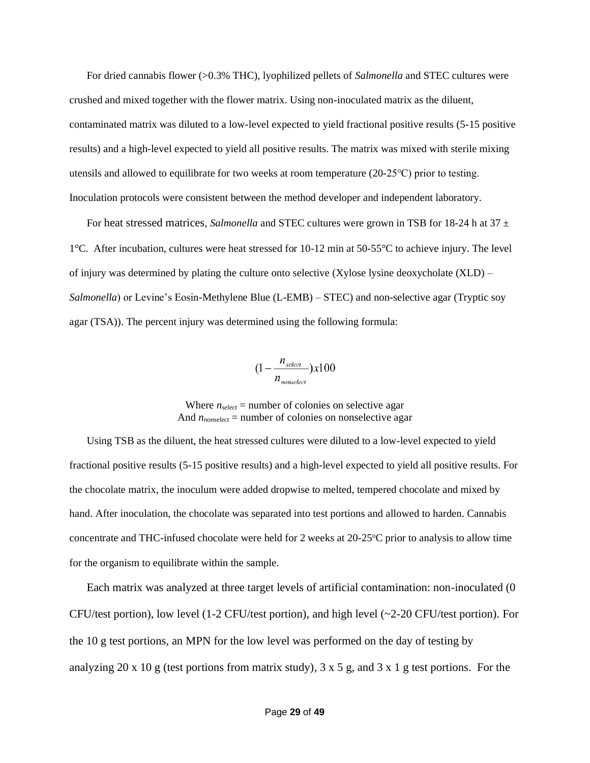For dried cannabis flower (>0.3% THC), lyophilized pellets of *Salmonella* and STEC cultures were crushed and mixed together with the flower matrix. Using non-inoculated matrix as the diluent, contaminated matrix was diluted to a low-level expected to yield fractional positive results (5-15 positive results) and a high-level expected to yield all positive results. The matrix was mixed with sterile mixing utensils and allowed to equilibrate for two weeks at room temperature (20-25°C) prior to testing. Inoculation protocols were consistent between the method developer and independent laboratory.

For heat stressed matrices, *Salmonella* and STEC cultures were grown in TSB for 18-24 h at 37 ± 1°C. After incubation, cultures were heat stressed for 10-12 min at 50-55°C to achieve injury. The level of injury was determined by plating the culture onto selective (Xylose lysine deoxycholate (XLD) – *Salmonella*) or Levine's Eosin-Methylene Blue (L-EMB) – STEC) and non-selective agar (Tryptic soy agar (TSA)). The percent injury was determined using the following formula:

$$(1 - \frac{n_{select}}{n_{nonselect}})x100$$

Where $n_{select}$ = number of colonies on selective agar
And $n_{nonselect}$ = number of colonies on nonselective agar

Using TSB as the diluent, the heat stressed cultures were diluted to a low-level expected to yield fractional positive results (5-15 positive results) and a high-level expected to yield all positive results. For the chocolate matrix, the inoculum were added dropwise to melted, tempered chocolate and mixed by hand. After inoculation, the chocolate was separated into test portions and allowed to harden. Cannabis concentrate and THC-infused chocolate were held for 2 weeks at 20-25°C prior to analysis to allow time for the organism to equilibrate within the sample.

Each matrix was analyzed at three target levels of artificial contamination: non-inoculated (0 CFU/test portion), low level (1-2 CFU/test portion), and high level (~2-20 CFU/test portion). For the 10 g test portions, an MPN for the low level was performed on the day of testing by analyzing 20 x 10 g (test portions from matrix study), 3 x 5 g, and 3 x 1 g test portions. For the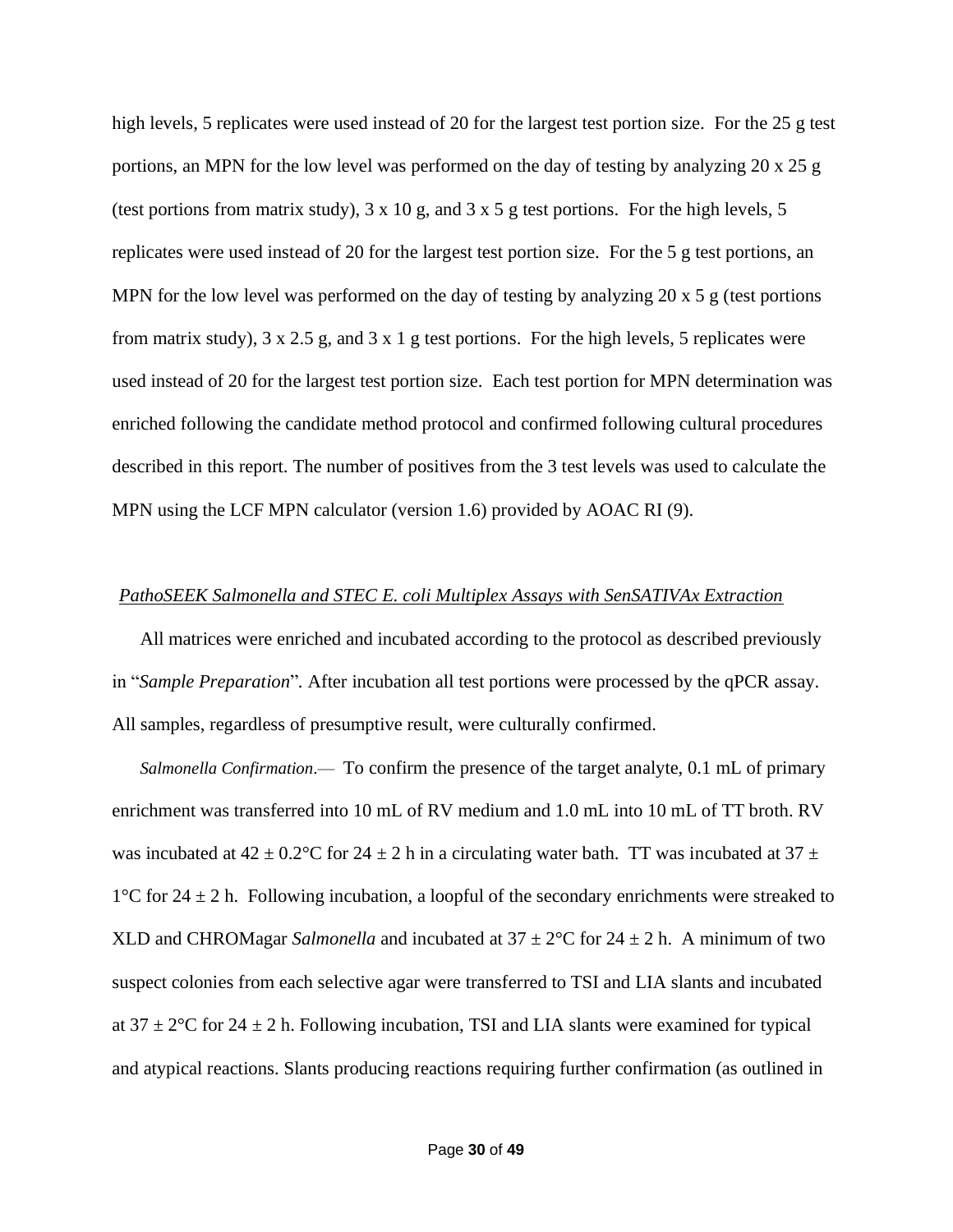high levels, 5 replicates were used instead of 20 for the largest test portion size. For the 25 g test portions, an MPN for the low level was performed on the day of testing by analyzing 20 x 25 g (test portions from matrix study), 3 x 10 g, and 3 x 5 g test portions. For the high levels, 5 replicates were used instead of 20 for the largest test portion size. For the 5 g test portions, an MPN for the low level was performed on the day of testing by analyzing 20 x 5 g (test portions from matrix study), 3 x 2.5 g, and 3 x 1 g test portions. For the high levels, 5 replicates were used instead of 20 for the largest test portion size. Each test portion for MPN determination was enriched following the candidate method protocol and confirmed following cultural procedures described in this report. The number of positives from the 3 test levels was used to calculate the MPN using the LCF MPN calculator (version 1.6) provided by AOAC RI (9).

### *PathoSEEK Salmonella and STEC E. coli Multiplex Assays with SenSATIVAx Extraction*

All matrices were enriched and incubated according to the protocol as described previously in "*Sample Preparation*". After incubation all test portions were processed by the qPCR assay. All samples, regardless of presumptive result, were culturally confirmed.

*Salmonella Confirmation*.— To confirm the presence of the target analyte, 0.1 mL of primary enrichment was transferred into 10 mL of RV medium and 1.0 mL into 10 mL of TT broth. RV was incubated at 42 ± 0.2°C for 24 ± 2 h in a circulating water bath. TT was incubated at 37 ± 1°C for 24 ± 2 h. Following incubation, a loopful of the secondary enrichments were streaked to XLD and CHROMagar *Salmonella* and incubated at 37 ± 2°C for 24 ± 2 h. A minimum of two suspect colonies from each selective agar were transferred to TSI and LIA slants and incubated at 37 ± 2°C for 24 ± 2 h. Following incubation, TSI and LIA slants were examined for typical and atypical reactions. Slants producing reactions requiring further confirmation (as outlined in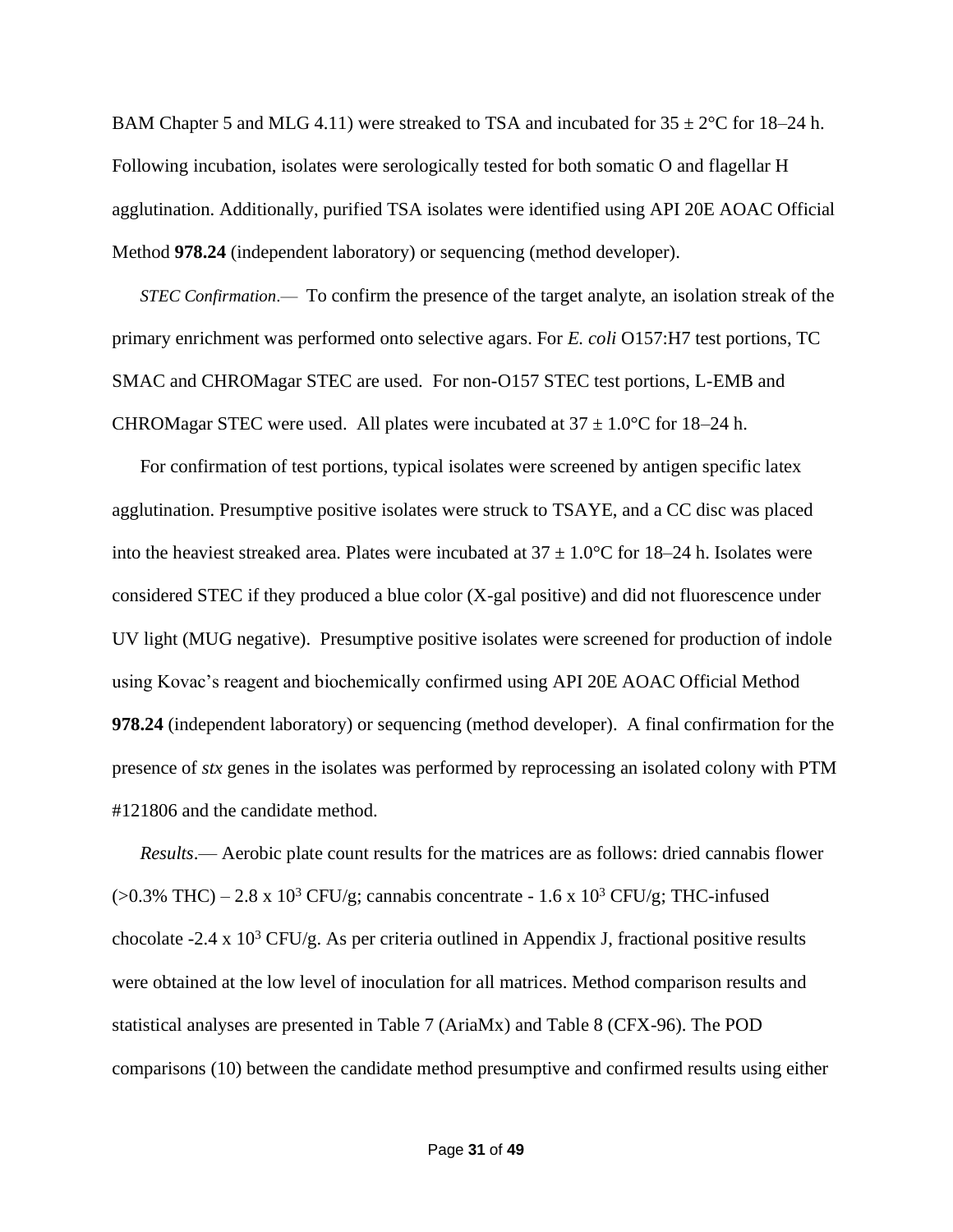BAM Chapter 5 and MLG 4.11) were streaked to TSA and incubated for $35 \pm 2°C$ for 18–24 h. Following incubation, isolates were serologically tested for both somatic O and flagellar H agglutination. Additionally, purified TSA isolates were identified using API 20E AOAC Official Method **978.24** (independent laboratory) or sequencing (method developer).

*STEC Confirmation*.— To confirm the presence of the target analyte, an isolation streak of the primary enrichment was performed onto selective agars. For *E. coli* O157:H7 test portions, TC SMAC and CHROMagar STEC are used. For non-O157 STEC test portions, L-EMB and CHROMagar STEC were used. All plates were incubated at $37 \pm 1.0°C$ for 18–24 h.

For confirmation of test portions, typical isolates were screened by antigen specific latex agglutination. Presumptive positive isolates were struck to TSAYE, and a CC disc was placed into the heaviest streaked area. Plates were incubated at $37 \pm 1.0°C$ for 18–24 h. Isolates were considered STEC if they produced a blue color (X-gal positive) and did not fluorescence under UV light (MUG negative). Presumptive positive isolates were screened for production of indole using Kovac's reagent and biochemically confirmed using API 20E AOAC Official Method **978.24** (independent laboratory) or sequencing (method developer). A final confirmation for the presence of *stx* genes in the isolates was performed by reprocessing an isolated colony with PTM #121806 and the candidate method.

*Results*.— Aerobic plate count results for the matrices are as follows: dried cannabis flower (>0.3% THC) – $2.8 \times 10^3$ CFU/g; cannabis concentrate - $1.6 \times 10^3$ CFU/g; THC-infused chocolate -$2.4 \times 10^3$ CFU/g. As per criteria outlined in Appendix J, fractional positive results were obtained at the low level of inoculation for all matrices. Method comparison results and statistical analyses are presented in Table 7 (AriaMx) and Table 8 (CFX-96). The POD comparisons (10) between the candidate method presumptive and confirmed results using either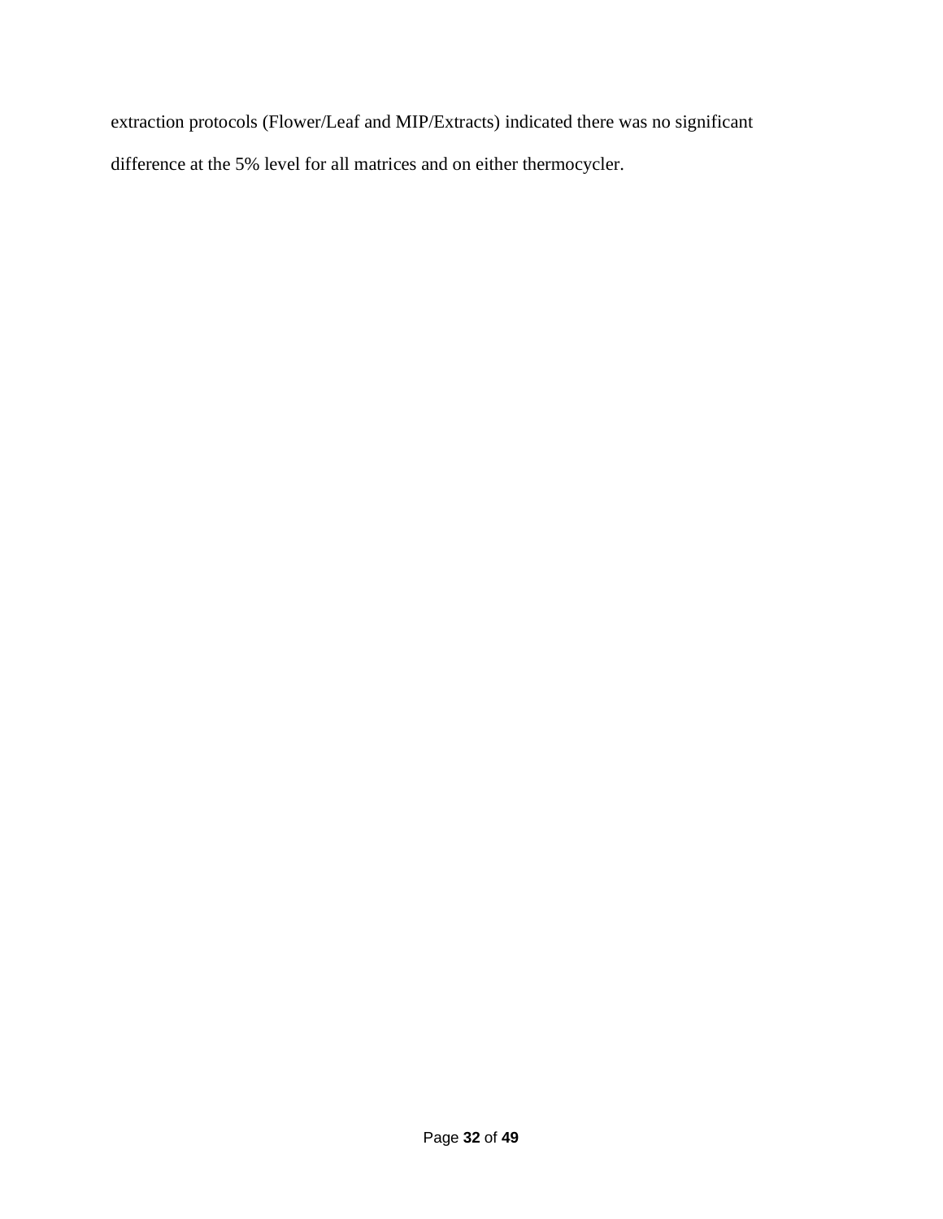extraction protocols (Flower/Leaf and MIP/Extracts) indicated there was no significant difference at the 5% level for all matrices and on either thermocycler.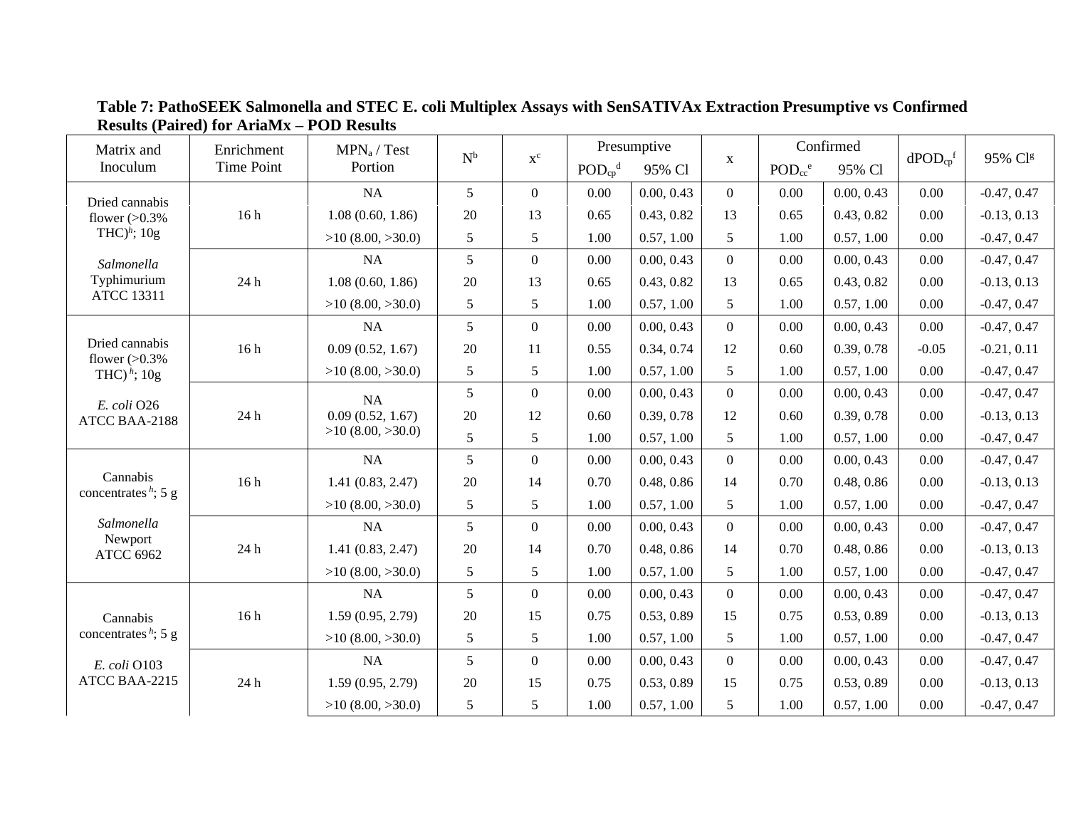**Table 7: PathoSEEK Salmonella and STEC E. coli Multiplex Assays with SenSATIVAx Extraction Presumptive vs Confirmed Results (Paired) for AriaMx – POD Results**

| Matrix and Inoculum | Enrichment Time Point | $MPN_a$ / Test Portion | N[b] | x[c] | Presumptive | | x | Confirmed | | $dPOD_{cp}$[f] | 95% Cl[g] |
|---|---|---|---|---|---|---|---|---|---|---|---|
| | | | | | $POD_{cp}$[d] | 95% Cl | | $POD_{cc}$[e] | 95% Cl | | |
| Dried cannabis flower (>0.3% THC)[h]; 10g | 16 h | NA | 5 | 0 | 0.00 | 0.00, 0.43 | 0 | 0.00 | 0.00, 0.43 | 0.00 | -0.47, 0.47 |
| | | 1.08 (0.60, 1.86) | 20 | 13 | 0.65 | 0.43, 0.82 | 13 | 0.65 | 0.43, 0.82 | 0.00 | -0.13, 0.13 |
| | | >10 (8.00, >30.0) | 5 | 5 | 1.00 | 0.57, 1.00 | 5 | 1.00 | 0.57, 1.00 | 0.00 | -0.47, 0.47 |
| *Salmonella* Typhimurium ATCC 13311 | 24 h | NA | 5 | 0 | 0.00 | 0.00, 0.43 | 0 | 0.00 | 0.00, 0.43 | 0.00 | -0.47, 0.47 |
| | | 1.08 (0.60, 1.86) | 20 | 13 | 0.65 | 0.43, 0.82 | 13 | 0.65 | 0.43, 0.82 | 0.00 | -0.13, 0.13 |
| | | >10 (8.00, >30.0) | 5 | 5 | 1.00 | 0.57, 1.00 | 5 | 1.00 | 0.57, 1.00 | 0.00 | -0.47, 0.47 |
| Dried cannabis flower (>0.3% THC)[h]; 10g | 16 h | NA | 5 | 0 | 0.00 | 0.00, 0.43 | 0 | 0.00 | 0.00, 0.43 | 0.00 | -0.47, 0.47 |
| | | 0.09 (0.52, 1.67) | 20 | 11 | 0.55 | 0.34, 0.74 | 12 | 0.60 | 0.39, 0.78 | -0.05 | -0.21, 0.11 |
| | | >10 (8.00, >30.0) | 5 | 5 | 1.00 | 0.57, 1.00 | 5 | 1.00 | 0.57, 1.00 | 0.00 | -0.47, 0.47 |
| *E. coli* O26 ATCC BAA-2188 | 24 h | NA | 5 | 0 | 0.00 | 0.00, 0.43 | 0 | 0.00 | 0.00, 0.43 | 0.00 | -0.47, 0.47 |
| | | 0.09 (0.52, 1.67) | 20 | 12 | 0.60 | 0.39, 0.78 | 12 | 0.60 | 0.39, 0.78 | 0.00 | -0.13, 0.13 |
| | | >10 (8.00, >30.0) | 5 | 5 | 1.00 | 0.57, 1.00 | 5 | 1.00 | 0.57, 1.00 | 0.00 | -0.47, 0.47 |
| Cannabis concentrates[h]; 5 g | 16 h | NA | 5 | 0 | 0.00 | 0.00, 0.43 | 0 | 0.00 | 0.00, 0.43 | 0.00 | -0.47, 0.47 |
| | | 1.41 (0.83, 2.47) | 20 | 14 | 0.70 | 0.48, 0.86 | 14 | 0.70 | 0.48, 0.86 | 0.00 | -0.13, 0.13 |
| | | >10 (8.00, >30.0) | 5 | 5 | 1.00 | 0.57, 1.00 | 5 | 1.00 | 0.57, 1.00 | 0.00 | -0.47, 0.47 |
| *Salmonella* Newport ATCC 6962 | 24 h | NA | 5 | 0 | 0.00 | 0.00, 0.43 | 0 | 0.00 | 0.00, 0.43 | 0.00 | -0.47, 0.47 |
| | | 1.41 (0.83, 2.47) | 20 | 14 | 0.70 | 0.48, 0.86 | 14 | 0.70 | 0.48, 0.86 | 0.00 | -0.13, 0.13 |
| | | >10 (8.00, >30.0) | 5 | 5 | 1.00 | 0.57, 1.00 | 5 | 1.00 | 0.57, 1.00 | 0.00 | -0.47, 0.47 |
| Cannabis concentrates[h]; 5 g | 16 h | NA | 5 | 0 | 0.00 | 0.00, 0.43 | 0 | 0.00 | 0.00, 0.43 | 0.00 | -0.47, 0.47 |
| | | 1.59 (0.95, 2.79) | 20 | 15 | 0.75 | 0.53, 0.89 | 15 | 0.75 | 0.53, 0.89 | 0.00 | -0.13, 0.13 |
| | | >10 (8.00, >30.0) | 5 | 5 | 1.00 | 0.57, 1.00 | 5 | 1.00 | 0.57, 1.00 | 0.00 | -0.47, 0.47 |
| *E. coli* O103 ATCC BAA-2215 | 24 h | NA | 5 | 0 | 0.00 | 0.00, 0.43 | 0 | 0.00 | 0.00, 0.43 | 0.00 | -0.47, 0.47 |
| | | 1.59 (0.95, 2.79) | 20 | 15 | 0.75 | 0.53, 0.89 | 15 | 0.75 | 0.53, 0.89 | 0.00 | -0.13, 0.13 |
| | | >10 (8.00, >30.0) | 5 | 5 | 1.00 | 0.57, 1.00 | 5 | 1.00 | 0.57, 1.00 | 0.00 | -0.47, 0.47 |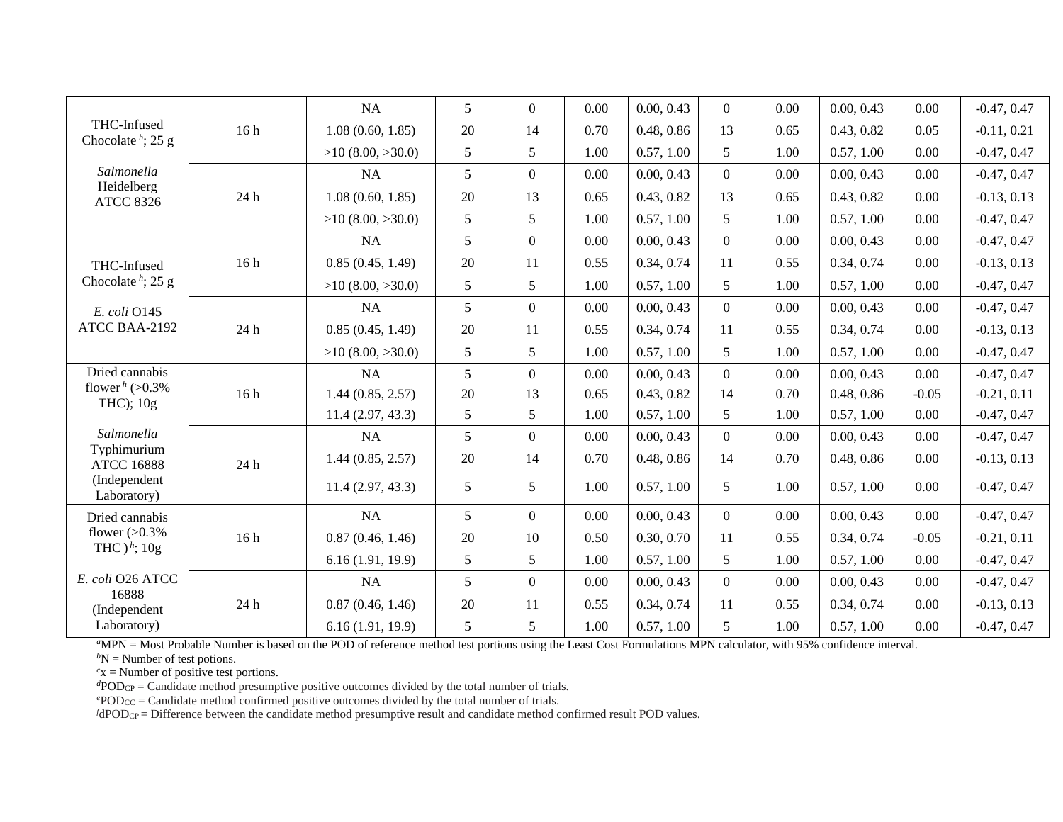| | | | | | | | | | | | |
|---|---|---|---|---|---|---|---|---|---|---|---|
| THC-Infused Chocolate[h]; 25 g<br><br>*Salmonella* Heidelberg ATCC 8326 | 16 h | NA | 5 | 0 | 0.00 | 0.00, 0.43 | 0 | 0.00 | 0.00, 0.43 | 0.00 | -0.47, 0.47 |
| | | 1.08 (0.60, 1.85) | 20 | 14 | 0.70 | 0.48, 0.86 | 13 | 0.65 | 0.43, 0.82 | 0.05 | -0.11, 0.21 |
| | | >10 (8.00, >30.0) | 5 | 5 | 1.00 | 0.57, 1.00 | 5 | 1.00 | 0.57, 1.00 | 0.00 | -0.47, 0.47 |
| | 24 h | NA | 5 | 0 | 0.00 | 0.00, 0.43 | 0 | 0.00 | 0.00, 0.43 | 0.00 | -0.47, 0.47 |
| | | 1.08 (0.60, 1.85) | 20 | 13 | 0.65 | 0.43, 0.82 | 13 | 0.65 | 0.43, 0.82 | 0.00 | -0.13, 0.13 |
| | | >10 (8.00, >30.0) | 5 | 5 | 1.00 | 0.57, 1.00 | 5 | 1.00 | 0.57, 1.00 | 0.00 | -0.47, 0.47 |
| THC-Infused Chocolate[h]; 25 g<br><br>*E. coli* O145 ATCC BAA-2192 | 16 h | NA | 5 | 0 | 0.00 | 0.00, 0.43 | 0 | 0.00 | 0.00, 0.43 | 0.00 | -0.47, 0.47 |
| | | 0.85 (0.45, 1.49) | 20 | 11 | 0.55 | 0.34, 0.74 | 11 | 0.55 | 0.34, 0.74 | 0.00 | -0.13, 0.13 |
| | | >10 (8.00, >30.0) | 5 | 5 | 1.00 | 0.57, 1.00 | 5 | 1.00 | 0.57, 1.00 | 0.00 | -0.47, 0.47 |
| | 24 h | NA | 5 | 0 | 0.00 | 0.00, 0.43 | 0 | 0.00 | 0.00, 0.43 | 0.00 | -0.47, 0.47 |
| | | 0.85 (0.45, 1.49) | 20 | 11 | 0.55 | 0.34, 0.74 | 11 | 0.55 | 0.34, 0.74 | 0.00 | -0.13, 0.13 |
| | | >10 (8.00, >30.0) | 5 | 5 | 1.00 | 0.57, 1.00 | 5 | 1.00 | 0.57, 1.00 | 0.00 | -0.47, 0.47 |
| Dried cannabis flower[h] (>0.3% THC); 10g<br><br>*Salmonella* Typhimurium ATCC 16888 (Independent Laboratory) | 16 h | NA | 5 | 0 | 0.00 | 0.00, 0.43 | 0 | 0.00 | 0.00, 0.43 | 0.00 | -0.47, 0.47 |
| | | 1.44 (0.85, 2.57) | 20 | 13 | 0.65 | 0.43, 0.82 | 14 | 0.70 | 0.48, 0.86 | -0.05 | -0.21, 0.11 |
| | | 11.4 (2.97, 43.3) | 5 | 5 | 1.00 | 0.57, 1.00 | 5 | 1.00 | 0.57, 1.00 | 0.00 | -0.47, 0.47 |
| | 24 h | NA | 5 | 0 | 0.00 | 0.00, 0.43 | 0 | 0.00 | 0.00, 0.43 | 0.00 | -0.47, 0.47 |
| | | 1.44 (0.85, 2.57) | 20 | 14 | 0.70 | 0.48, 0.86 | 14 | 0.70 | 0.48, 0.86 | 0.00 | -0.13, 0.13 |
| | | 11.4 (2.97, 43.3) | 5 | 5 | 1.00 | 0.57, 1.00 | 5 | 1.00 | 0.57, 1.00 | 0.00 | -0.47, 0.47 |
| Dried cannabis flower (>0.3% THC )[h]; 10g<br><br>*E. coli* O26 ATCC 16888 (Independent Laboratory) | 16 h | NA | 5 | 0 | 0.00 | 0.00, 0.43 | 0 | 0.00 | 0.00, 0.43 | 0.00 | -0.47, 0.47 |
| | | 0.87 (0.46, 1.46) | 20 | 10 | 0.50 | 0.30, 0.70 | 11 | 0.55 | 0.34, 0.74 | -0.05 | -0.21, 0.11 |
| | | 6.16 (1.91, 19.9) | 5 | 5 | 1.00 | 0.57, 1.00 | 5 | 1.00 | 0.57, 1.00 | 0.00 | -0.47, 0.47 |
| | 24 h | NA | 5 | 0 | 0.00 | 0.00, 0.43 | 0 | 0.00 | 0.00, 0.43 | 0.00 | -0.47, 0.47 |
| | | 0.87 (0.46, 1.46) | 20 | 11 | 0.55 | 0.34, 0.74 | 11 | 0.55 | 0.34, 0.74 | 0.00 | -0.13, 0.13 |
| | | 6.16 (1.91, 19.9) | 5 | 5 | 1.00 | 0.57, 1.00 | 5 | 1.00 | 0.57, 1.00 | 0.00 | -0.47, 0.47 |

[a]MPN = Most Probable Number is based on the POD of reference method test portions using the Least Cost Formulations MPN calculator, with 95% confidence interval.
[b]N = Number of test potions.
[c]x = Number of positive test portions.
[d]$POD_{CP}$ = Candidate method presumptive positive outcomes divided by the total number of trials.
[e]$POD_{CC}$ = Candidate method confirmed positive outcomes divided by the total number of trials.
[f]$dPOD_{CP}$ = Difference between the candidate method presumptive result and candidate method confirmed result POD values.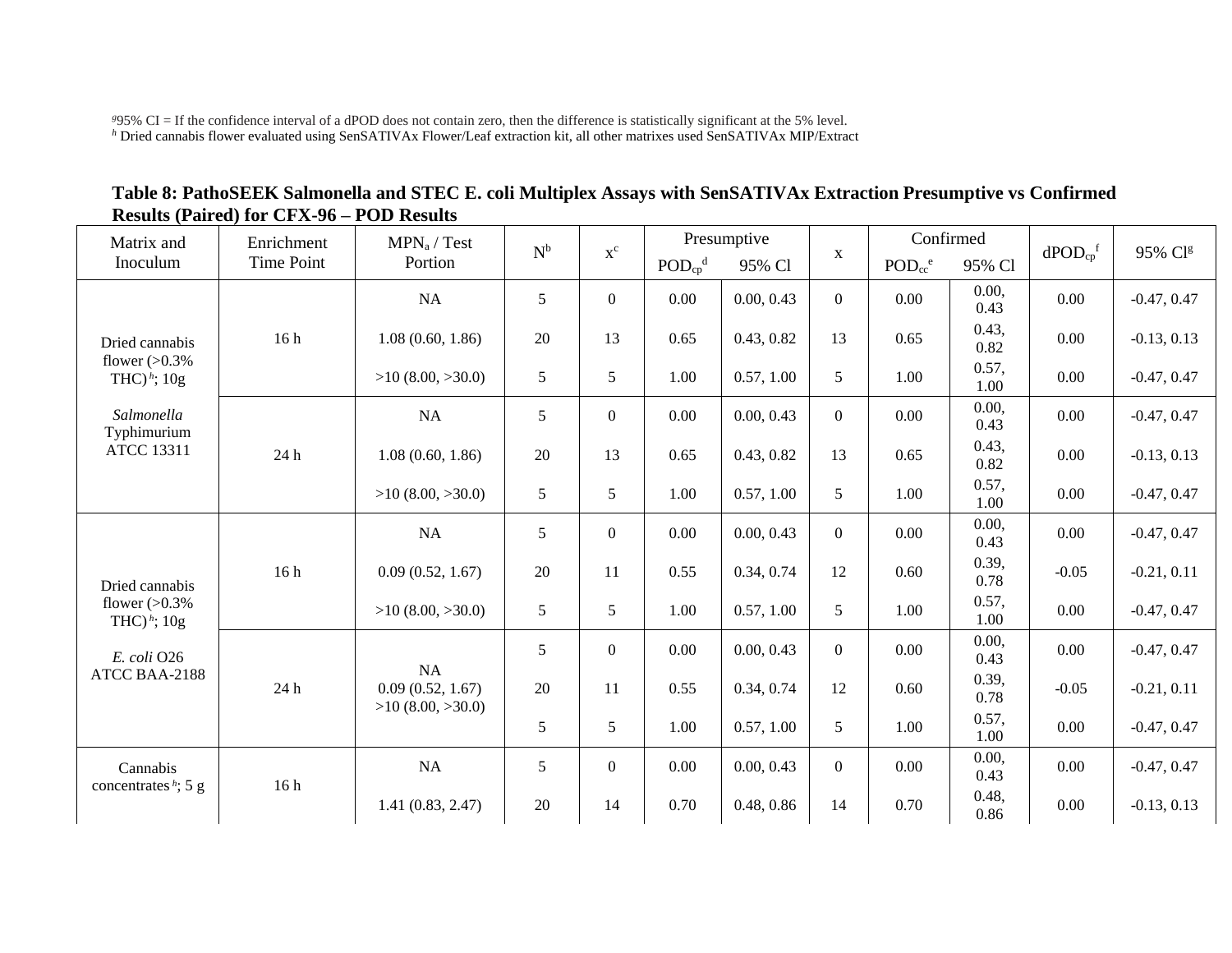[g]95% CI = If the confidence interval of a dPOD does not contain zero, then the difference is statistically significant at the 5% level.
[h] Dried cannabis flower evaluated using SenSATIVAx Flower/Leaf extraction kit, all other matrixes used SenSATIVAx MIP/Extract

**Table 8: PathoSEEK Salmonella and STEC E. coli Multiplex Assays with SenSATIVAx Extraction Presumptive vs Confirmed Results (Paired) for CFX-96 – POD Results**

| Matrix and Inoculum | Enrichment Time Point | $MPN_a$ / Test Portion | N[b] | x[c] | Presumptive | | x | Confirmed | | $dPOD_{cp}$[f] | 95% CI[g] |
|---|---|---|---|---|---|---|---|---|---|---|---|
| | | | | | $POD_{cp}$[d] | 95% Cl | | $POD_{cc}$[e] | 95% Cl | | |
| Dried cannabis flower (>0.3% THC)[h]; 10g *Salmonella* Typhimurium ATCC 13311 | 16 h | NA | 5 | 0 | 0.00 | 0.00, 0.43 | 0 | 0.00 | 0.00, 0.43 | 0.00 | -0.47, 0.47 |
| | | 1.08 (0.60, 1.86) | 20 | 13 | 0.65 | 0.43, 0.82 | 13 | 0.65 | 0.43, 0.82 | 0.00 | -0.13, 0.13 |
| | | >10 (8.00, >30.0) | 5 | 5 | 1.00 | 0.57, 1.00 | 5 | 1.00 | 0.57, 1.00 | 0.00 | -0.47, 0.47 |
| | 24 h | NA | 5 | 0 | 0.00 | 0.00, 0.43 | 0 | 0.00 | 0.00, 0.43 | 0.00 | -0.47, 0.47 |
| | | 1.08 (0.60, 1.86) | 20 | 13 | 0.65 | 0.43, 0.82 | 13 | 0.65 | 0.43, 0.82 | 0.00 | -0.13, 0.13 |
| | | >10 (8.00, >30.0) | 5 | 5 | 1.00 | 0.57, 1.00 | 5 | 1.00 | 0.57, 1.00 | 0.00 | -0.47, 0.47 |
| Dried cannabis flower (>0.3% THC)[h]; 10g *E. coli* O26 ATCC BAA-2188 | 16 h | NA | 5 | 0 | 0.00 | 0.00, 0.43 | 0 | 0.00 | 0.00, 0.43 | 0.00 | -0.47, 0.47 |
| | | 0.09 (0.52, 1.67) | 20 | 11 | 0.55 | 0.34, 0.74 | 12 | 0.60 | 0.39, 0.78 | -0.05 | -0.21, 0.11 |
| | | >10 (8.00, >30.0) | 5 | 5 | 1.00 | 0.57, 1.00 | 5 | 1.00 | 0.57, 1.00 | 0.00 | -0.47, 0.47 |
| | 24 h | NA | 5 | 0 | 0.00 | 0.00, 0.43 | 0 | 0.00 | 0.00, 0.43 | 0.00 | -0.47, 0.47 |
| | | 0.09 (0.52, 1.67) | 20 | 11 | 0.55 | 0.34, 0.74 | 12 | 0.60 | 0.39, 0.78 | -0.05 | -0.21, 0.11 |
| | | >10 (8.00, >30.0) | 5 | 5 | 1.00 | 0.57, 1.00 | 5 | 1.00 | 0.57, 1.00 | 0.00 | -0.47, 0.47 |
| Cannabis concentrates[h]; 5 g | 16 h | NA | 5 | 0 | 0.00 | 0.00, 0.43 | 0 | 0.00 | 0.00, 0.43 | 0.00 | -0.47, 0.47 |
| | | 1.41 (0.83, 2.47) | 20 | 14 | 0.70 | 0.48, 0.86 | 14 | 0.70 | 0.48, 0.86 | 0.00 | -0.13, 0.13 |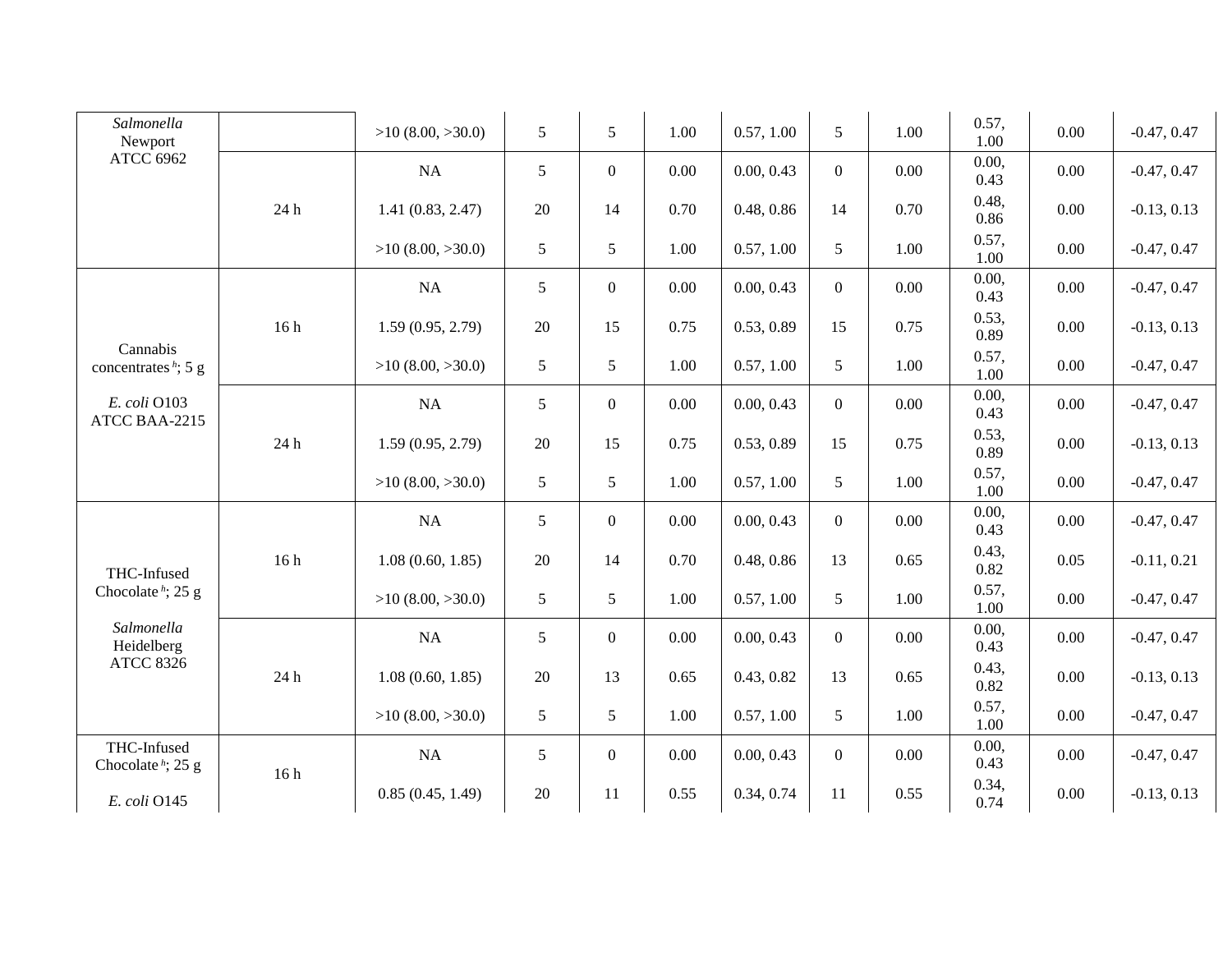| | | | | | | | | | | | |
|---|---|---|---|---|---|---|---|---|---|---|---|
| *Salmonella* Newport ATCC 6962 | | >10 (8.00, >30.0) | 5 | 5 | 1.00 | 0.57, 1.00 | 5 | 1.00 | 0.57, 1.00 | 0.00 | -0.47, 0.47 |
| | 24 h | NA | 5 | 0 | 0.00 | 0.00, 0.43 | 0 | 0.00 | 0.00, 0.43 | 0.00 | -0.47, 0.47 |
| | | 1.41 (0.83, 2.47) | 20 | 14 | 0.70 | 0.48, 0.86 | 14 | 0.70 | 0.48, 0.86 | 0.00 | -0.13, 0.13 |
| | | >10 (8.00, >30.0) | 5 | 5 | 1.00 | 0.57, 1.00 | 5 | 1.00 | 0.57, 1.00 | 0.00 | -0.47, 0.47 |
| Cannabis concentrates [h]; 5 g<br><br>*E. coli* O103 ATCC BAA-2215 | 16 h | NA | 5 | 0 | 0.00 | 0.00, 0.43 | 0 | 0.00 | 0.00, 0.43 | 0.00 | -0.47, 0.47 |
| | | 1.59 (0.95, 2.79) | 20 | 15 | 0.75 | 0.53, 0.89 | 15 | 0.75 | 0.53, 0.89 | 0.00 | -0.13, 0.13 |
| | | >10 (8.00, >30.0) | 5 | 5 | 1.00 | 0.57, 1.00 | 5 | 1.00 | 0.57, 1.00 | 0.00 | -0.47, 0.47 |
| | 24 h | NA | 5 | 0 | 0.00 | 0.00, 0.43 | 0 | 0.00 | 0.00, 0.43 | 0.00 | -0.47, 0.47 |
| | | 1.59 (0.95, 2.79) | 20 | 15 | 0.75 | 0.53, 0.89 | 15 | 0.75 | 0.53, 0.89 | 0.00 | -0.13, 0.13 |
| | | >10 (8.00, >30.0) | 5 | 5 | 1.00 | 0.57, 1.00 | 5 | 1.00 | 0.57, 1.00 | 0.00 | -0.47, 0.47 |
| THC-Infused Chocolate [h]; 25 g<br><br>*Salmonella* Heidelberg ATCC 8326 | 16 h | NA | 5 | 0 | 0.00 | 0.00, 0.43 | 0 | 0.00 | 0.00, 0.43 | 0.00 | -0.47, 0.47 |
| | | 1.08 (0.60, 1.85) | 20 | 14 | 0.70 | 0.48, 0.86 | 13 | 0.65 | 0.43, 0.82 | 0.05 | -0.11, 0.21 |
| | | >10 (8.00, >30.0) | 5 | 5 | 1.00 | 0.57, 1.00 | 5 | 1.00 | 0.57, 1.00 | 0.00 | -0.47, 0.47 |
| | 24 h | NA | 5 | 0 | 0.00 | 0.00, 0.43 | 0 | 0.00 | 0.00, 0.43 | 0.00 | -0.47, 0.47 |
| | | 1.08 (0.60, 1.85) | 20 | 13 | 0.65 | 0.43, 0.82 | 13 | 0.65 | 0.43, 0.82 | 0.00 | -0.13, 0.13 |
| | | >10 (8.00, >30.0) | 5 | 5 | 1.00 | 0.57, 1.00 | 5 | 1.00 | 0.57, 1.00 | 0.00 | -0.47, 0.47 |
| THC-Infused Chocolate [h]; 25 g<br><br>*E. coli* O145 | 16 h | NA | 5 | 0 | 0.00 | 0.00, 0.43 | 0 | 0.00 | 0.00, 0.43 | 0.00 | -0.47, 0.47 |
| | | 0.85 (0.45, 1.49) | 20 | 11 | 0.55 | 0.34, 0.74 | 11 | 0.55 | 0.34, 0.74 | 0.00 | -0.13, 0.13 |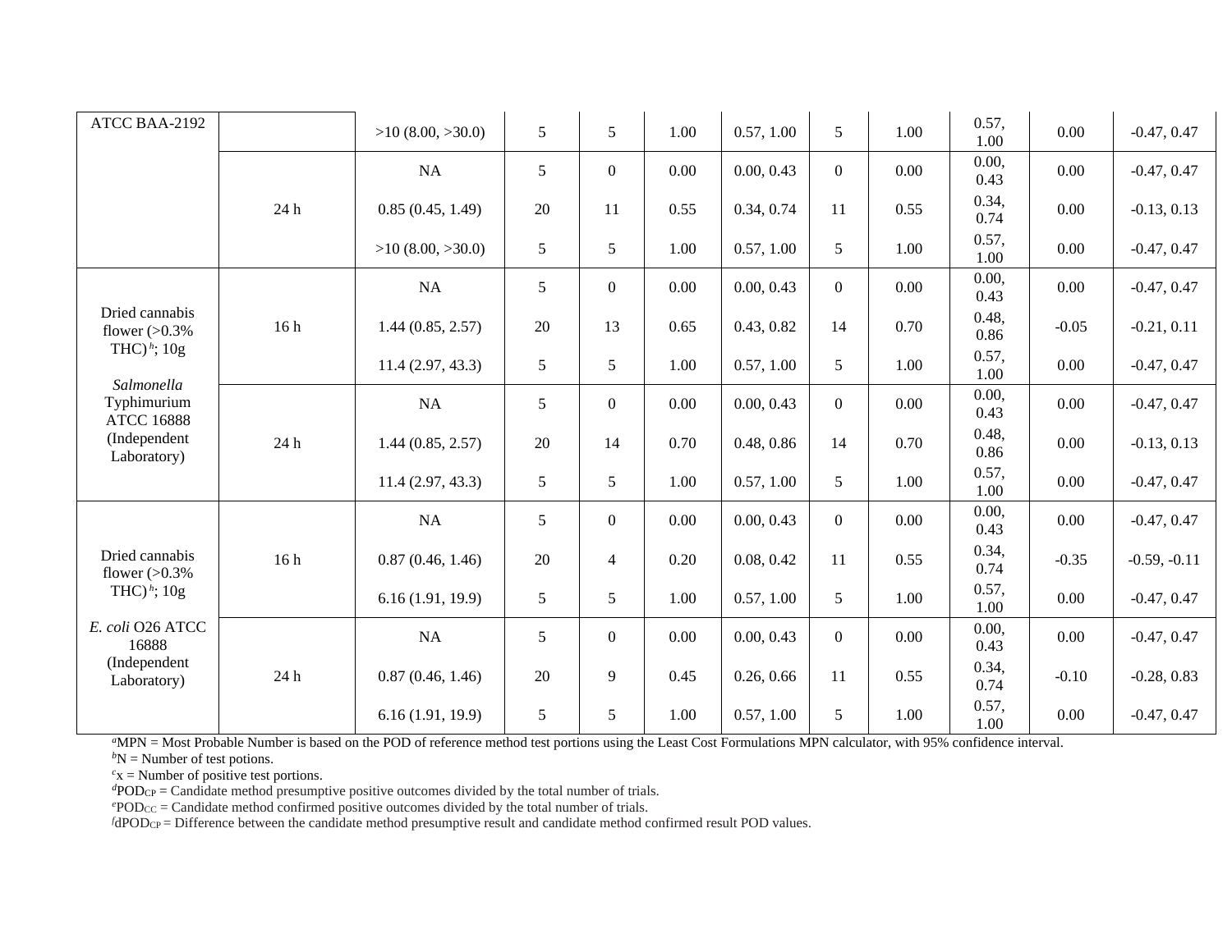| ATCC BAA-2192 | | >10 (8.00, >30.0) | 5 | 5 | 1.00 | 0.57, 1.00 | 5 | 1.00 | 0.57, 1.00 | 0.00 | -0.47, 0.47 |
|---|---|---|---|---|---|---|---|---|---|---|---|
| | 24 h | NA | 5 | 0 | 0.00 | 0.00, 0.43 | 0 | 0.00 | 0.00, 0.43 | 0.00 | -0.47, 0.47 |
| | | 0.85 (0.45, 1.49) | 20 | 11 | 0.55 | 0.34, 0.74 | 11 | 0.55 | 0.34, 0.74 | 0.00 | -0.13, 0.13 |
| | | >10 (8.00, >30.0) | 5 | 5 | 1.00 | 0.57, 1.00 | 5 | 1.00 | 0.57, 1.00 | 0.00 | -0.47, 0.47 |
| Dried cannabis flower (>0.3% THC)[h]; 10g *Salmonella* Typhimurium ATCC 16888 (Independent Laboratory) | 16 h | NA | 5 | 0 | 0.00 | 0.00, 0.43 | 0 | 0.00 | 0.00, 0.43 | 0.00 | -0.47, 0.47 |
| | | 1.44 (0.85, 2.57) | 20 | 13 | 0.65 | 0.43, 0.82 | 14 | 0.70 | 0.48, 0.86 | -0.05 | -0.21, 0.11 |
| | | 11.4 (2.97, 43.3) | 5 | 5 | 1.00 | 0.57, 1.00 | 5 | 1.00 | 0.57, 1.00 | 0.00 | -0.47, 0.47 |
| | 24 h | NA | 5 | 0 | 0.00 | 0.00, 0.43 | 0 | 0.00 | 0.00, 0.43 | 0.00 | -0.47, 0.47 |
| | | 1.44 (0.85, 2.57) | 20 | 14 | 0.70 | 0.48, 0.86 | 14 | 0.70 | 0.48, 0.86 | 0.00 | -0.13, 0.13 |
| | | 11.4 (2.97, 43.3) | 5 | 5 | 1.00 | 0.57, 1.00 | 5 | 1.00 | 0.57, 1.00 | 0.00 | -0.47, 0.47 |
| Dried cannabis flower (>0.3% THC)[h]; 10g *E. coli* O26 ATCC 16888 (Independent Laboratory) | 16 h | NA | 5 | 0 | 0.00 | 0.00, 0.43 | 0 | 0.00 | 0.00, 0.43 | 0.00 | -0.47, 0.47 |
| | | 0.87 (0.46, 1.46) | 20 | 4 | 0.20 | 0.08, 0.42 | 11 | 0.55 | 0.34, 0.74 | -0.35 | -0.59, -0.11 |
| | | 6.16 (1.91, 19.9) | 5 | 5 | 1.00 | 0.57, 1.00 | 5 | 1.00 | 0.57, 1.00 | 0.00 | -0.47, 0.47 |
| | 24 h | NA | 5 | 0 | 0.00 | 0.00, 0.43 | 0 | 0.00 | 0.00, 0.43 | 0.00 | -0.47, 0.47 |
| | | 0.87 (0.46, 1.46) | 20 | 9 | 0.45 | 0.26, 0.66 | 11 | 0.55 | 0.34, 0.74 | -0.10 | -0.28, 0.83 |
| | | 6.16 (1.91, 19.9) | 5 | 5 | 1.00 | 0.57, 1.00 | 5 | 1.00 | 0.57, 1.00 | 0.00 | -0.47, 0.47 |

[a]MPN = Most Probable Number is based on the POD of reference method test portions using the Least Cost Formulations MPN calculator, with 95% confidence interval.
[b]N = Number of test potions.
[c]x = Number of positive test portions.
[d]$POD_{CP}$ = Candidate method presumptive positive outcomes divided by the total number of trials.
[e]$POD_{CC}$ = Candidate method confirmed positive outcomes divided by the total number of trials.
[f]$dPOD_{CP}$ = Difference between the candidate method presumptive result and candidate method confirmed result POD values.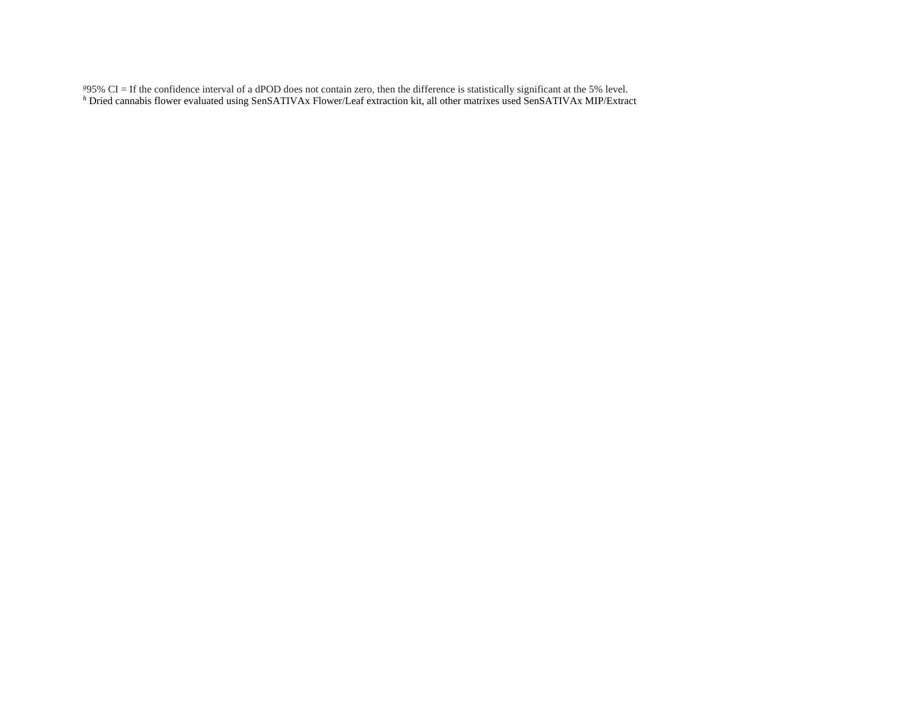[g] 95% CI = If the confidence interval of a dPOD does not contain zero, then the difference is statistically significant at the 5% level.
[h] Dried cannabis flower evaluated using SenSATIVAx Flower/Leaf extraction kit, all other matrixes used SenSATIVAx MIP/Extract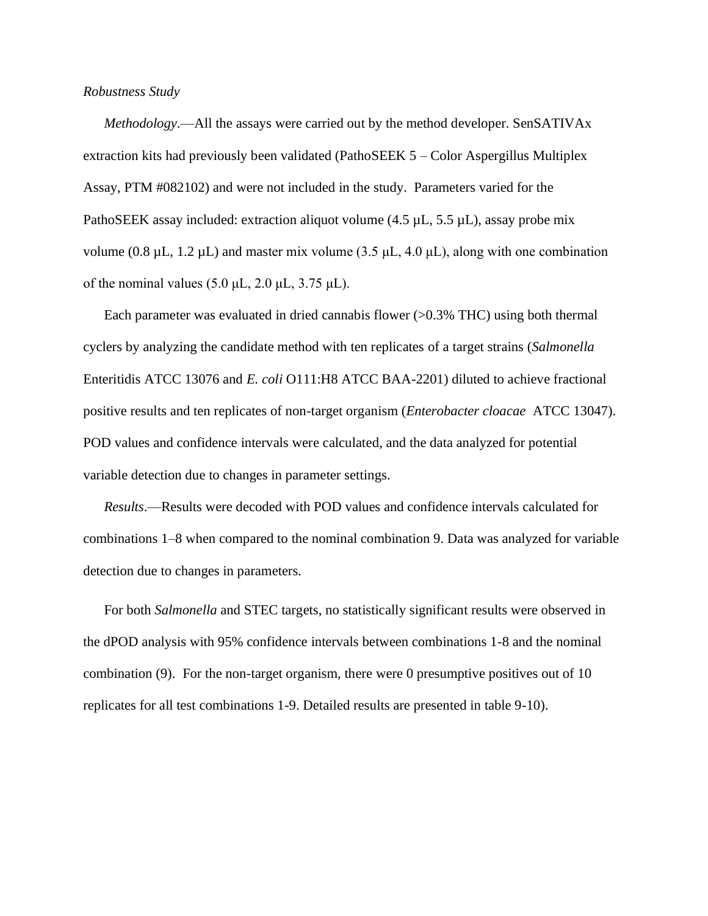*Robustness Study*

*Methodology*.—All the assays were carried out by the method developer. SenSATIVAx extraction kits had previously been validated (PathoSEEK 5 – Color Aspergillus Multiplex Assay, PTM #082102) and were not included in the study. Parameters varied for the PathoSEEK assay included: extraction aliquot volume (4.5 µL, 5.5 µL), assay probe mix volume (0.8 µL, 1.2 µL) and master mix volume (3.5 µL, 4.0 µL), along with one combination of the nominal values (5.0 µL, 2.0 µL, 3.75 µL).

Each parameter was evaluated in dried cannabis flower (>0.3% THC) using both thermal cyclers by analyzing the candidate method with ten replicates of a target strains (*Salmonella* Enteritidis ATCC 13076 and *E. coli* O111:H8 ATCC BAA-2201) diluted to achieve fractional positive results and ten replicates of non-target organism (*Enterobacter cloacae* ATCC 13047). POD values and confidence intervals were calculated, and the data analyzed for potential variable detection due to changes in parameter settings.

*Results*.—Results were decoded with POD values and confidence intervals calculated for combinations 1–8 when compared to the nominal combination 9. Data was analyzed for variable detection due to changes in parameters.

For both *Salmonella* and STEC targets, no statistically significant results were observed in the dPOD analysis with 95% confidence intervals between combinations 1-8 and the nominal combination (9). For the non-target organism, there were 0 presumptive positives out of 10 replicates for all test combinations 1-9. Detailed results are presented in table 9-10).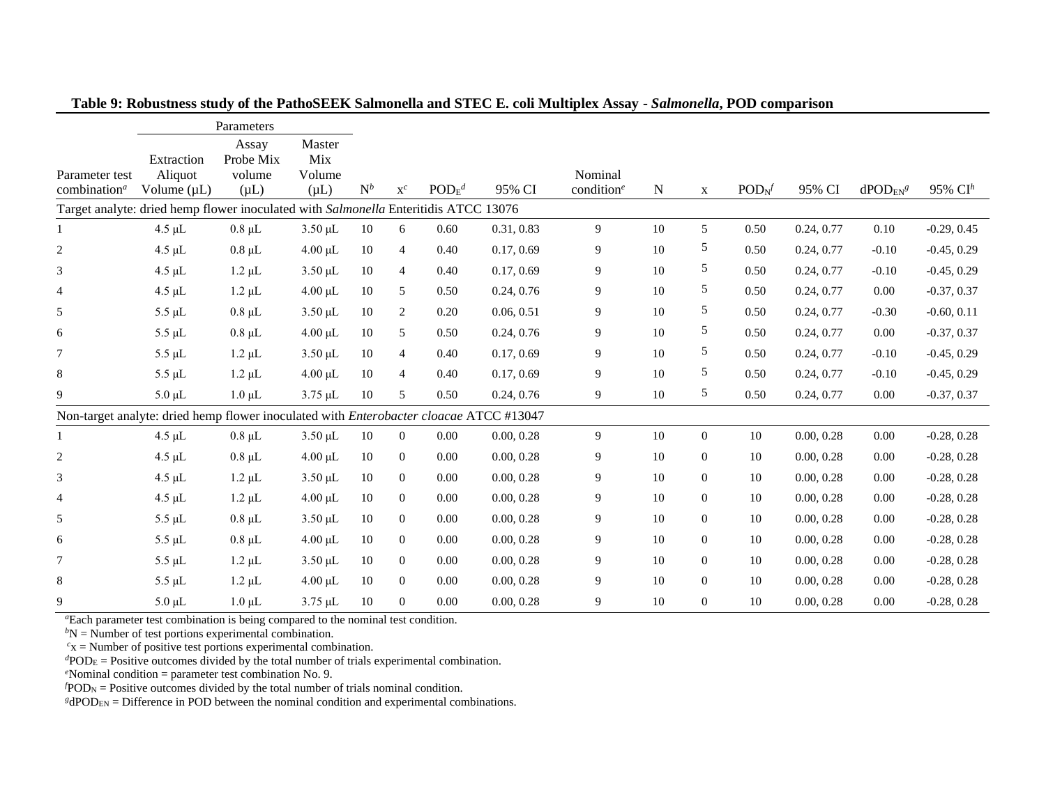**Table 9: Robustness study of the PathoSEEK Salmonella and STEC E. coli Multiplex Assay - *Salmonella*, POD comparison**

| Parameter test combination[a] | Extraction Aliquot Volume (µL) | Assay Probe Mix volume (µL) | Master Mix Volume (µL) | N[b] | x[c] | $POD_E$[d] | 95% CI | Nominal condition[e] | N | x | $POD_N$[f] | 95% CI | $dPOD_{EN}$[g] | 95% CI[h] |
|---|---|---|---|---|---|---|---|---|---|---|---|---|---|---|
| Target analyte: dried hemp flower inoculated with *Salmonella* Enteritidis ATCC 13076 | | | | | | | | | | | | | | |
| 1 | 4.5 µL | 0.8 µL | 3.50 µL | 10 | 6 | 0.60 | 0.31, 0.83 | 9 | 10 | 5 | 0.50 | 0.24, 0.77 | 0.10 | -0.29, 0.45 |
| 2 | 4.5 µL | 0.8 µL | 4.00 µL | 10 | 4 | 0.40 | 0.17, 0.69 | 9 | 10 | 5 | 0.50 | 0.24, 0.77 | -0.10 | -0.45, 0.29 |
| 3 | 4.5 µL | 1.2 µL | 3.50 µL | 10 | 4 | 0.40 | 0.17, 0.69 | 9 | 10 | 5 | 0.50 | 0.24, 0.77 | -0.10 | -0.45, 0.29 |
| 4 | 4.5 µL | 1.2 µL | 4.00 µL | 10 | 5 | 0.50 | 0.24, 0.76 | 9 | 10 | 5 | 0.50 | 0.24, 0.77 | 0.00 | -0.37, 0.37 |
| 5 | 5.5 µL | 0.8 µL | 3.50 µL | 10 | 2 | 0.20 | 0.06, 0.51 | 9 | 10 | 5 | 0.50 | 0.24, 0.77 | -0.30 | -0.60, 0.11 |
| 6 | 5.5 µL | 0.8 µL | 4.00 µL | 10 | 5 | 0.50 | 0.24, 0.76 | 9 | 10 | 5 | 0.50 | 0.24, 0.77 | 0.00 | -0.37, 0.37 |
| 7 | 5.5 µL | 1.2 µL | 3.50 µL | 10 | 4 | 0.40 | 0.17, 0.69 | 9 | 10 | 5 | 0.50 | 0.24, 0.77 | -0.10 | -0.45, 0.29 |
| 8 | 5.5 µL | 1.2 µL | 4.00 µL | 10 | 4 | 0.40 | 0.17, 0.69 | 9 | 10 | 5 | 0.50 | 0.24, 0.77 | -0.10 | -0.45, 0.29 |
| 9 | 5.0 µL | 1.0 µL | 3.75 µL | 10 | 5 | 0.50 | 0.24, 0.76 | 9 | 10 | 5 | 0.50 | 0.24, 0.77 | 0.00 | -0.37, 0.37 |
| Non-target analyte: dried hemp flower inoculated with *Enterobacter cloacae* ATCC #13047 | | | | | | | | | | | | | | |
| 1 | 4.5 µL | 0.8 µL | 3.50 µL | 10 | 0 | 0.00 | 0.00, 0.28 | 9 | 10 | 0 | 10 | 0.00, 0.28 | 0.00 | -0.28, 0.28 |
| 2 | 4.5 µL | 0.8 µL | 4.00 µL | 10 | 0 | 0.00 | 0.00, 0.28 | 9 | 10 | 0 | 10 | 0.00, 0.28 | 0.00 | -0.28, 0.28 |
| 3 | 4.5 µL | 1.2 µL | 3.50 µL | 10 | 0 | 0.00 | 0.00, 0.28 | 9 | 10 | 0 | 10 | 0.00, 0.28 | 0.00 | -0.28, 0.28 |
| 4 | 4.5 µL | 1.2 µL | 4.00 µL | 10 | 0 | 0.00 | 0.00, 0.28 | 9 | 10 | 0 | 10 | 0.00, 0.28 | 0.00 | -0.28, 0.28 |
| 5 | 5.5 µL | 0.8 µL | 3.50 µL | 10 | 0 | 0.00 | 0.00, 0.28 | 9 | 10 | 0 | 10 | 0.00, 0.28 | 0.00 | -0.28, 0.28 |
| 6 | 5.5 µL | 0.8 µL | 4.00 µL | 10 | 0 | 0.00 | 0.00, 0.28 | 9 | 10 | 0 | 10 | 0.00, 0.28 | 0.00 | -0.28, 0.28 |
| 7 | 5.5 µL | 1.2 µL | 3.50 µL | 10 | 0 | 0.00 | 0.00, 0.28 | 9 | 10 | 0 | 10 | 0.00, 0.28 | 0.00 | -0.28, 0.28 |
| 8 | 5.5 µL | 1.2 µL | 4.00 µL | 10 | 0 | 0.00 | 0.00, 0.28 | 9 | 10 | 0 | 10 | 0.00, 0.28 | 0.00 | -0.28, 0.28 |
| 9 | 5.0 µL | 1.0 µL | 3.75 µL | 10 | 0 | 0.00 | 0.00, 0.28 | 9 | 10 | 0 | 10 | 0.00, 0.28 | 0.00 | -0.28, 0.28 |

[a]Each parameter test combination is being compared to the nominal test condition.
[b]N = Number of test portions experimental combination.
[c]x = Number of positive test portions experimental combination.
[d]$POD_E$ = Positive outcomes divided by the total number of trials experimental combination.
[e]Nominal condition = parameter test combination No. 9.
[f]$POD_N$ = Positive outcomes divided by the total number of trials nominal condition.
[g]$dPOD_{EN}$ = Difference in POD between the nominal condition and experimental combinations.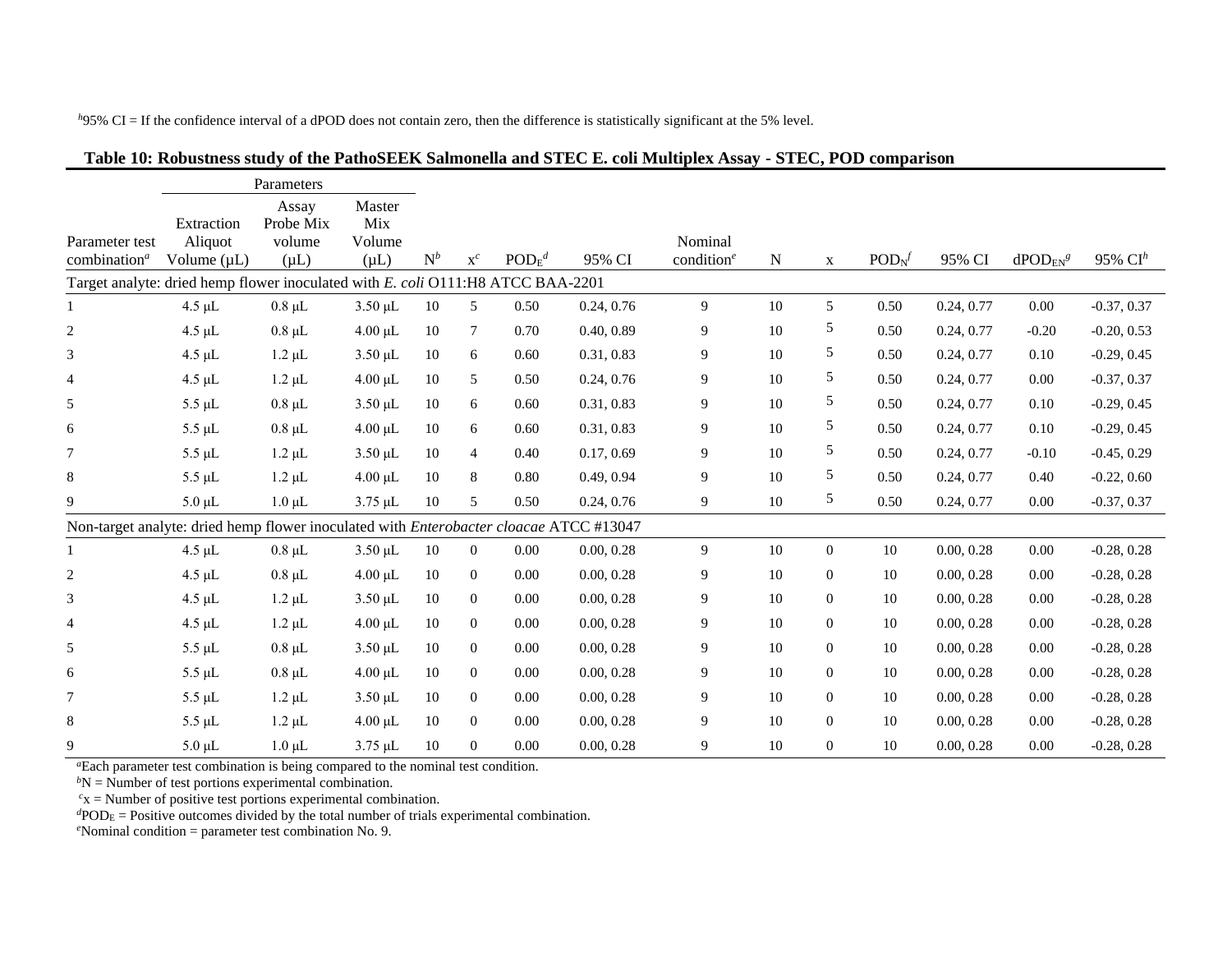[h]95% CI = If the confidence interval of a dPOD does not contain zero, then the difference is statistically significant at the 5% level.

**Table 10: Robustness study of the PathoSEEK Salmonella and STEC E. coli Multiplex Assay - STEC, POD comparison**

| | Parameters | | | | | | | | | | | | | | |
|---|---|---|---|---|---|---|---|---|---|---|---|---|---|---|---|
| Parameter test combination[a] | Extraction Aliquot Volume (µL) | Assay Probe Mix volume (µL) | Master Mix Volume (µL) | N[b] | x[c] | $POD_E$[d] | 95% CI | Nominal condition[e] | N | x | $POD_N$[f] | 95% CI | $dPOD_{EN}$[g] | 95% CI[h] |
| Target analyte: dried hemp flower inoculated with *E. coli* O111:H8 ATCC BAA-2201 | | | | | | | | | | | | | | |
| 1 | 4.5 µL | 0.8 µL | 3.50 µL | 10 | 5 | 0.50 | 0.24, 0.76 | 9 | 10 | 5 | 0.50 | 0.24, 0.77 | 0.00 | -0.37, 0.37 |
| 2 | 4.5 µL | 0.8 µL | 4.00 µL | 10 | 7 | 0.70 | 0.40, 0.89 | 9 | 10 | 5 | 0.50 | 0.24, 0.77 | -0.20 | -0.20, 0.53 |
| 3 | 4.5 µL | 1.2 µL | 3.50 µL | 10 | 6 | 0.60 | 0.31, 0.83 | 9 | 10 | 5 | 0.50 | 0.24, 0.77 | 0.10 | -0.29, 0.45 |
| 4 | 4.5 µL | 1.2 µL | 4.00 µL | 10 | 5 | 0.50 | 0.24, 0.76 | 9 | 10 | 5 | 0.50 | 0.24, 0.77 | 0.00 | -0.37, 0.37 |
| 5 | 5.5 µL | 0.8 µL | 3.50 µL | 10 | 6 | 0.60 | 0.31, 0.83 | 9 | 10 | 5 | 0.50 | 0.24, 0.77 | 0.10 | -0.29, 0.45 |
| 6 | 5.5 µL | 0.8 µL | 4.00 µL | 10 | 6 | 0.60 | 0.31, 0.83 | 9 | 10 | 5 | 0.50 | 0.24, 0.77 | 0.10 | -0.29, 0.45 |
| 7 | 5.5 µL | 1.2 µL | 3.50 µL | 10 | 4 | 0.40 | 0.17, 0.69 | 9 | 10 | 5 | 0.50 | 0.24, 0.77 | -0.10 | -0.45, 0.29 |
| 8 | 5.5 µL | 1.2 µL | 4.00 µL | 10 | 8 | 0.80 | 0.49, 0.94 | 9 | 10 | 5 | 0.50 | 0.24, 0.77 | 0.40 | -0.22, 0.60 |
| 9 | 5.0 µL | 1.0 µL | 3.75 µL | 10 | 5 | 0.50 | 0.24, 0.76 | 9 | 10 | 5 | 0.50 | 0.24, 0.77 | 0.00 | -0.37, 0.37 |
| Non-target analyte: dried hemp flower inoculated with *Enterobacter cloacae* ATCC #13047 | | | | | | | | | | | | | | |
| 1 | 4.5 µL | 0.8 µL | 3.50 µL | 10 | 0 | 0.00 | 0.00, 0.28 | 9 | 10 | 0 | 10 | 0.00, 0.28 | 0.00 | -0.28, 0.28 |
| 2 | 4.5 µL | 0.8 µL | 4.00 µL | 10 | 0 | 0.00 | 0.00, 0.28 | 9 | 10 | 0 | 10 | 0.00, 0.28 | 0.00 | -0.28, 0.28 |
| 3 | 4.5 µL | 1.2 µL | 3.50 µL | 10 | 0 | 0.00 | 0.00, 0.28 | 9 | 10 | 0 | 10 | 0.00, 0.28 | 0.00 | -0.28, 0.28 |
| 4 | 4.5 µL | 1.2 µL | 4.00 µL | 10 | 0 | 0.00 | 0.00, 0.28 | 9 | 10 | 0 | 10 | 0.00, 0.28 | 0.00 | -0.28, 0.28 |
| 5 | 5.5 µL | 0.8 µL | 3.50 µL | 10 | 0 | 0.00 | 0.00, 0.28 | 9 | 10 | 0 | 10 | 0.00, 0.28 | 0.00 | -0.28, 0.28 |
| 6 | 5.5 µL | 0.8 µL | 4.00 µL | 10 | 0 | 0.00 | 0.00, 0.28 | 9 | 10 | 0 | 10 | 0.00, 0.28 | 0.00 | -0.28, 0.28 |
| 7 | 5.5 µL | 1.2 µL | 3.50 µL | 10 | 0 | 0.00 | 0.00, 0.28 | 9 | 10 | 0 | 10 | 0.00, 0.28 | 0.00 | -0.28, 0.28 |
| 8 | 5.5 µL | 1.2 µL | 4.00 µL | 10 | 0 | 0.00 | 0.00, 0.28 | 9 | 10 | 0 | 10 | 0.00, 0.28 | 0.00 | -0.28, 0.28 |
| 9 | 5.0 µL | 1.0 µL | 3.75 µL | 10 | 0 | 0.00 | 0.00, 0.28 | 9 | 10 | 0 | 10 | 0.00, 0.28 | 0.00 | -0.28, 0.28 |

[a]Each parameter test combination is being compared to the nominal test condition.
[b]N = Number of test portions experimental combination.
[c]x = Number of positive test portions experimental combination.
[d]$POD_E$ = Positive outcomes divided by the total number of trials experimental combination.
[e]Nominal condition = parameter test combination No. 9.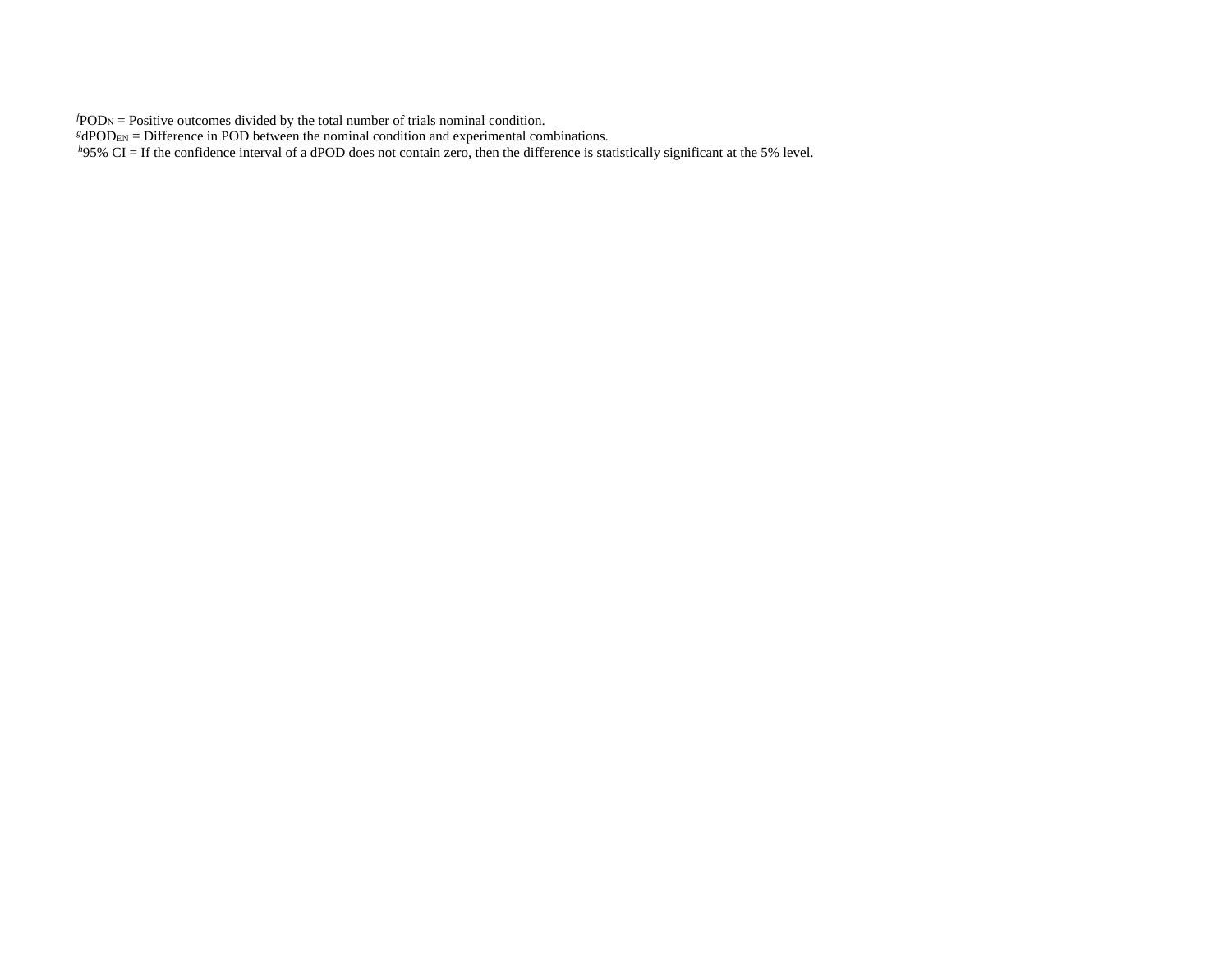[f]$POD_N$ = Positive outcomes divided by the total number of trials nominal condition.
[g]$dPOD_{EN}$ = Difference in POD between the nominal condition and experimental combinations.
[h]95% CI = If the confidence interval of a dPOD does not contain zero, then the difference is statistically significant at the 5% level.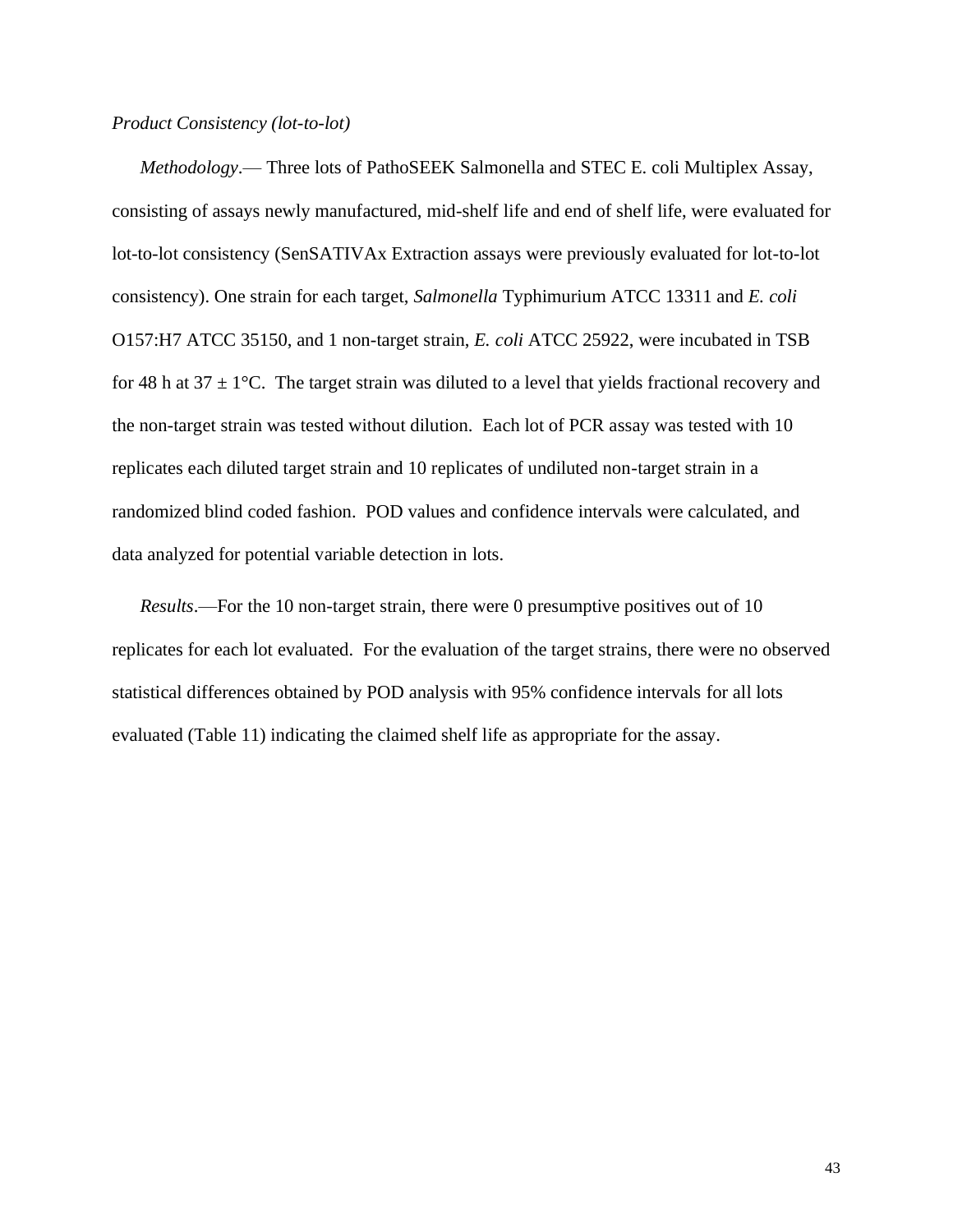*Product Consistency (lot-to-lot)*

*Methodology*.— Three lots of PathoSEEK Salmonella and STEC E. coli Multiplex Assay, consisting of assays newly manufactured, mid-shelf life and end of shelf life, were evaluated for lot-to-lot consistency (SenSATIVAx Extraction assays were previously evaluated for lot-to-lot consistency). One strain for each target, *Salmonella* Typhimurium ATCC 13311 and *E. coli* O157:H7 ATCC 35150, and 1 non-target strain, *E. coli* ATCC 25922, were incubated in TSB for 48 h at $37 \pm 1$°C. The target strain was diluted to a level that yields fractional recovery and the non-target strain was tested without dilution. Each lot of PCR assay was tested with 10 replicates each diluted target strain and 10 replicates of undiluted non-target strain in a randomized blind coded fashion. POD values and confidence intervals were calculated, and data analyzed for potential variable detection in lots.

*Results*.—For the 10 non-target strain, there were 0 presumptive positives out of 10 replicates for each lot evaluated. For the evaluation of the target strains, there were no observed statistical differences obtained by POD analysis with 95% confidence intervals for all lots evaluated (Table 11) indicating the claimed shelf life as appropriate for the assay.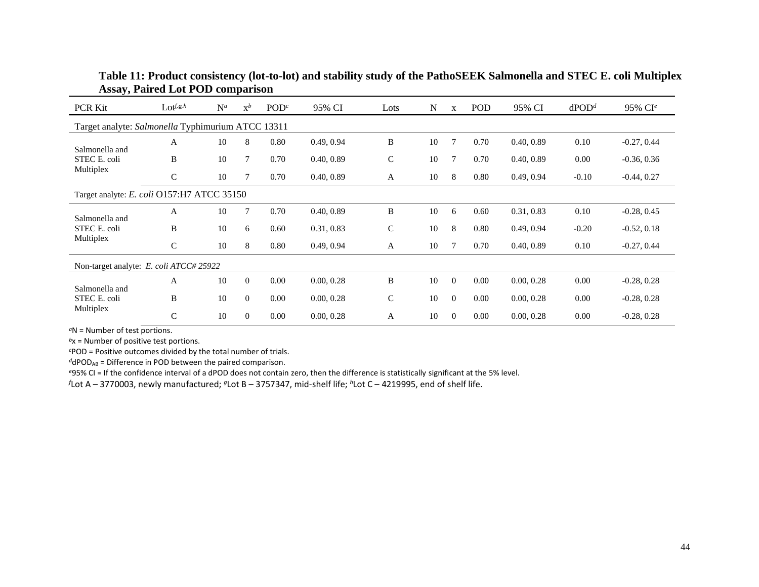**Table 11: Product consistency (lot-to-lot) and stability study of the PathoSEEK Salmonella and STEC E. coli Multiplex Assay, Paired Lot POD comparison**

| PCR Kit | Lot[f,g,h] | N[a] | x[b] | POD[c] | 95% CI | Lots | N | x | POD | 95% CI | dPOD[d] | 95% CI[e] |
|---|---|---|---|---|---|---|---|---|---|---|---|---|
| Target analyte: *Salmonella* Typhimurium ATCC 13311 | | | | | | | | | | | | |
| Salmonella and STEC E. coli Multiplex | A | 10 | 8 | 0.80 | 0.49, 0.94 | B | 10 | 7 | 0.70 | 0.40, 0.89 | 0.10 | -0.27, 0.44 |
| | B | 10 | 7 | 0.70 | 0.40, 0.89 | C | 10 | 7 | 0.70 | 0.40, 0.89 | 0.00 | -0.36, 0.36 |
| | C | 10 | 7 | 0.70 | 0.40, 0.89 | A | 10 | 8 | 0.80 | 0.49, 0.94 | -0.10 | -0.44, 0.27 |
| Target analyte: *E. coli* O157:H7 ATCC 35150 | | | | | | | | | | | | |
| Salmonella and STEC E. coli Multiplex | A | 10 | 7 | 0.70 | 0.40, 0.89 | B | 10 | 6 | 0.60 | 0.31, 0.83 | 0.10 | -0.28, 0.45 |
| | B | 10 | 6 | 0.60 | 0.31, 0.83 | C | 10 | 8 | 0.80 | 0.49, 0.94 | -0.20 | -0.52, 0.18 |
| | C | 10 | 8 | 0.80 | 0.49, 0.94 | A | 10 | 7 | 0.70 | 0.40, 0.89 | 0.10 | -0.27, 0.44 |
| Non-target analyte: *E. coli ATCC# 25922* | | | | | | | | | | | | |
| Salmonella and STEC E. coli Multiplex | A | 10 | 0 | 0.00 | 0.00, 0.28 | B | 10 | 0 | 0.00 | 0.00, 0.28 | 0.00 | -0.28, 0.28 |
| | B | 10 | 0 | 0.00 | 0.00, 0.28 | C | 10 | 0 | 0.00 | 0.00, 0.28 | 0.00 | -0.28, 0.28 |
| | C | 10 | 0 | 0.00 | 0.00, 0.28 | A | 10 | 0 | 0.00 | 0.00, 0.28 | 0.00 | -0.28, 0.28 |

[a]N = Number of test portions.
[b]x = Number of positive test portions.
[c]POD = Positive outcomes divided by the total number of trials.
[d]$dPOD_{AB}$ = Difference in POD between the paired comparison.
[e]95% CI = If the confidence interval of a dPOD does not contain zero, then the difference is statistically significant at the 5% level.
[f]Lot A – 3770003, newly manufactured; [g]Lot B – 3757347, mid-shelf life; [h]Lot C – 4219995, end of shelf life.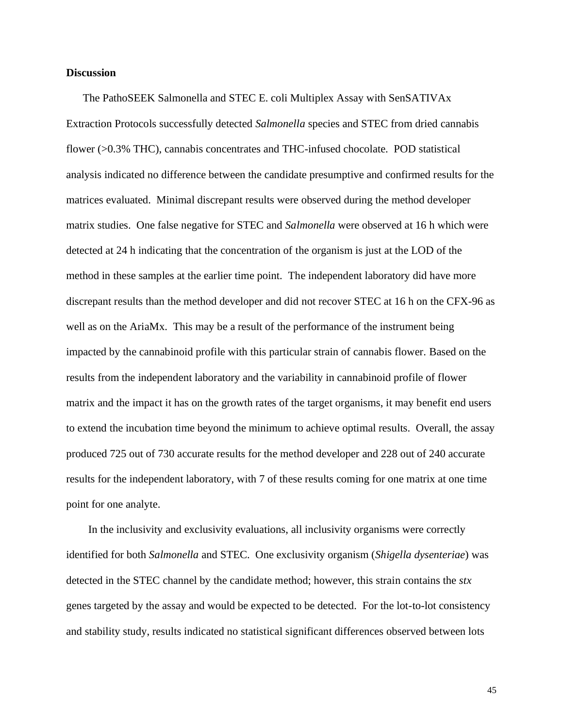**Discussion**

The PathoSEEK Salmonella and STEC E. coli Multiplex Assay with SenSATIVAx Extraction Protocols successfully detected *Salmonella* species and STEC from dried cannabis flower (>0.3% THC), cannabis concentrates and THC-infused chocolate. POD statistical analysis indicated no difference between the candidate presumptive and confirmed results for the matrices evaluated. Minimal discrepant results were observed during the method developer matrix studies. One false negative for STEC and *Salmonella* were observed at 16 h which were detected at 24 h indicating that the concentration of the organism is just at the LOD of the method in these samples at the earlier time point. The independent laboratory did have more discrepant results than the method developer and did not recover STEC at 16 h on the CFX-96 as well as on the AriaMx. This may be a result of the performance of the instrument being impacted by the cannabinoid profile with this particular strain of cannabis flower. Based on the results from the independent laboratory and the variability in cannabinoid profile of flower matrix and the impact it has on the growth rates of the target organisms, it may benefit end users to extend the incubation time beyond the minimum to achieve optimal results. Overall, the assay produced 725 out of 730 accurate results for the method developer and 228 out of 240 accurate results for the independent laboratory, with 7 of these results coming for one matrix at one time point for one analyte.

In the inclusivity and exclusivity evaluations, all inclusivity organisms were correctly identified for both *Salmonella* and STEC. One exclusivity organism (*Shigella dysenteriae*) was detected in the STEC channel by the candidate method; however, this strain contains the *stx* genes targeted by the assay and would be expected to be detected. For the lot-to-lot consistency and stability study, results indicated no statistical significant differences observed between lots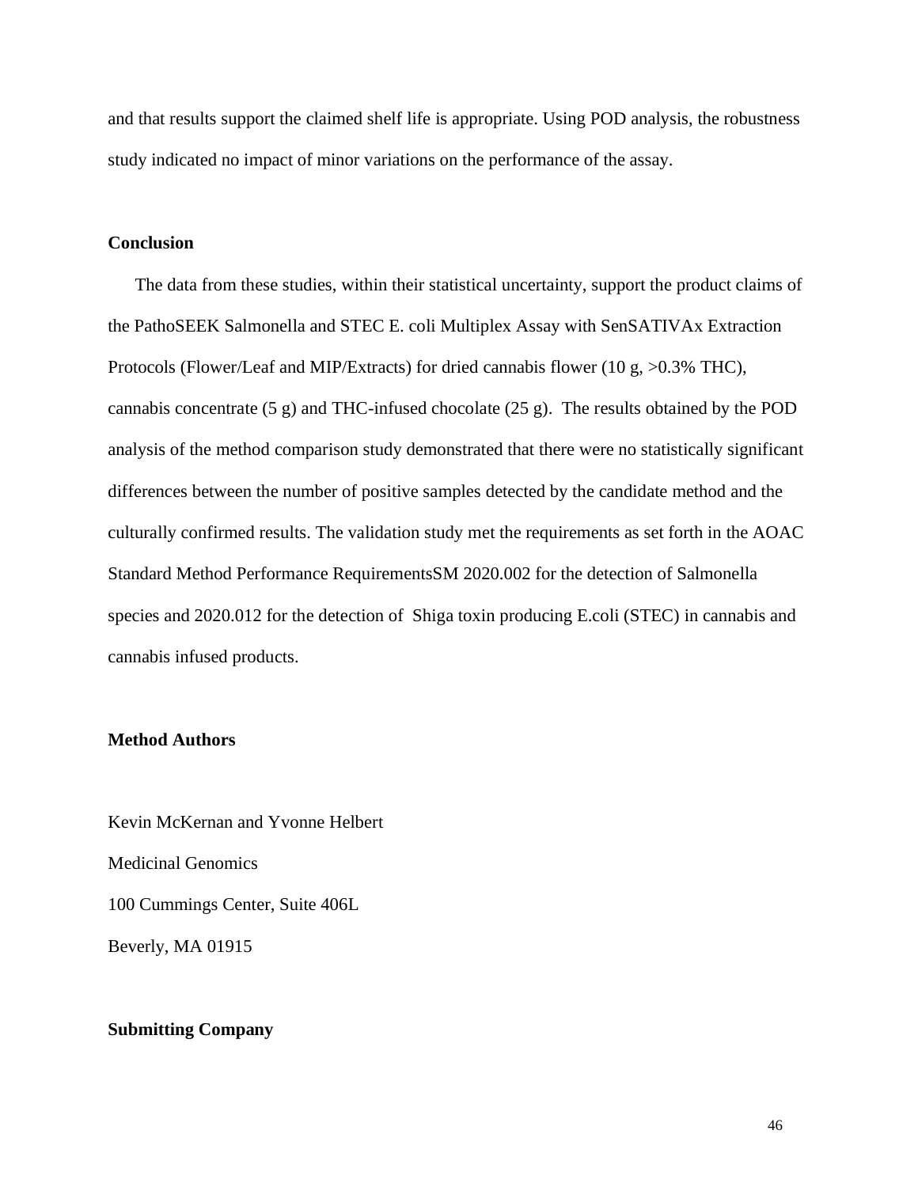and that results support the claimed shelf life is appropriate. Using POD analysis, the robustness study indicated no impact of minor variations on the performance of the assay.

### Conclusion

The data from these studies, within their statistical uncertainty, support the product claims of the PathoSEEK Salmonella and STEC E. coli Multiplex Assay with SenSATIVAx Extraction Protocols (Flower/Leaf and MIP/Extracts) for dried cannabis flower (10 g, >0.3% THC), cannabis concentrate (5 g) and THC-infused chocolate (25 g). The results obtained by the POD analysis of the method comparison study demonstrated that there were no statistically significant differences between the number of positive samples detected by the candidate method and the culturally confirmed results. The validation study met the requirements as set forth in the AOAC Standard Method Performance RequirementsSM 2020.002 for the detection of Salmonella species and 2020.012 for the detection of Shiga toxin producing E.coli (STEC) in cannabis and cannabis infused products.

### Method Authors

Kevin McKernan and Yvonne Helbert

Medicinal Genomics

100 Cummings Center, Suite 406L

Beverly, MA 01915

### Submitting Company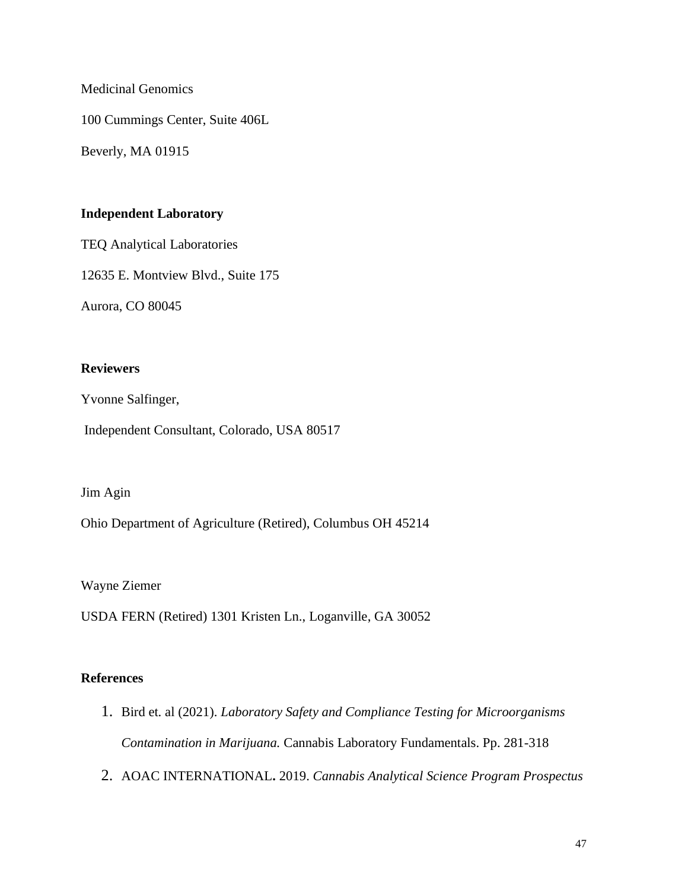Medicinal Genomics

100 Cummings Center, Suite 406L

Beverly, MA 01915

**Independent Laboratory**

TEQ Analytical Laboratories

12635 E. Montview Blvd., Suite 175

Aurora, CO 80045

**Reviewers**

Yvonne Salfinger,

Independent Consultant, Colorado, USA 80517

Jim Agin

Ohio Department of Agriculture (Retired), Columbus OH 45214

Wayne Ziemer

USDA FERN (Retired) 1301 Kristen Ln., Loganville, GA 30052

**References**

1. Bird et. al (2021). *Laboratory Safety and Compliance Testing for Microorganisms Contamination in Marijuana.* Cannabis Laboratory Fundamentals. Pp. 281-318
2. AOAC INTERNATIONAL**.** 2019. *Cannabis Analytical Science Program Prospectus*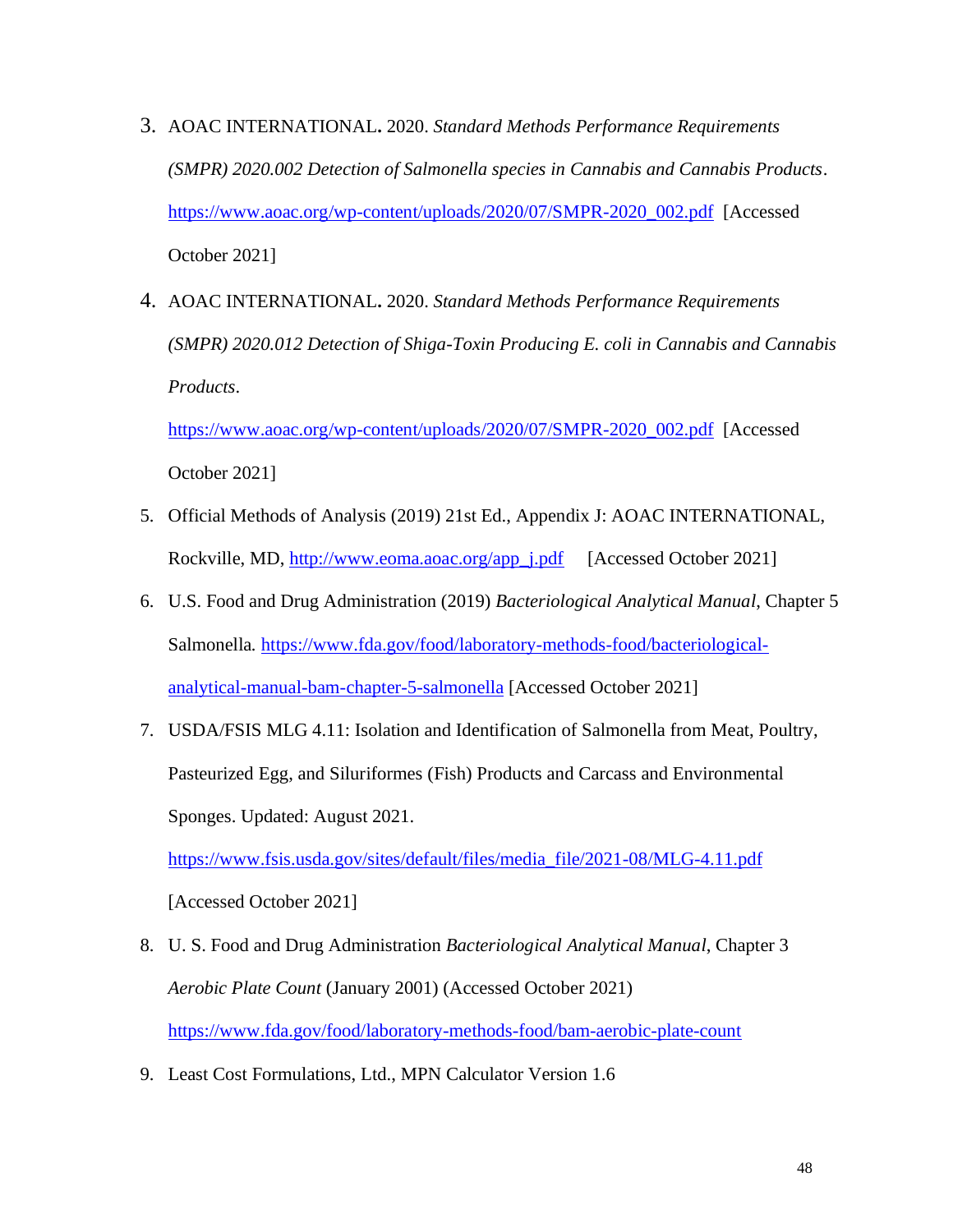3. AOAC INTERNATIONAL**.** 2020. *Standard Methods Performance Requirements (SMPR) 2020.002 Detection of Salmonella species in Cannabis and Cannabis Products*. https://www.aoac.org/wp-content/uploads/2020/07/SMPR-2020_002.pdf [Accessed October 2021]

4. AOAC INTERNATIONAL**.** 2020. *Standard Methods Performance Requirements (SMPR) 2020.012 Detection of Shiga-Toxin Producing E. coli in Cannabis and Cannabis Products*. https://www.aoac.org/wp-content/uploads/2020/07/SMPR-2020_002.pdf [Accessed October 2021]

5. Official Methods of Analysis (2019) 21st Ed., Appendix J: AOAC INTERNATIONAL, Rockville, MD, http://www.eoma.aoac.org/app_j.pdf [Accessed October 2021]

6. U.S. Food and Drug Administration (2019) *Bacteriological Analytical Manual*, Chapter 5 Salmonella*.* https://www.fda.gov/food/laboratory-methods-food/bacteriological-analytical-manual-bam-chapter-5-salmonella [Accessed October 2021]

7. USDA/FSIS MLG 4.11: Isolation and Identification of Salmonella from Meat, Poultry, Pasteurized Egg, and Siluriformes (Fish) Products and Carcass and Environmental Sponges. Updated: August 2021. https://www.fsis.usda.gov/sites/default/files/media_file/2021-08/MLG-4.11.pdf [Accessed October 2021]

8. U. S. Food and Drug Administration *Bacteriological Analytical Manual*, Chapter 3 *Aerobic Plate Count* (January 2001) (Accessed October 2021) https://www.fda.gov/food/laboratory-methods-food/bam-aerobic-plate-count

9. Least Cost Formulations, Ltd., MPN Calculator Version 1.6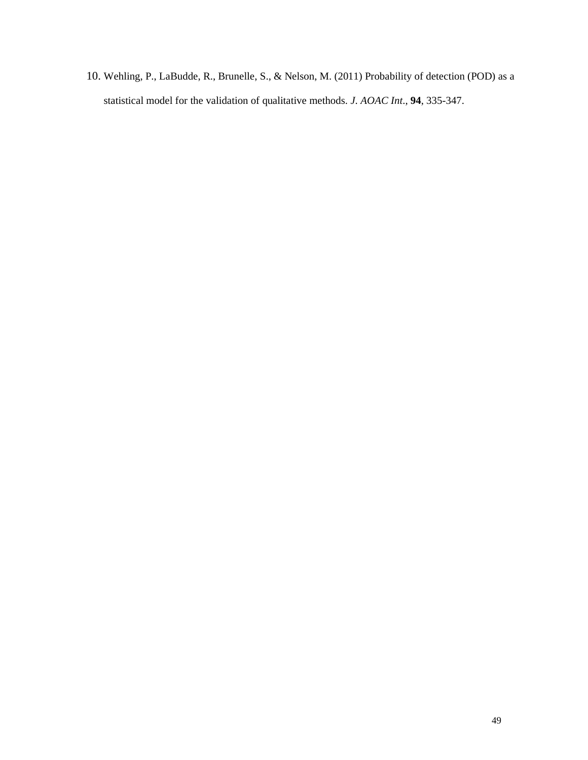10. Wehling, P., LaBudde, R., Brunelle, S., & Nelson, M. (2011) Probability of detection (POD) as a statistical model for the validation of qualitative methods. *J. AOAC Int*., **94**, 335-347.